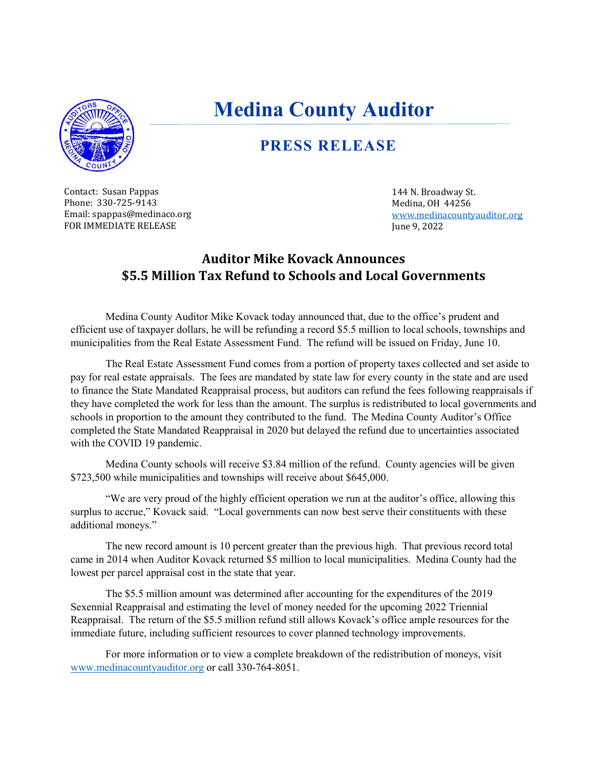# Medina County Auditor

## PRESS RELEASE

Contact: Susan Pappas
Phone: 330-725-9143
Email: spappas@medinaco.org
FOR IMMEDIATE RELEASE

144 N. Broadway St.
Medina, OH 44256
www.medinacountyauditor.org
June 9, 2022

## Auditor Mike Kovack Announces $5.5 Million Tax Refund to Schools and Local Governments

Medina County Auditor Mike Kovack today announced that, due to the office's prudent and efficient use of taxpayer dollars, he will be refunding a record $5.5 million to local schools, townships and municipalities from the Real Estate Assessment Fund. The refund will be issued on Friday, June 10.

The Real Estate Assessment Fund comes from a portion of property taxes collected and set aside to pay for real estate appraisals. The fees are mandated by state law for every county in the state and are used to finance the State Mandated Reappraisal process, but auditors can refund the fees following reappraisals if they have completed the work for less than the amount. The surplus is redistributed to local governments and schools in proportion to the amount they contributed to the fund. The Medina County Auditor's Office completed the State Mandated Reappraisal in 2020 but delayed the refund due to uncertainties associated with the COVID 19 pandemic.

Medina County schools will receive $3.84 million of the refund. County agencies will be given $723,500 while municipalities and townships will receive about $645,000.

"We are very proud of the highly efficient operation we run at the auditor's office, allowing this surplus to accrue," Kovack said. "Local governments can now best serve their constituents with these additional moneys."

The new record amount is 10 percent greater than the previous high. That previous record total came in 2014 when Auditor Kovack returned $5 million to local municipalities. Medina County had the lowest per parcel appraisal cost in the state that year.

The $5.5 million amount was determined after accounting for the expenditures of the 2019 Sexennial Reappraisal and estimating the level of money needed for the upcoming 2022 Triennial Reappraisal. The return of the $5.5 million refund still allows Kovack's office ample resources for the immediate future, including sufficient resources to cover planned technology improvements.

For more information or to view a complete breakdown of the redistribution of moneys, visit www.medinacountyauditor.org or call 330-764-8051.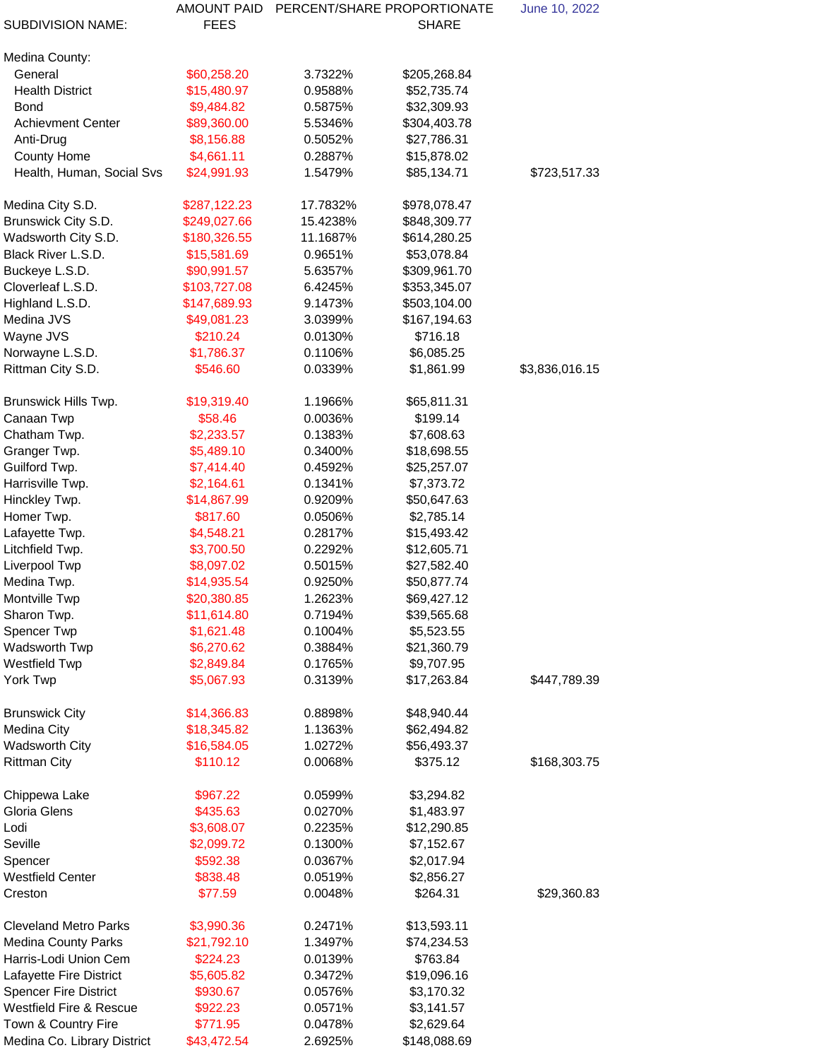| SUBDIVISION NAME: | AMOUNT PAID FEES | PERCENT/SHARE | PROPORTIONATE SHARE | June 10, 2022 |
|---|---|---|---|---|
| Medina County: | | | | |
| General | $60,258.20 | 3.7322% | $205,268.84 | |
| Health District | $15,480.97 | 0.9588% | $52,735.74 | |
| Bond | $9,484.82 | 0.5875% | $32,309.93 | |
| Achievment Center | $89,360.00 | 5.5346% | $304,403.78 | |
| Anti-Drug | $8,156.88 | 0.5052% | $27,786.31 | |
| County Home | $4,661.11 | 0.2887% | $15,878.02 | |
| Health, Human, Social Svs | $24,991.93 | 1.5479% | $85,134.71 | $723,517.33 |
| | | | | |
| Medina City S.D. | $287,122.23 | 17.7832% | $978,078.47 | |
| Brunswick City S.D. | $249,027.66 | 15.4238% | $848,309.77 | |
| Wadsworth City S.D. | $180,326.55 | 11.1687% | $614,280.25 | |
| Black River L.S.D. | $15,581.69 | 0.9651% | $53,078.84 | |
| Buckeye L.S.D. | $90,991.57 | 5.6357% | $309,961.70 | |
| Cloverleaf L.S.D. | $103,727.08 | 6.4245% | $353,345.07 | |
| Highland L.S.D. | $147,689.93 | 9.1473% | $503,104.00 | |
| Medina JVS | $49,081.23 | 3.0399% | $167,194.63 | |
| Wayne JVS | $210.24 | 0.0130% | $716.18 | |
| Norwayne L.S.D. | $1,786.37 | 0.1106% | $6,085.25 | |
| Rittman City S.D. | $546.60 | 0.0339% | $1,861.99 | $3,836,016.15 |
| | | | | |
| Brunswick Hills Twp. | $19,319.40 | 1.1966% | $65,811.31 | |
| Canaan Twp | $58.46 | 0.0036% | $199.14 | |
| Chatham Twp. | $2,233.57 | 0.1383% | $7,608.63 | |
| Granger Twp. | $5,489.10 | 0.3400% | $18,698.55 | |
| Guilford Twp. | $7,414.40 | 0.4592% | $25,257.07 | |
| Harrisville Twp. | $2,164.61 | 0.1341% | $7,373.72 | |
| Hinckley Twp. | $14,867.99 | 0.9209% | $50,647.63 | |
| Homer Twp. | $817.60 | 0.0506% | $2,785.14 | |
| Lafayette Twp. | $4,548.21 | 0.2817% | $15,493.42 | |
| Litchfield Twp. | $3,700.50 | 0.2292% | $12,605.71 | |
| Liverpool Twp | $8,097.02 | 0.5015% | $27,582.40 | |
| Medina Twp. | $14,935.54 | 0.9250% | $50,877.74 | |
| Montville Twp | $20,380.85 | 1.2623% | $69,427.12 | |
| Sharon Twp. | $11,614.80 | 0.7194% | $39,565.68 | |
| Spencer Twp | $1,621.48 | 0.1004% | $5,523.55 | |
| Wadsworth Twp | $6,270.62 | 0.3884% | $21,360.79 | |
| Westfield Twp | $2,849.84 | 0.1765% | $9,707.95 | |
| York Twp | $5,067.93 | 0.3139% | $17,263.84 | $447,789.39 |
| | | | | |
| Brunswick City | $14,366.83 | 0.8898% | $48,940.44 | |
| Medina City | $18,345.82 | 1.1363% | $62,494.82 | |
| Wadsworth City | $16,584.05 | 1.0272% | $56,493.37 | |
| Rittman City | $110.12 | 0.0068% | $375.12 | $168,303.75 |
| | | | | |
| Chippewa Lake | $967.22 | 0.0599% | $3,294.82 | |
| Gloria Glens | $435.63 | 0.0270% | $1,483.97 | |
| Lodi | $3,608.07 | 0.2235% | $12,290.85 | |
| Seville | $2,099.72 | 0.1300% | $7,152.67 | |
| Spencer | $592.38 | 0.0367% | $2,017.94 | |
| Westfield Center | $838.48 | 0.0519% | $2,856.27 | |
| Creston | $77.59 | 0.0048% | $264.31 | $29,360.83 |
| | | | | |
| Cleveland Metro Parks | $3,990.36 | 0.2471% | $13,593.11 | |
| Medina County Parks | $21,792.10 | 1.3497% | $74,234.53 | |
| Harris-Lodi Union Cem | $224.23 | 0.0139% | $763.84 | |
| Lafayette Fire District | $5,605.82 | 0.3472% | $19,096.16 | |
| Spencer Fire District | $930.67 | 0.0576% | $3,170.32 | |
| Westfield Fire & Rescue | $922.23 | 0.0571% | $3,141.57 | |
| Town & Country Fire | $771.95 | 0.0478% | $2,629.64 | |
| Medina Co. Library District | $43,472.54 | 2.6925% | $148,088.69 | |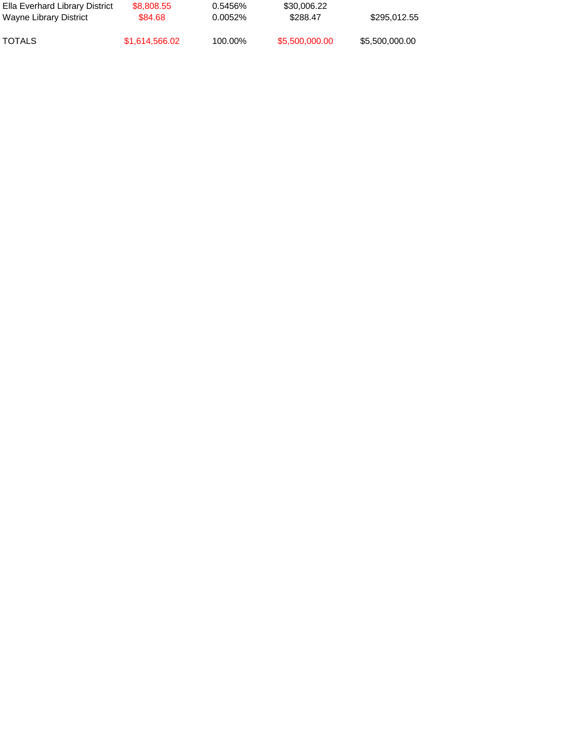| | | | | |
|---|---|---|---|---|
| Ella Everhard Library District | $8,808.55 | 0.5456% | $30,006.22 | |
| Wayne Library District | $84.68 | 0.0052% | $288.47 | $295,012.55 |
| | | | | |
| TOTALS | $1,614,566.02 | 100.00% | $5,500,000.00 | $5,500,000.00 |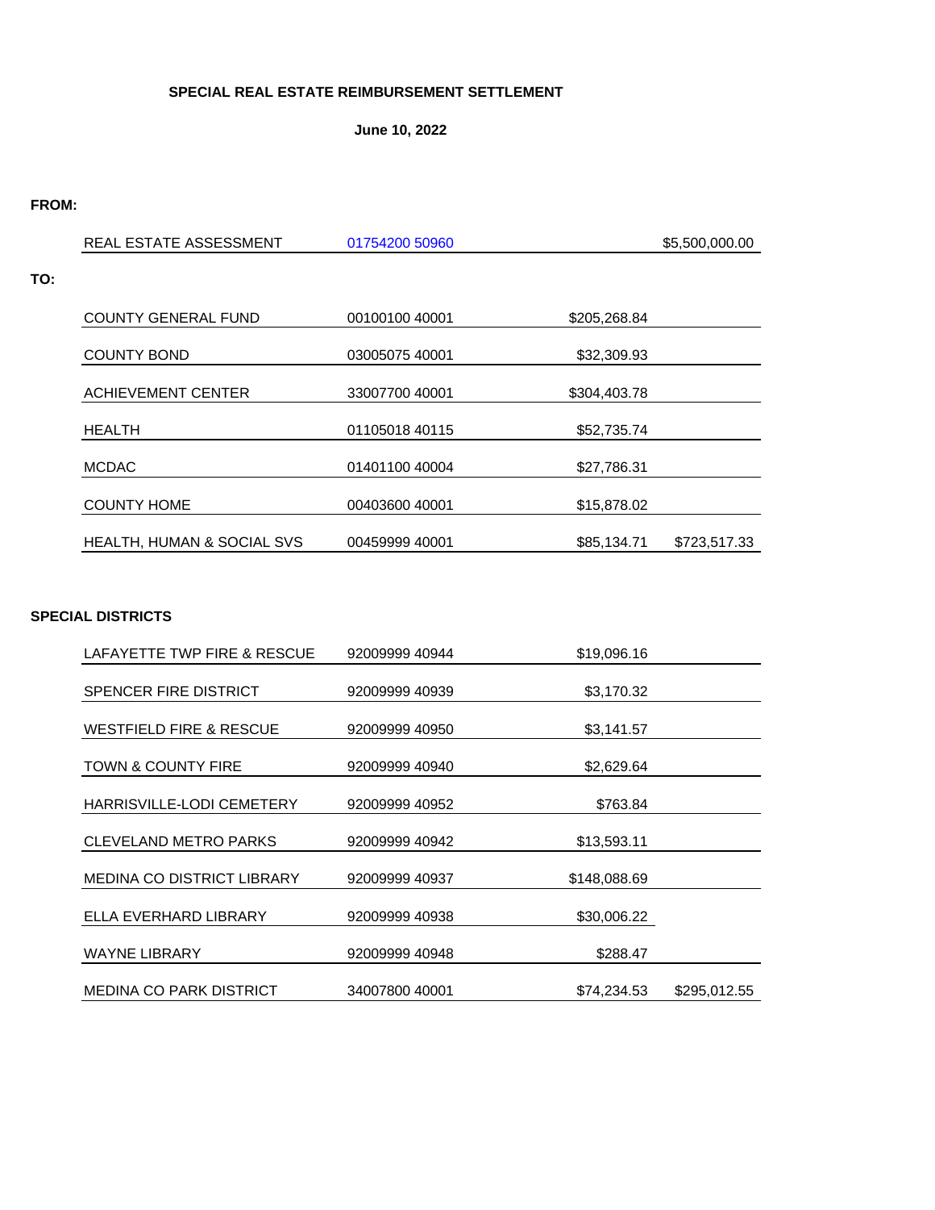**SPECIAL REAL ESTATE REIMBURSEMENT SETTLEMENT**

**June 10, 2022**

**FROM:**

| | | | |
|---|---|---|---|
| REAL ESTATE ASSESSMENT | 01754200 50960 | | $5,500,000.00 |

**TO:**

| | | | |
|---|---|---|---|
| COUNTY GENERAL FUND | 00100100 40001 | $205,268.84 | |
| COUNTY BOND | 03005075 40001 | $32,309.93 | |
| ACHIEVEMENT CENTER | 33007700 40001 | $304,403.78 | |
| HEALTH | 01105018 40115 | $52,735.74 | |
| MCDAC | 01401100 40004 | $27,786.31 | |
| COUNTY HOME | 00403600 40001 | $15,878.02 | |
| HEALTH, HUMAN & SOCIAL SVS | 00459999 40001 | $85,134.71 | $723,517.33 |

**SPECIAL DISTRICTS**

| | | | |
|---|---|---|---|
| LAFAYETTE TWP FIRE & RESCUE | 92009999 40944 | $19,096.16 | |
| SPENCER FIRE DISTRICT | 92009999 40939 | $3,170.32 | |
| WESTFIELD FIRE & RESCUE | 92009999 40950 | $3,141.57 | |
| TOWN & COUNTY FIRE | 92009999 40940 | $2,629.64 | |
| HARRISVILLE-LODI CEMETERY | 92009999 40952 | $763.84 | |
| CLEVELAND METRO PARKS | 92009999 40942 | $13,593.11 | |
| MEDINA CO DISTRICT LIBRARY | 92009999 40937 | $148,088.69 | |
| ELLA EVERHARD LIBRARY | 92009999 40938 | $30,006.22 | |
| WAYNE LIBRARY | 92009999 40948 | $288.47 | |
| MEDINA CO PARK DISTRICT | 34007800 40001 | $74,234.53 | $295,012.55 |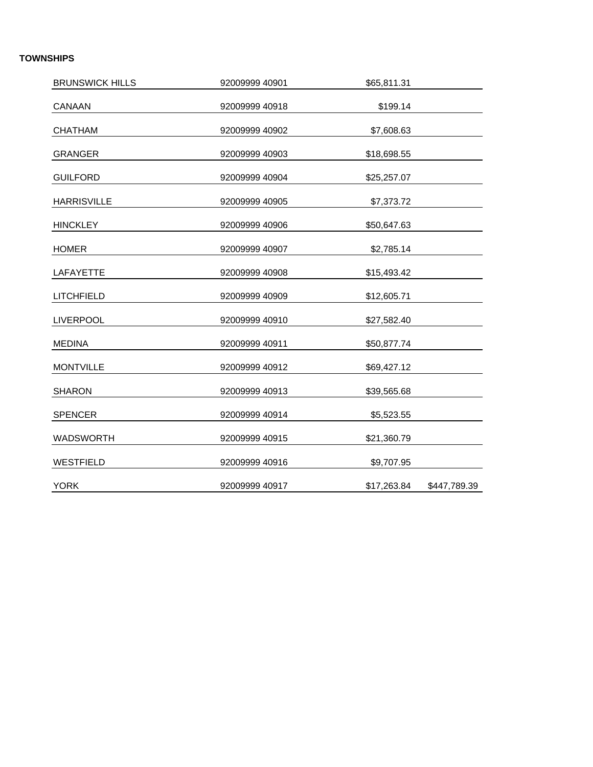**TOWNSHIPS**

| | | | |
|---|---|---|---|
| BRUNSWICK HILLS | 92009999 40901 | $65,811.31 | |
| CANAAN | 92009999 40918 | $199.14 | |
| CHATHAM | 92009999 40902 | $7,608.63 | |
| GRANGER | 92009999 40903 | $18,698.55 | |
| GUILFORD | 92009999 40904 | $25,257.07 | |
| HARRISVILLE | 92009999 40905 | $7,373.72 | |
| HINCKLEY | 92009999 40906 | $50,647.63 | |
| HOMER | 92009999 40907 | $2,785.14 | |
| LAFAYETTE | 92009999 40908 | $15,493.42 | |
| LITCHFIELD | 92009999 40909 | $12,605.71 | |
| LIVERPOOL | 92009999 40910 | $27,582.40 | |
| MEDINA | 92009999 40911 | $50,877.74 | |
| MONTVILLE | 92009999 40912 | $69,427.12 | |
| SHARON | 92009999 40913 | $39,565.68 | |
| SPENCER | 92009999 40914 | $5,523.55 | |
| WADSWORTH | 92009999 40915 | $21,360.79 | |
| WESTFIELD | 92009999 40916 | $9,707.95 | |
| YORK | 92009999 40917 | $17,263.84 | $447,789.39 |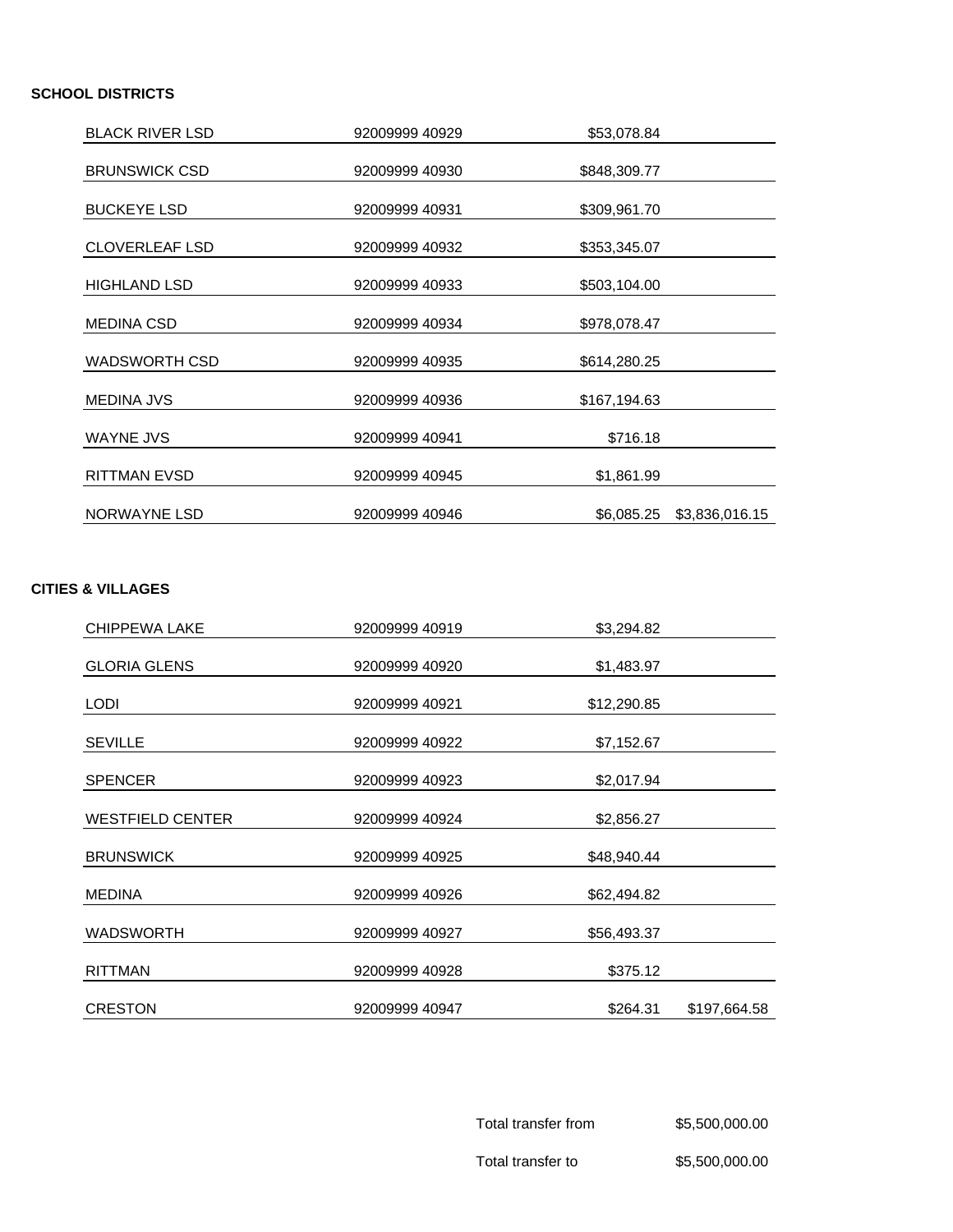**SCHOOL DISTRICTS**

| | | | |
|---|---|---|---|
| BLACK RIVER LSD | 92009999 40929 | $53,078.84 | |
| BRUNSWICK CSD | 92009999 40930 | $848,309.77 | |
| BUCKEYE LSD | 92009999 40931 | $309,961.70 | |
| CLOVERLEAF LSD | 92009999 40932 | $353,345.07 | |
| HIGHLAND LSD | 92009999 40933 | $503,104.00 | |
| MEDINA CSD | 92009999 40934 | $978,078.47 | |
| WADSWORTH CSD | 92009999 40935 | $614,280.25 | |
| MEDINA JVS | 92009999 40936 | $167,194.63 | |
| WAYNE JVS | 92009999 40941 | $716.18 | |
| RITTMAN EVSD | 92009999 40945 | $1,861.99 | |
| NORWAYNE LSD | 92009999 40946 | $6,085.25 | $3,836,016.15 |

**CITIES & VILLAGES**

| | | | |
|---|---|---|---|
| CHIPPEWA LAKE | 92009999 40919 | $3,294.82 | |
| GLORIA GLENS | 92009999 40920 | $1,483.97 | |
| LODI | 92009999 40921 | $12,290.85 | |
| SEVILLE | 92009999 40922 | $7,152.67 | |
| SPENCER | 92009999 40923 | $2,017.94 | |
| WESTFIELD CENTER | 92009999 40924 | $2,856.27 | |
| BRUNSWICK | 92009999 40925 | $48,940.44 | |
| MEDINA | 92009999 40926 | $62,494.82 | |
| WADSWORTH | 92009999 40927 | $56,493.37 | |
| RITTMAN | 92009999 40928 | $375.12 | |
| CRESTON | 92009999 40947 | $264.31 | $197,664.58 |

| | |
|---|---|
| Total transfer from | $5,500,000.00 |
| Total transfer to | $5,500,000.00 |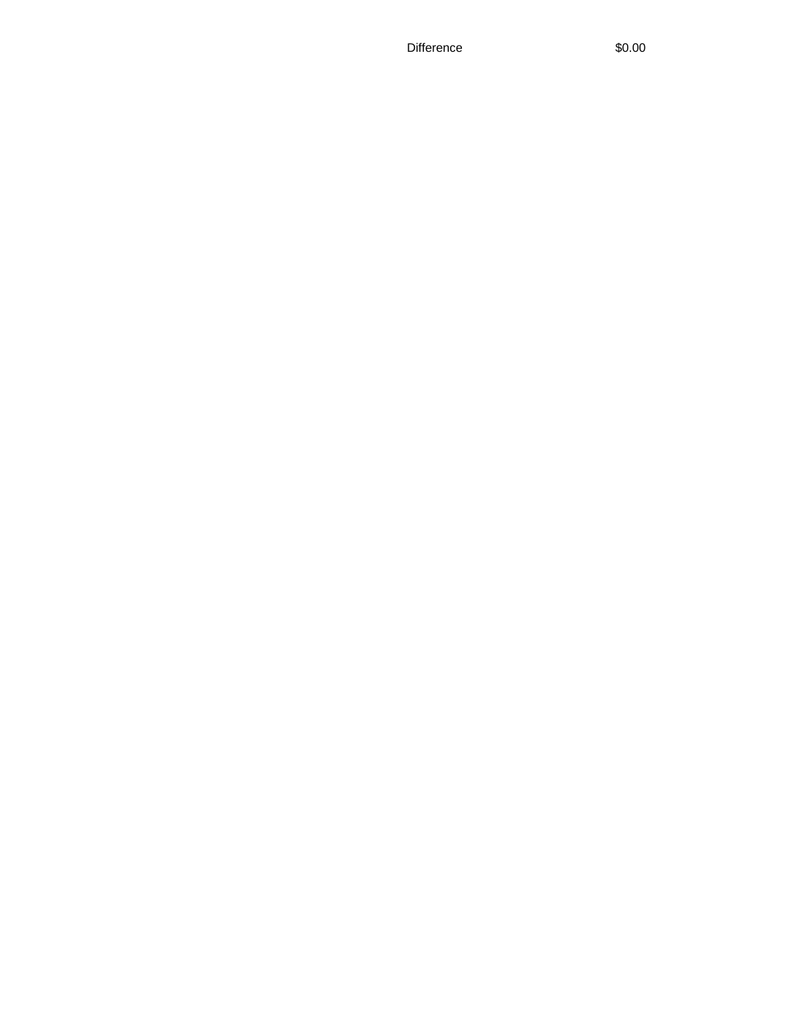| Difference | $0.00 |
| --- | --- |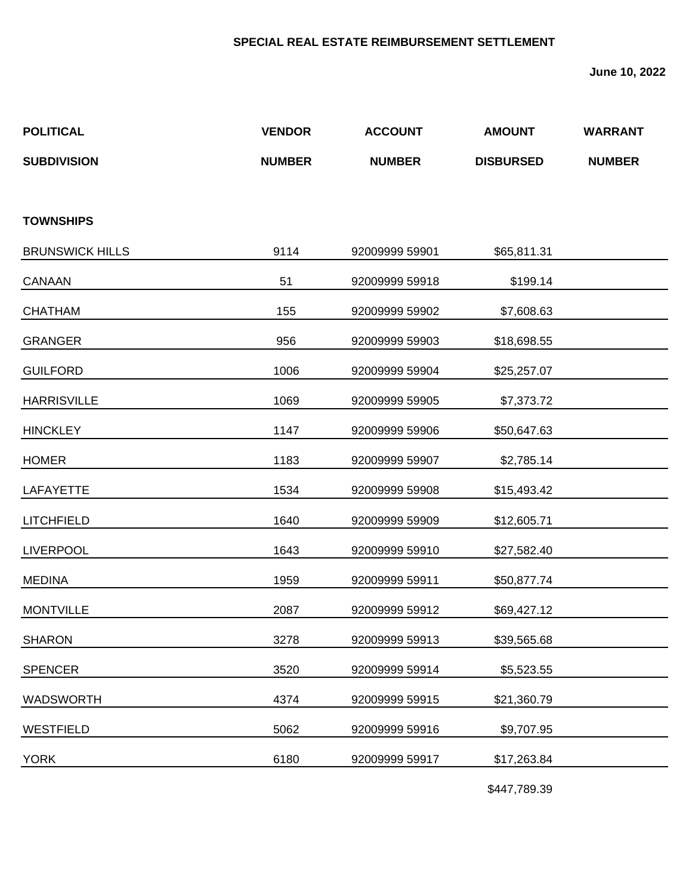**SPECIAL REAL ESTATE REIMBURSEMENT SETTLEMENT**

**June 10, 2022**

| POLITICAL SUBDIVISION | VENDOR NUMBER | ACCOUNT NUMBER | AMOUNT DISBURSED | WARRANT NUMBER |
|---|---|---|---|---|
| **TOWNSHIPS** | | | | |
| BRUNSWICK HILLS | 9114 | 92009999 59901 | $65,811.31 | |
| CANAAN | 51 | 92009999 59918 | $199.14 | |
| CHATHAM | 155 | 92009999 59902 | $7,608.63 | |
| GRANGER | 956 | 92009999 59903 | $18,698.55 | |
| GUILFORD | 1006 | 92009999 59904 | $25,257.07 | |
| HARRISVILLE | 1069 | 92009999 59905 | $7,373.72 | |
| HINCKLEY | 1147 | 92009999 59906 | $50,647.63 | |
| HOMER | 1183 | 92009999 59907 | $2,785.14 | |
| LAFAYETTE | 1534 | 92009999 59908 | $15,493.42 | |
| LITCHFIELD | 1640 | 92009999 59909 | $12,605.71 | |
| LIVERPOOL | 1643 | 92009999 59910 | $27,582.40 | |
| MEDINA | 1959 | 92009999 59911 | $50,877.74 | |
| MONTVILLE | 2087 | 92009999 59912 | $69,427.12 | |
| SHARON | 3278 | 92009999 59913 | $39,565.68 | |
| SPENCER | 3520 | 92009999 59914 | $5,523.55 | |
| WADSWORTH | 4374 | 92009999 59915 | $21,360.79 | |
| WESTFIELD | 5062 | 92009999 59916 | $9,707.95 | |
| YORK | 6180 | 92009999 59917 | $17,263.84 | |
| | | | $447,789.39 | |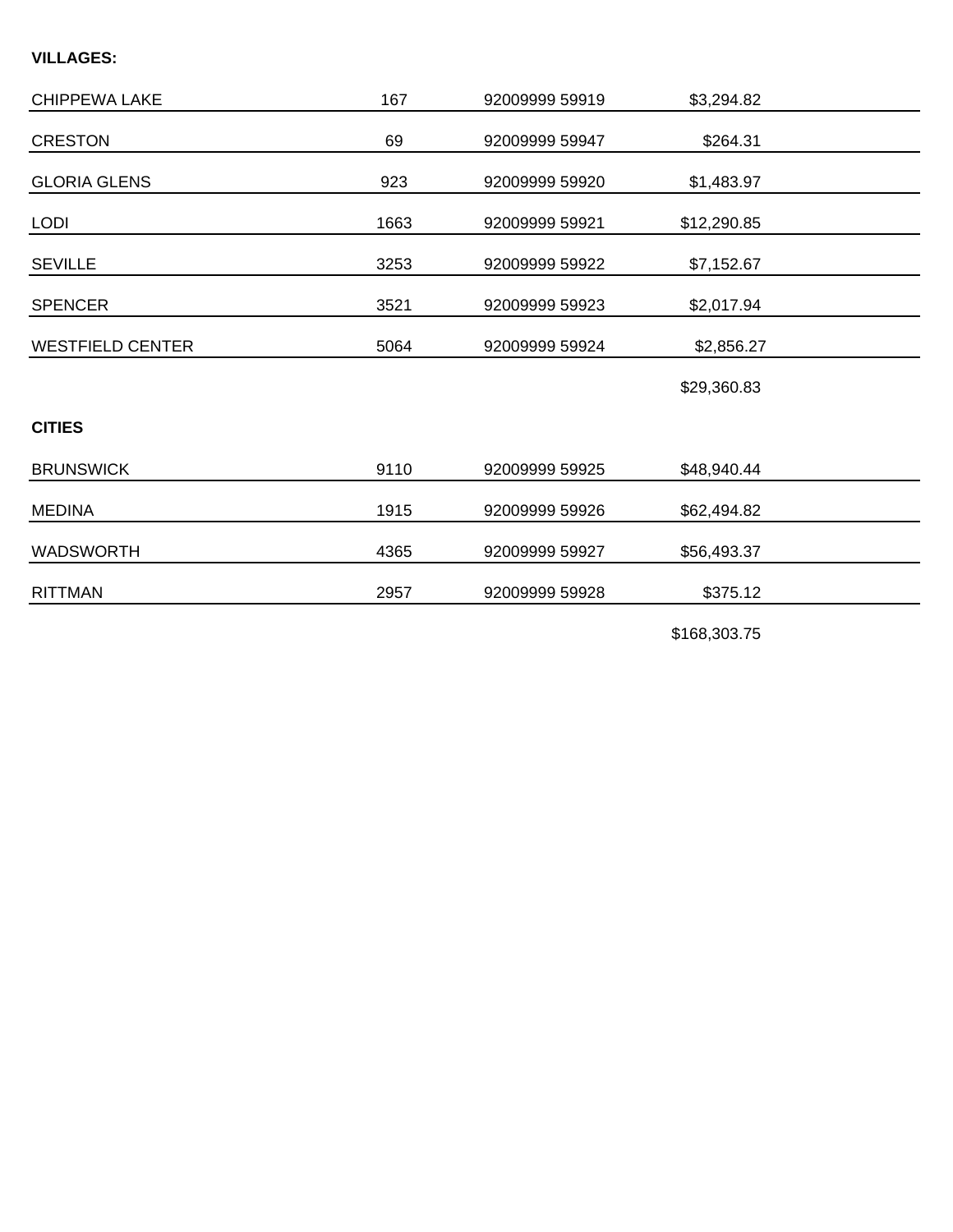**VILLAGES:**

| | | | |
|---|---|---|---|
| CHIPPEWA LAKE | 167 | 92009999 59919 | $3,294.82 |
| CRESTON | 69 | 92009999 59947 | $264.31 |
| GLORIA GLENS | 923 | 92009999 59920 | $1,483.97 |
| LODI | 1663 | 92009999 59921 | $12,290.85 |
| SEVILLE | 3253 | 92009999 59922 | $7,152.67 |
| SPENCER | 3521 | 92009999 59923 | $2,017.94 |
| WESTFIELD CENTER | 5064 | 92009999 59924 | $2,856.27 |
| | | | $29,360.83 |

**CITIES**

| | | | |
|---|---|---|---|
| BRUNSWICK | 9110 | 92009999 59925 | $48,940.44 |
| MEDINA | 1915 | 92009999 59926 | $62,494.82 |
| WADSWORTH | 4365 | 92009999 59927 | $56,493.37 |
| RITTMAN | 2957 | 92009999 59928 | $375.12 |
| | | | $168,303.75 |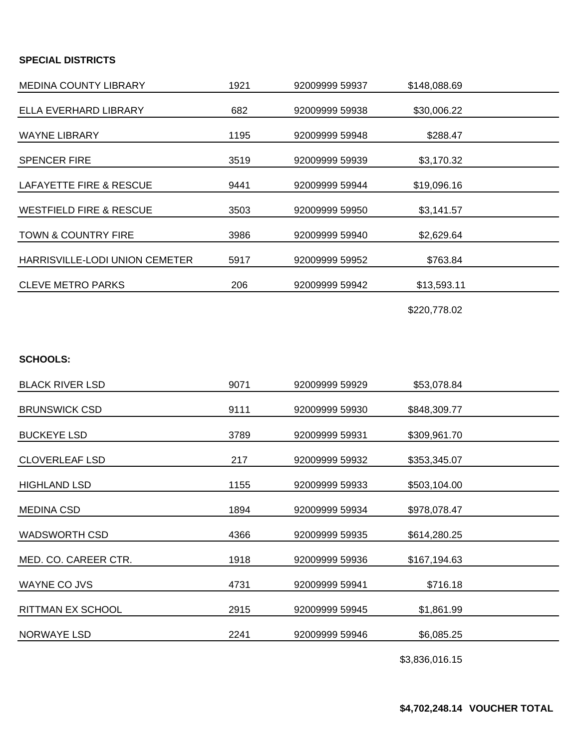**SPECIAL DISTRICTS**

| | | | |
|---|---|---|---|
| MEDINA COUNTY LIBRARY | 1921 | 92009999 59937 | $148,088.69 |
| ELLA EVERHARD LIBRARY | 682 | 92009999 59938 | $30,006.22 |
| WAYNE LIBRARY | 1195 | 92009999 59948 | $288.47 |
| SPENCER FIRE | 3519 | 92009999 59939 | $3,170.32 |
| LAFAYETTE FIRE & RESCUE | 9441 | 92009999 59944 | $19,096.16 |
| WESTFIELD FIRE & RESCUE | 3503 | 92009999 59950 | $3,141.57 |
| TOWN & COUNTRY FIRE | 3986 | 92009999 59940 | $2,629.64 |
| HARRISVILLE-LODI UNION CEMETER | 5917 | 92009999 59952 | $763.84 |
| CLEVE METRO PARKS | 206 | 92009999 59942 | $13,593.11 |
| | | | $220,778.02 |

**SCHOOLS:**

| | | | |
|---|---|---|---|
| BLACK RIVER LSD | 9071 | 92009999 59929 | $53,078.84 |
| BRUNSWICK CSD | 9111 | 92009999 59930 | $848,309.77 |
| BUCKEYE LSD | 3789 | 92009999 59931 | $309,961.70 |
| CLOVERLEAF LSD | 217 | 92009999 59932 | $353,345.07 |
| HIGHLAND LSD | 1155 | 92009999 59933 | $503,104.00 |
| MEDINA CSD | 1894 | 92009999 59934 | $978,078.47 |
| WADSWORTH CSD | 4366 | 92009999 59935 | $614,280.25 |
| MED. CO. CAREER CTR. | 1918 | 92009999 59936 | $167,194.63 |
| WAYNE CO JVS | 4731 | 92009999 59941 | $716.18 |
| RITTMAN EX SCHOOL | 2915 | 92009999 59945 | $1,861.99 |
| NORWAYE LSD | 2241 | 92009999 59946 | $6,085.25 |
| | | | $3,836,016.15 |

**$4,702,248.14 VOUCHER TOTAL**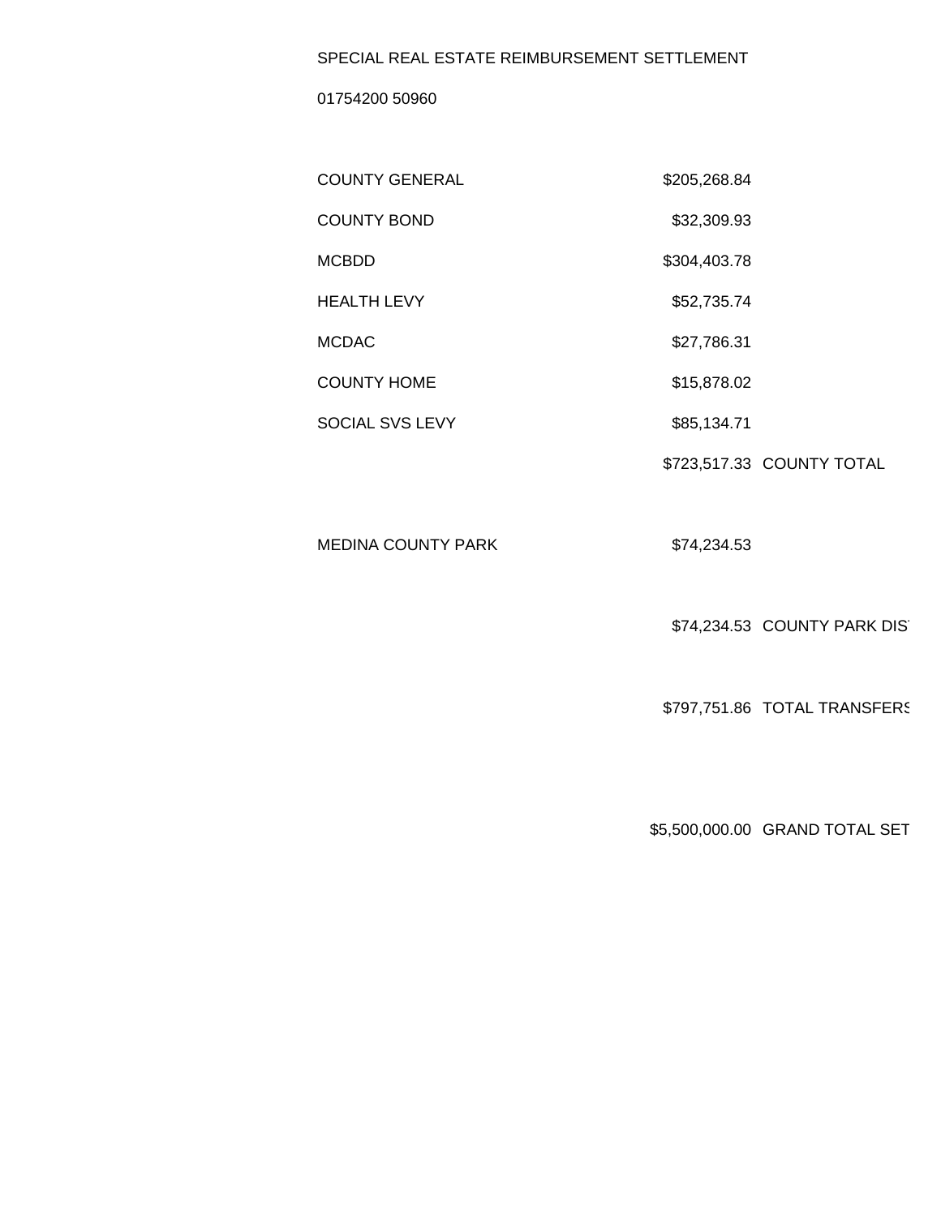SPECIAL REAL ESTATE REIMBURSEMENT SETTLEMENT

01754200 50960

| | | |
|---|---|---|
| COUNTY GENERAL | $205,268.84 | |
| COUNTY BOND | $32,309.93 | |
| MCBDD | $304,403.78 | |
| HEALTH LEVY | $52,735.74 | |
| MCDAC | $27,786.31 | |
| COUNTY HOME | $15,878.02 | |
| SOCIAL SVS LEVY | $85,134.71 | |
| | $723,517.33 | COUNTY TOTAL |
| | | |
| MEDINA COUNTY PARK | $74,234.53 | |
| | | |
| | $74,234.53 | COUNTY PARK DIS |
| | | |
| | $797,751.86 | TOTAL TRANSFERS |
| | | |
| | $5,500,000.00 | GRAND TOTAL SET |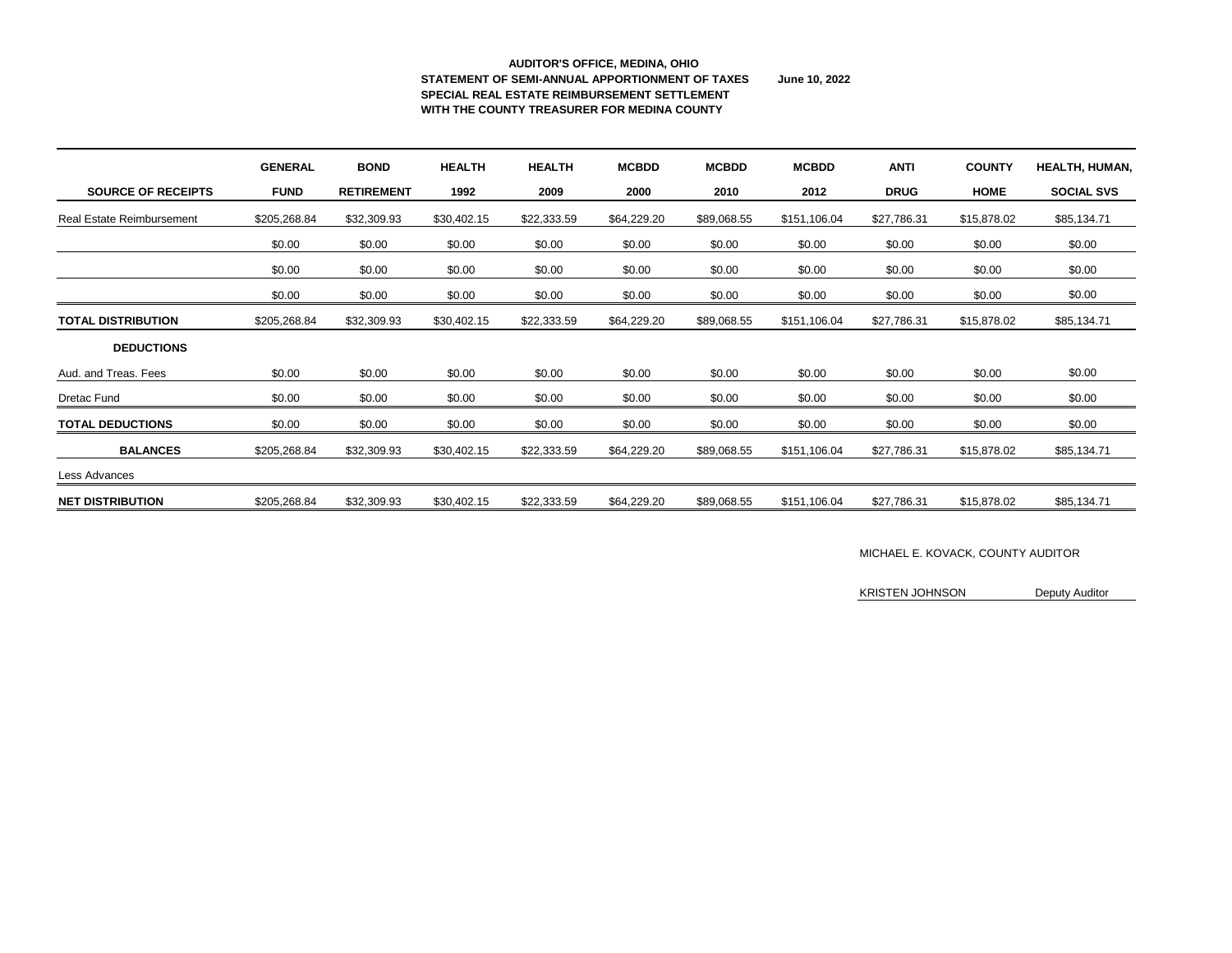**AUDITOR'S OFFICE, MEDINA, OHIO**
**STATEMENT OF SEMI-ANNUAL APPORTIONMENT OF TAXES** **June 10, 2022**
**SPECIAL REAL ESTATE REIMBURSEMENT SETTLEMENT**
**WITH THE COUNTY TREASURER FOR MEDINA COUNTY**

| SOURCE OF RECEIPTS | GENERAL FUND | BOND RETIREMENT | HEALTH 1992 | HEALTH 2009 | MCBDD 2000 | MCBDD 2010 | MCBDD 2012 | ANTI DRUG | COUNTY HOME | HEALTH, HUMAN, SOCIAL SVS |
|---|---|---|---|---|---|---|---|---|---|---|
| Real Estate Reimbursement | $205,268.84 | $32,309.93 | $30,402.15 | $22,333.59 | $64,229.20 | $89,068.55 | $151,106.04 | $27,786.31 | $15,878.02 | $85,134.71 |
| | $0.00 | $0.00 | $0.00 | $0.00 | $0.00 | $0.00 | $0.00 | $0.00 | $0.00 | $0.00 |
| | $0.00 | $0.00 | $0.00 | $0.00 | $0.00 | $0.00 | $0.00 | $0.00 | $0.00 | $0.00 |
| | $0.00 | $0.00 | $0.00 | $0.00 | $0.00 | $0.00 | $0.00 | $0.00 | $0.00 | $0.00 |
| **TOTAL DISTRIBUTION** | $205,268.84 | $32,309.93 | $30,402.15 | $22,333.59 | $64,229.20 | $89,068.55 | $151,106.04 | $27,786.31 | $15,878.02 | $85,134.71 |
| **DEDUCTIONS** | | | | | | | | | | |
| Aud. and Treas. Fees | $0.00 | $0.00 | $0.00 | $0.00 | $0.00 | $0.00 | $0.00 | $0.00 | $0.00 | $0.00 |
| Dretac Fund | $0.00 | $0.00 | $0.00 | $0.00 | $0.00 | $0.00 | $0.00 | $0.00 | $0.00 | $0.00 |
| **TOTAL DEDUCTIONS** | $0.00 | $0.00 | $0.00 | $0.00 | $0.00 | $0.00 | $0.00 | $0.00 | $0.00 | $0.00 |
| **BALANCES** | $205,268.84 | $32,309.93 | $30,402.15 | $22,333.59 | $64,229.20 | $89,068.55 | $151,106.04 | $27,786.31 | $15,878.02 | $85,134.71 |
| Less Advances | | | | | | | | | | |
| **NET DISTRIBUTION** | $205,268.84 | $32,309.93 | $30,402.15 | $22,333.59 | $64,229.20 | $89,068.55 | $151,106.04 | $27,786.31 | $15,878.02 | $85,134.71 |

MICHAEL E. KOVACK, COUNTY AUDITOR

KRISTEN JOHNSON Deputy Auditor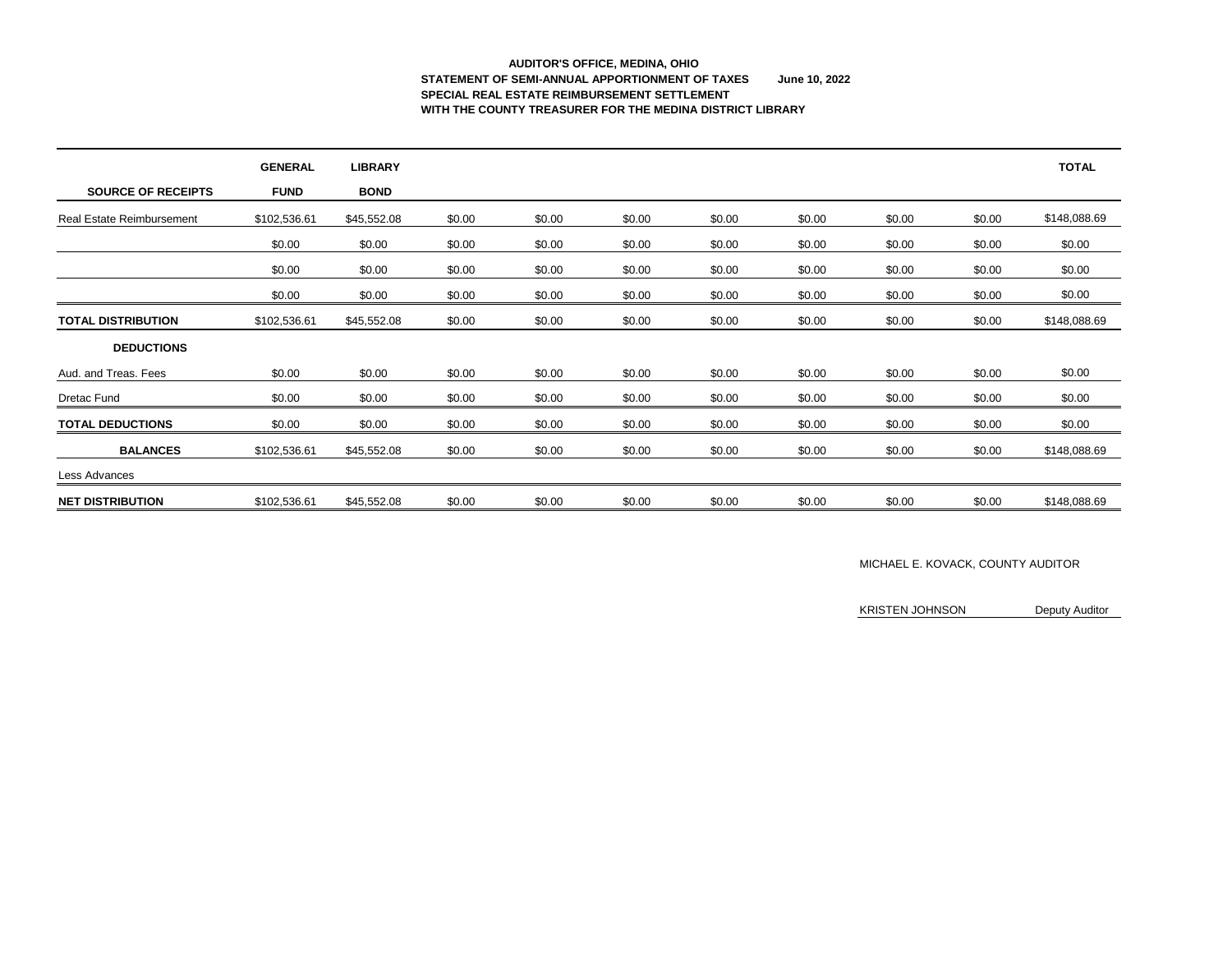**AUDITOR'S OFFICE, MEDINA, OHIO**
**STATEMENT OF SEMI-ANNUAL APPORTIONMENT OF TAXES** **June 10, 2022**
**SPECIAL REAL ESTATE REIMBURSEMENT SETTLEMENT**
**WITH THE COUNTY TREASURER FOR THE MEDINA DISTRICT LIBRARY**

| SOURCE OF RECEIPTS | GENERAL FUND | LIBRARY BOND | | | | | | | | TOTAL |
|---|---|---|---|---|---|---|---|---|---|---|
| Real Estate Reimbursement | $102,536.61 | $45,552.08 | $0.00 | $0.00 | $0.00 | $0.00 | $0.00 | $0.00 | $0.00 | $148,088.69 |
| | $0.00 | $0.00 | $0.00 | $0.00 | $0.00 | $0.00 | $0.00 | $0.00 | $0.00 | $0.00 |
| | $0.00 | $0.00 | $0.00 | $0.00 | $0.00 | $0.00 | $0.00 | $0.00 | $0.00 | $0.00 |
| | $0.00 | $0.00 | $0.00 | $0.00 | $0.00 | $0.00 | $0.00 | $0.00 | $0.00 | $0.00 |
| **TOTAL DISTRIBUTION** | $102,536.61 | $45,552.08 | $0.00 | $0.00 | $0.00 | $0.00 | $0.00 | $0.00 | $0.00 | $148,088.69 |
| **DEDUCTIONS** | | | | | | | | | | |
| Aud. and Treas. Fees | $0.00 | $0.00 | $0.00 | $0.00 | $0.00 | $0.00 | $0.00 | $0.00 | $0.00 | $0.00 |
| Dretac Fund | $0.00 | $0.00 | $0.00 | $0.00 | $0.00 | $0.00 | $0.00 | $0.00 | $0.00 | $0.00 |
| **TOTAL DEDUCTIONS** | $0.00 | $0.00 | $0.00 | $0.00 | $0.00 | $0.00 | $0.00 | $0.00 | $0.00 | $0.00 |
| **BALANCES** | $102,536.61 | $45,552.08 | $0.00 | $0.00 | $0.00 | $0.00 | $0.00 | $0.00 | $0.00 | $148,088.69 |
| Less Advances | | | | | | | | | | |
| **NET DISTRIBUTION** | $102,536.61 | $45,552.08 | $0.00 | $0.00 | $0.00 | $0.00 | $0.00 | $0.00 | $0.00 | $148,088.69 |

MICHAEL E. KOVACK, COUNTY AUDITOR

KRISTEN JOHNSON Deputy Auditor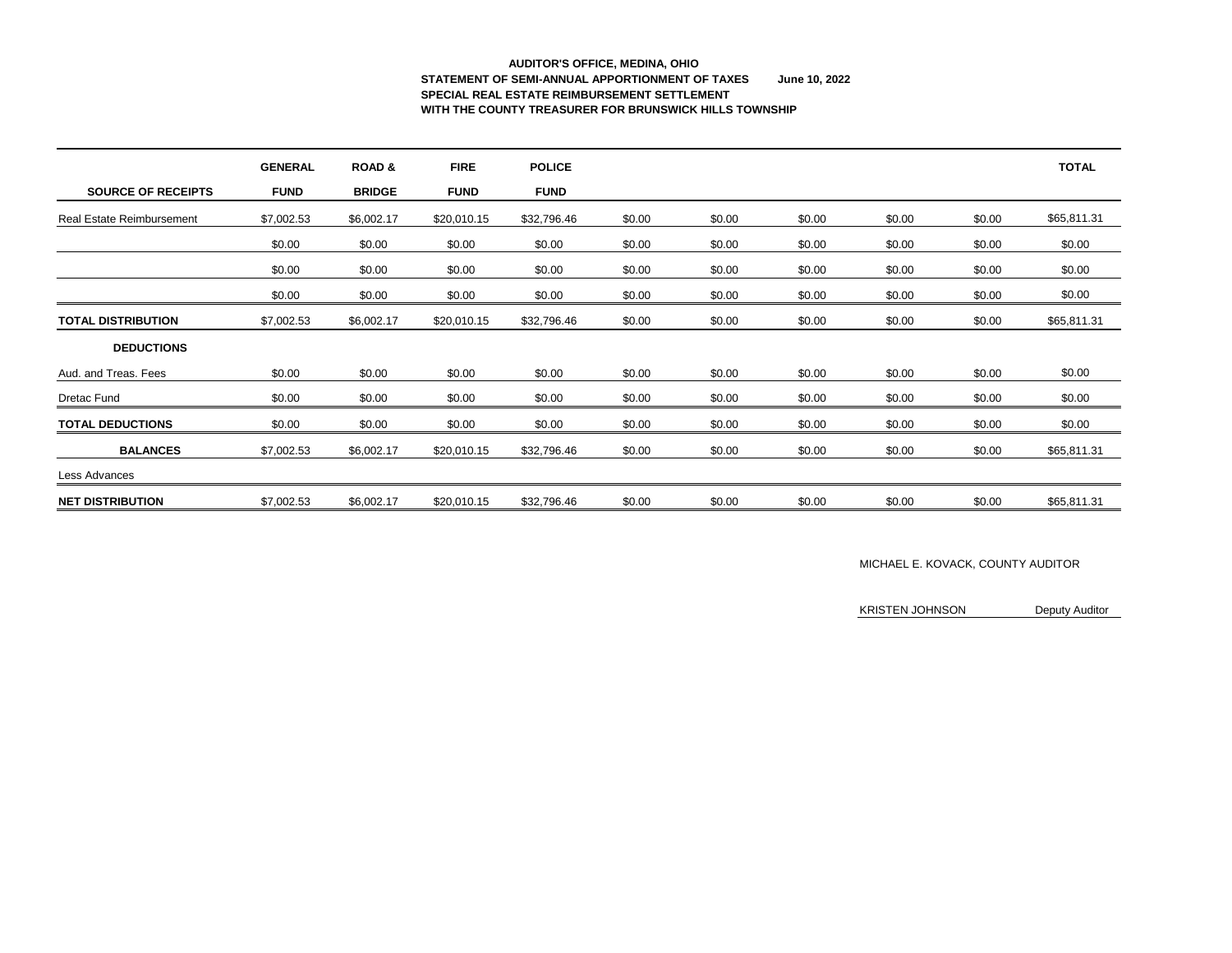**AUDITOR'S OFFICE, MEDINA, OHIO**
**STATEMENT OF SEMI-ANNUAL APPORTIONMENT OF TAXES** **June 10, 2022**
**SPECIAL REAL ESTATE REIMBURSEMENT SETTLEMENT**
**WITH THE COUNTY TREASURER FOR BRUNSWICK HILLS TOWNSHIP**

| SOURCE OF RECEIPTS | GENERAL FUND | ROAD & BRIDGE | FIRE FUND | POLICE FUND | | | | | | TOTAL |
|---|---|---|---|---|---|---|---|---|---|---|
| Real Estate Reimbursement | $7,002.53 | $6,002.17 | $20,010.15 | $32,796.46 | $0.00 | $0.00 | $0.00 | $0.00 | $0.00 | $65,811.31 |
| | $0.00 | $0.00 | $0.00 | $0.00 | $0.00 | $0.00 | $0.00 | $0.00 | $0.00 | $0.00 |
| | $0.00 | $0.00 | $0.00 | $0.00 | $0.00 | $0.00 | $0.00 | $0.00 | $0.00 | $0.00 |
| | $0.00 | $0.00 | $0.00 | $0.00 | $0.00 | $0.00 | $0.00 | $0.00 | $0.00 | $0.00 |
| **TOTAL DISTRIBUTION** | $7,002.53 | $6,002.17 | $20,010.15 | $32,796.46 | $0.00 | $0.00 | $0.00 | $0.00 | $0.00 | $65,811.31 |
| **DEDUCTIONS** | | | | | | | | | | |
| Aud. and Treas. Fees | $0.00 | $0.00 | $0.00 | $0.00 | $0.00 | $0.00 | $0.00 | $0.00 | $0.00 | $0.00 |
| Dretac Fund | $0.00 | $0.00 | $0.00 | $0.00 | $0.00 | $0.00 | $0.00 | $0.00 | $0.00 | $0.00 |
| **TOTAL DEDUCTIONS** | $0.00 | $0.00 | $0.00 | $0.00 | $0.00 | $0.00 | $0.00 | $0.00 | $0.00 | $0.00 |
| **BALANCES** | $7,002.53 | $6,002.17 | $20,010.15 | $32,796.46 | $0.00 | $0.00 | $0.00 | $0.00 | $0.00 | $65,811.31 |
| Less Advances | | | | | | | | | | |
| **NET DISTRIBUTION** | $7,002.53 | $6,002.17 | $20,010.15 | $32,796.46 | $0.00 | $0.00 | $0.00 | $0.00 | $0.00 | $65,811.31 |

MICHAEL E. KOVACK, COUNTY AUDITOR

KRISTEN JOHNSON Deputy Auditor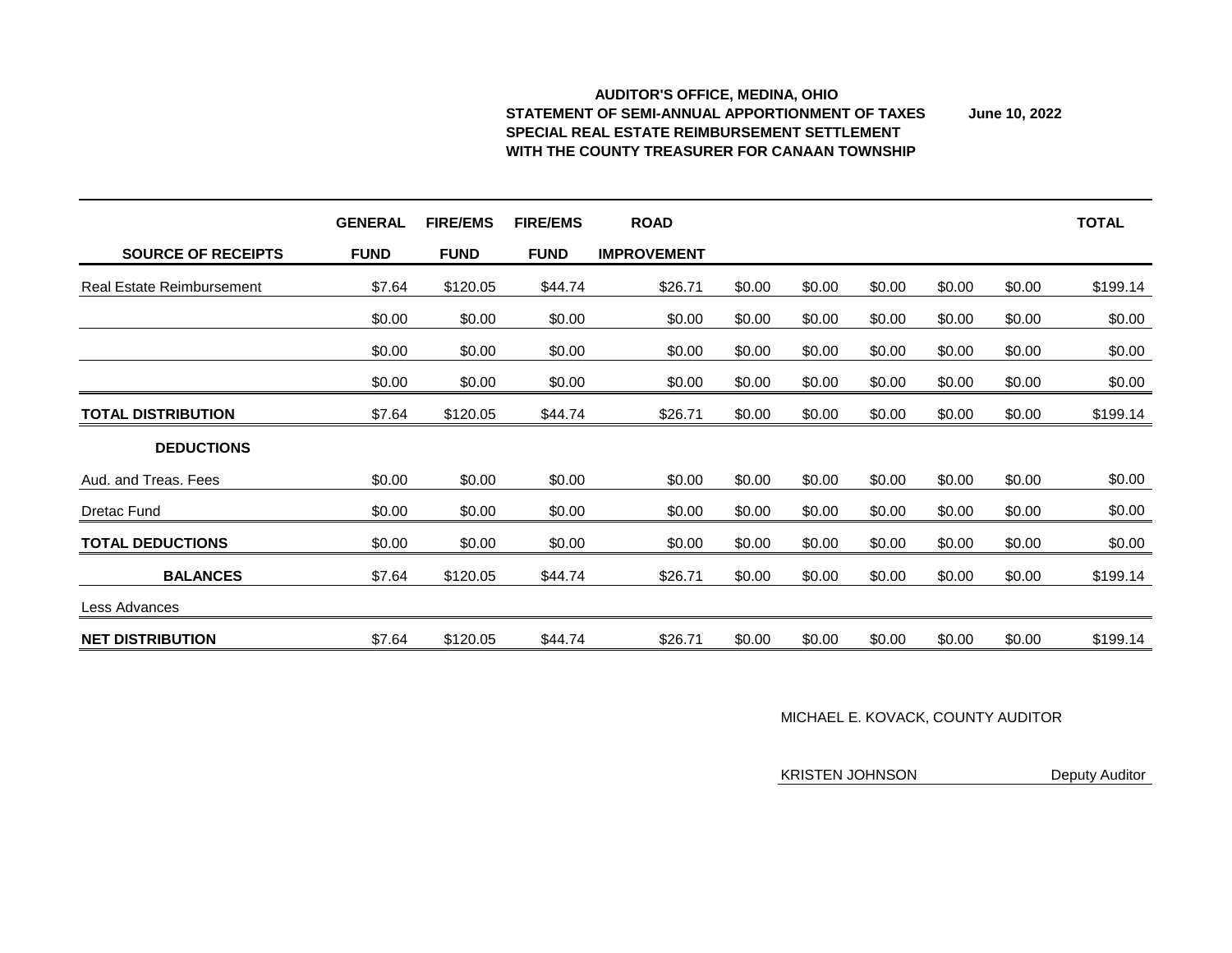**AUDITOR'S OFFICE, MEDINA, OHIO**
**STATEMENT OF SEMI-ANNUAL APPORTIONMENT OF TAXES** **June 10, 2022**
**SPECIAL REAL ESTATE REIMBURSEMENT SETTLEMENT**
**WITH THE COUNTY TREASURER FOR CANAAN TOWNSHIP**

| SOURCE OF RECEIPTS | GENERAL FUND | FIRE/EMS FUND | FIRE/EMS FUND | ROAD IMPROVEMENT | | | | | | TOTAL |
|---|---|---|---|---|---|---|---|---|---|---|
| Real Estate Reimbursement | $7.64 | $120.05 | $44.74 | $26.71 | $0.00 | $0.00 | $0.00 | $0.00 | $0.00 | $199.14 |
| | $0.00 | $0.00 | $0.00 | $0.00 | $0.00 | $0.00 | $0.00 | $0.00 | $0.00 | $0.00 |
| | $0.00 | $0.00 | $0.00 | $0.00 | $0.00 | $0.00 | $0.00 | $0.00 | $0.00 | $0.00 |
| | $0.00 | $0.00 | $0.00 | $0.00 | $0.00 | $0.00 | $0.00 | $0.00 | $0.00 | $0.00 |
| **TOTAL DISTRIBUTION** | $7.64 | $120.05 | $44.74 | $26.71 | $0.00 | $0.00 | $0.00 | $0.00 | $0.00 | $199.14 |
| **DEDUCTIONS** | | | | | | | | | | |
| Aud. and Treas. Fees | $0.00 | $0.00 | $0.00 | $0.00 | $0.00 | $0.00 | $0.00 | $0.00 | $0.00 | $0.00 |
| Dretac Fund | $0.00 | $0.00 | $0.00 | $0.00 | $0.00 | $0.00 | $0.00 | $0.00 | $0.00 | $0.00 |
| **TOTAL DEDUCTIONS** | $0.00 | $0.00 | $0.00 | $0.00 | $0.00 | $0.00 | $0.00 | $0.00 | $0.00 | $0.00 |
| **BALANCES** | $7.64 | $120.05 | $44.74 | $26.71 | $0.00 | $0.00 | $0.00 | $0.00 | $0.00 | $199.14 |
| Less Advances | | | | | | | | | | |
| **NET DISTRIBUTION** | $7.64 | $120.05 | $44.74 | $26.71 | $0.00 | $0.00 | $0.00 | $0.00 | $0.00 | $199.14 |

MICHAEL E. KOVACK, COUNTY AUDITOR

KRISTEN JOHNSON Deputy Auditor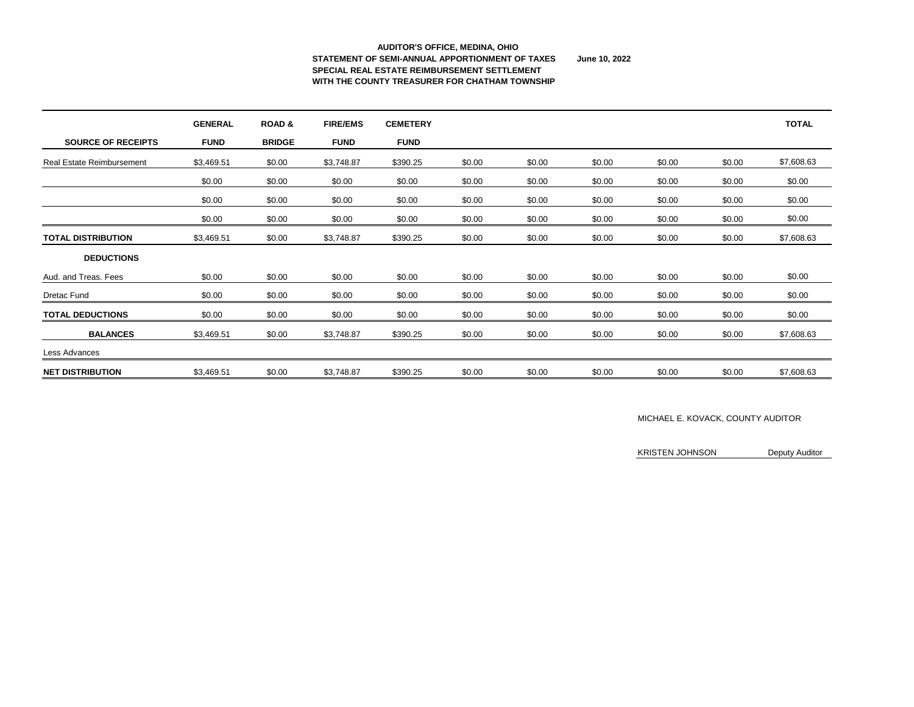**AUDITOR'S OFFICE, MEDINA, OHIO**
**STATEMENT OF SEMI-ANNUAL APPORTIONMENT OF TAXES** **June 10, 2022**
**SPECIAL REAL ESTATE REIMBURSEMENT SETTLEMENT**
**WITH THE COUNTY TREASURER FOR CHATHAM TOWNSHIP**

| SOURCE OF RECEIPTS | GENERAL FUND | ROAD & BRIDGE | FIRE/EMS FUND | CEMETERY FUND | | | | | | TOTAL |
|---|---|---|---|---|---|---|---|---|---|---|
| Real Estate Reimbursement | $3,469.51 | $0.00 | $3,748.87 | $390.25 | $0.00 | $0.00 | $0.00 | $0.00 | $0.00 | $7,608.63 |
| | $0.00 | $0.00 | $0.00 | $0.00 | $0.00 | $0.00 | $0.00 | $0.00 | $0.00 | $0.00 |
| | $0.00 | $0.00 | $0.00 | $0.00 | $0.00 | $0.00 | $0.00 | $0.00 | $0.00 | $0.00 |
| | $0.00 | $0.00 | $0.00 | $0.00 | $0.00 | $0.00 | $0.00 | $0.00 | $0.00 | $0.00 |
| **TOTAL DISTRIBUTION** | $3,469.51 | $0.00 | $3,748.87 | $390.25 | $0.00 | $0.00 | $0.00 | $0.00 | $0.00 | $7,608.63 |
| **DEDUCTIONS** | | | | | | | | | | |
| Aud. and Treas. Fees | $0.00 | $0.00 | $0.00 | $0.00 | $0.00 | $0.00 | $0.00 | $0.00 | $0.00 | $0.00 |
| Dretac Fund | $0.00 | $0.00 | $0.00 | $0.00 | $0.00 | $0.00 | $0.00 | $0.00 | $0.00 | $0.00 |
| **TOTAL DEDUCTIONS** | $0.00 | $0.00 | $0.00 | $0.00 | $0.00 | $0.00 | $0.00 | $0.00 | $0.00 | $0.00 |
| **BALANCES** | $3,469.51 | $0.00 | $3,748.87 | $390.25 | $0.00 | $0.00 | $0.00 | $0.00 | $0.00 | $7,608.63 |
| Less Advances | | | | | | | | | | |
| **NET DISTRIBUTION** | $3,469.51 | $0.00 | $3,748.87 | $390.25 | $0.00 | $0.00 | $0.00 | $0.00 | $0.00 | $7,608.63 |

MICHAEL E. KOVACK, COUNTY AUDITOR

KRISTEN JOHNSON Deputy Auditor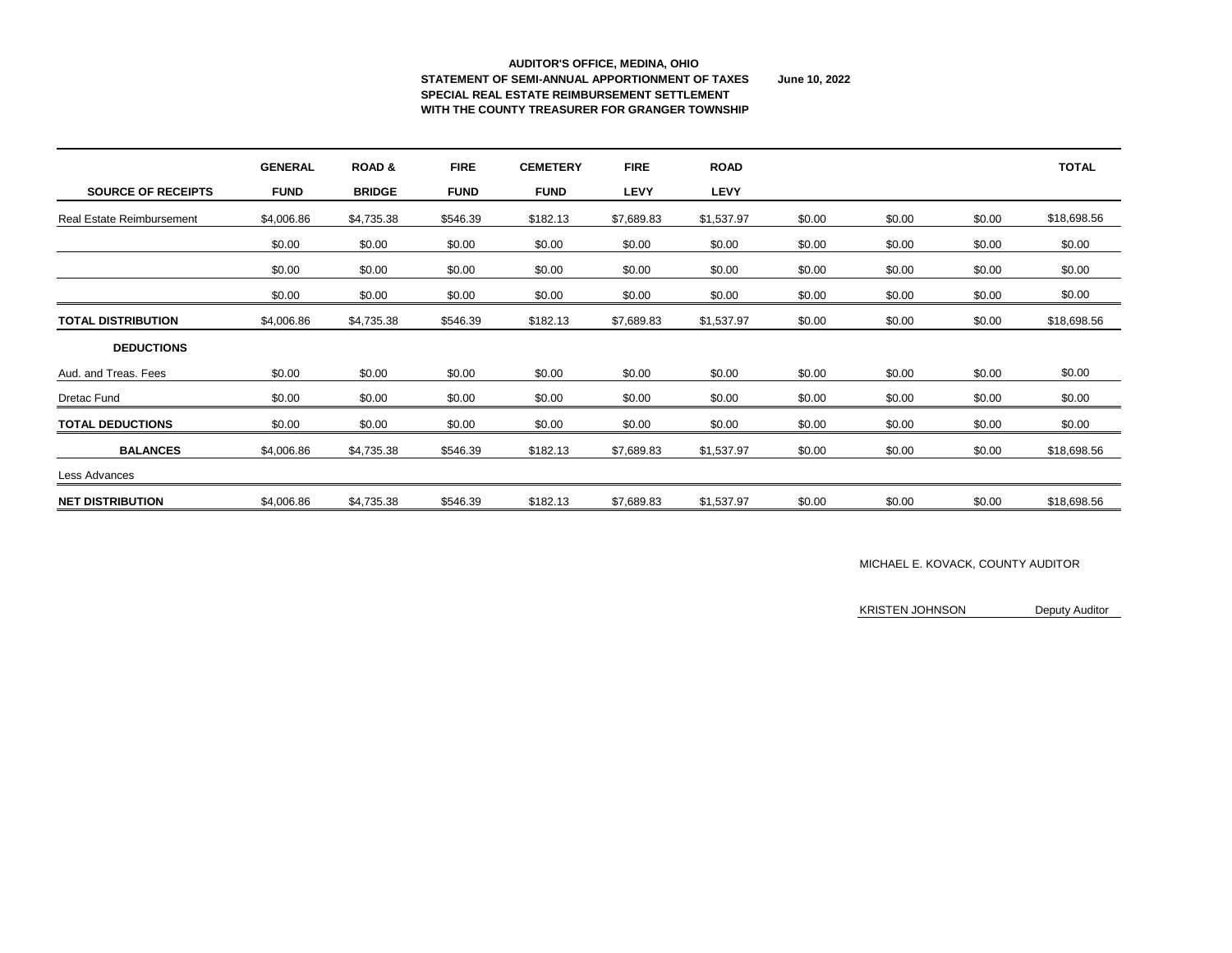**AUDITOR'S OFFICE, MEDINA, OHIO**
**STATEMENT OF SEMI-ANNUAL APPORTIONMENT OF TAXES** **June 10, 2022**
**SPECIAL REAL ESTATE REIMBURSEMENT SETTLEMENT**
**WITH THE COUNTY TREASURER FOR GRANGER TOWNSHIP**

| SOURCE OF RECEIPTS | GENERAL FUND | ROAD & BRIDGE | FIRE FUND | CEMETERY FUND | FIRE LEVY | ROAD LEVY | | | | TOTAL |
|---|---|---|---|---|---|---|---|---|---|---|
| Real Estate Reimbursement | $4,006.86 | $4,735.38 | $546.39 | $182.13 | $7,689.83 | $1,537.97 | $0.00 | $0.00 | $0.00 | $18,698.56 |
| | $0.00 | $0.00 | $0.00 | $0.00 | $0.00 | $0.00 | $0.00 | $0.00 | $0.00 | $0.00 |
| | $0.00 | $0.00 | $0.00 | $0.00 | $0.00 | $0.00 | $0.00 | $0.00 | $0.00 | $0.00 |
| | $0.00 | $0.00 | $0.00 | $0.00 | $0.00 | $0.00 | $0.00 | $0.00 | $0.00 | $0.00 |
| **TOTAL DISTRIBUTION** | $4,006.86 | $4,735.38 | $546.39 | $182.13 | $7,689.83 | $1,537.97 | $0.00 | $0.00 | $0.00 | $18,698.56 |
| **DEDUCTIONS** | | | | | | | | | | |
| Aud. and Treas. Fees | $0.00 | $0.00 | $0.00 | $0.00 | $0.00 | $0.00 | $0.00 | $0.00 | $0.00 | $0.00 |
| Dretac Fund | $0.00 | $0.00 | $0.00 | $0.00 | $0.00 | $0.00 | $0.00 | $0.00 | $0.00 | $0.00 |
| **TOTAL DEDUCTIONS** | $0.00 | $0.00 | $0.00 | $0.00 | $0.00 | $0.00 | $0.00 | $0.00 | $0.00 | $0.00 |
| **BALANCES** | $4,006.86 | $4,735.38 | $546.39 | $182.13 | $7,689.83 | $1,537.97 | $0.00 | $0.00 | $0.00 | $18,698.56 |
| Less Advances | | | | | | | | | | |
| **NET DISTRIBUTION** | $4,006.86 | $4,735.38 | $546.39 | $182.13 | $7,689.83 | $1,537.97 | $0.00 | $0.00 | $0.00 | $18,698.56 |

MICHAEL E. KOVACK, COUNTY AUDITOR

KRISTEN JOHNSON Deputy Auditor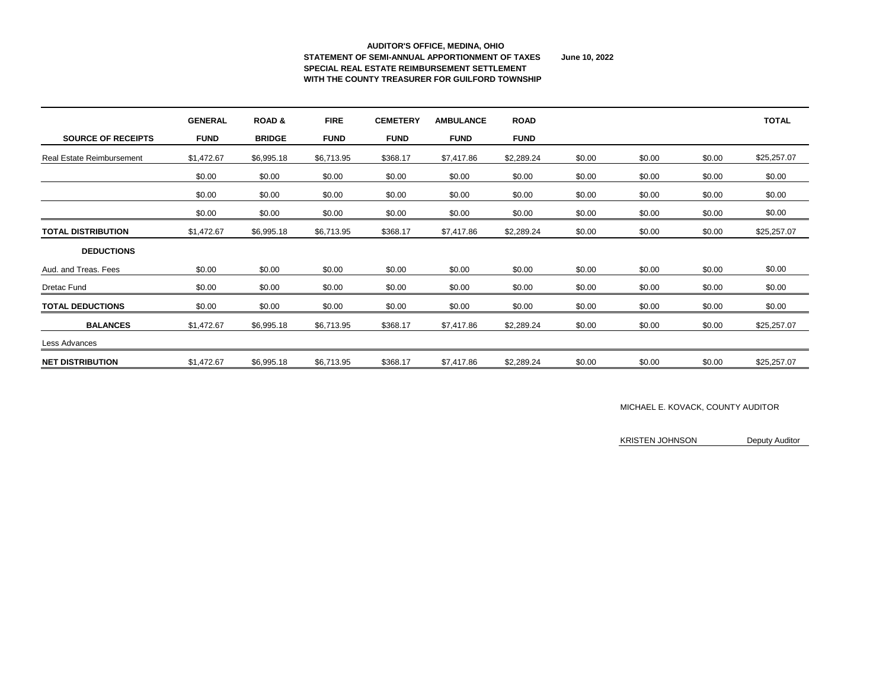**AUDITOR'S OFFICE, MEDINA, OHIO**
**STATEMENT OF SEMI-ANNUAL APPORTIONMENT OF TAXES** **June 10, 2022**
**SPECIAL REAL ESTATE REIMBURSEMENT SETTLEMENT**
**WITH THE COUNTY TREASURER FOR GUILFORD TOWNSHIP**

| SOURCE OF RECEIPTS | GENERAL FUND | ROAD & BRIDGE | FIRE FUND | CEMETERY FUND | AMBULANCE FUND | ROAD FUND | | | | TOTAL |
|---|---|---|---|---|---|---|---|---|---|---|
| Real Estate Reimbursement | $1,472.67 | $6,995.18 | $6,713.95 | $368.17 | $7,417.86 | $2,289.24 | $0.00 | $0.00 | $0.00 | $25,257.07 |
| | $0.00 | $0.00 | $0.00 | $0.00 | $0.00 | $0.00 | $0.00 | $0.00 | $0.00 | $0.00 |
| | $0.00 | $0.00 | $0.00 | $0.00 | $0.00 | $0.00 | $0.00 | $0.00 | $0.00 | $0.00 |
| | $0.00 | $0.00 | $0.00 | $0.00 | $0.00 | $0.00 | $0.00 | $0.00 | $0.00 | $0.00 |
| **TOTAL DISTRIBUTION** | $1,472.67 | $6,995.18 | $6,713.95 | $368.17 | $7,417.86 | $2,289.24 | $0.00 | $0.00 | $0.00 | $25,257.07 |
| **DEDUCTIONS** | | | | | | | | | | |
| Aud. and Treas. Fees | $0.00 | $0.00 | $0.00 | $0.00 | $0.00 | $0.00 | $0.00 | $0.00 | $0.00 | $0.00 |
| Dretac Fund | $0.00 | $0.00 | $0.00 | $0.00 | $0.00 | $0.00 | $0.00 | $0.00 | $0.00 | $0.00 |
| **TOTAL DEDUCTIONS** | $0.00 | $0.00 | $0.00 | $0.00 | $0.00 | $0.00 | $0.00 | $0.00 | $0.00 | $0.00 |
| **BALANCES** | $1,472.67 | $6,995.18 | $6,713.95 | $368.17 | $7,417.86 | $2,289.24 | $0.00 | $0.00 | $0.00 | $25,257.07 |
| Less Advances | | | | | | | | | | |
| **NET DISTRIBUTION** | $1,472.67 | $6,995.18 | $6,713.95 | $368.17 | $7,417.86 | $2,289.24 | $0.00 | $0.00 | $0.00 | $25,257.07 |

MICHAEL E. KOVACK, COUNTY AUDITOR

KRISTEN JOHNSON Deputy Auditor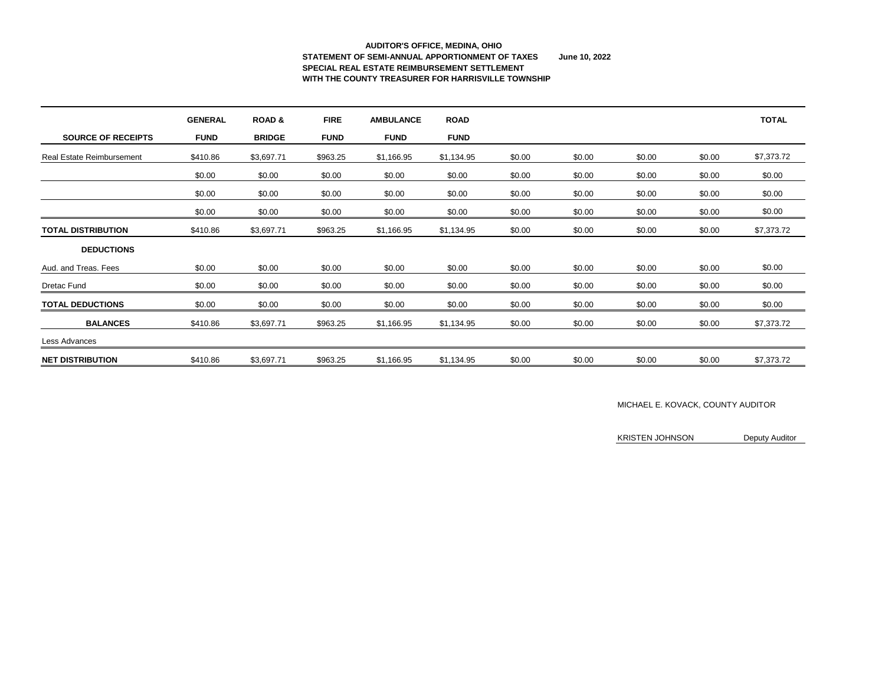**AUDITOR'S OFFICE, MEDINA, OHIO**
**STATEMENT OF SEMI-ANNUAL APPORTIONMENT OF TAXES June 10, 2022**
**SPECIAL REAL ESTATE REIMBURSEMENT SETTLEMENT**
**WITH THE COUNTY TREASURER FOR HARRISVILLE TOWNSHIP**

| SOURCE OF RECEIPTS | GENERAL FUND | ROAD & BRIDGE | FIRE FUND | AMBULANCE FUND | ROAD FUND | | | | | TOTAL |
|---|---|---|---|---|---|---|---|---|---|---|
| Real Estate Reimbursement | $410.86 | $3,697.71 | $963.25 | $1,166.95 | $1,134.95 | $0.00 | $0.00 | $0.00 | $0.00 | $7,373.72 |
| | $0.00 | $0.00 | $0.00 | $0.00 | $0.00 | $0.00 | $0.00 | $0.00 | $0.00 | $0.00 |
| | $0.00 | $0.00 | $0.00 | $0.00 | $0.00 | $0.00 | $0.00 | $0.00 | $0.00 | $0.00 |
| | $0.00 | $0.00 | $0.00 | $0.00 | $0.00 | $0.00 | $0.00 | $0.00 | $0.00 | $0.00 |
| **TOTAL DISTRIBUTION** | $410.86 | $3,697.71 | $963.25 | $1,166.95 | $1,134.95 | $0.00 | $0.00 | $0.00 | $0.00 | $7,373.72 |
| **DEDUCTIONS** | | | | | | | | | | |
| Aud. and Treas. Fees | $0.00 | $0.00 | $0.00 | $0.00 | $0.00 | $0.00 | $0.00 | $0.00 | $0.00 | $0.00 |
| Dretac Fund | $0.00 | $0.00 | $0.00 | $0.00 | $0.00 | $0.00 | $0.00 | $0.00 | $0.00 | $0.00 |
| **TOTAL DEDUCTIONS** | $0.00 | $0.00 | $0.00 | $0.00 | $0.00 | $0.00 | $0.00 | $0.00 | $0.00 | $0.00 |
| **BALANCES** | $410.86 | $3,697.71 | $963.25 | $1,166.95 | $1,134.95 | $0.00 | $0.00 | $0.00 | $0.00 | $7,373.72 |
| Less Advances | | | | | | | | | | |
| **NET DISTRIBUTION** | $410.86 | $3,697.71 | $963.25 | $1,166.95 | $1,134.95 | $0.00 | $0.00 | $0.00 | $0.00 | $7,373.72 |

MICHAEL E. KOVACK, COUNTY AUDITOR

KRISTEN JOHNSON Deputy Auditor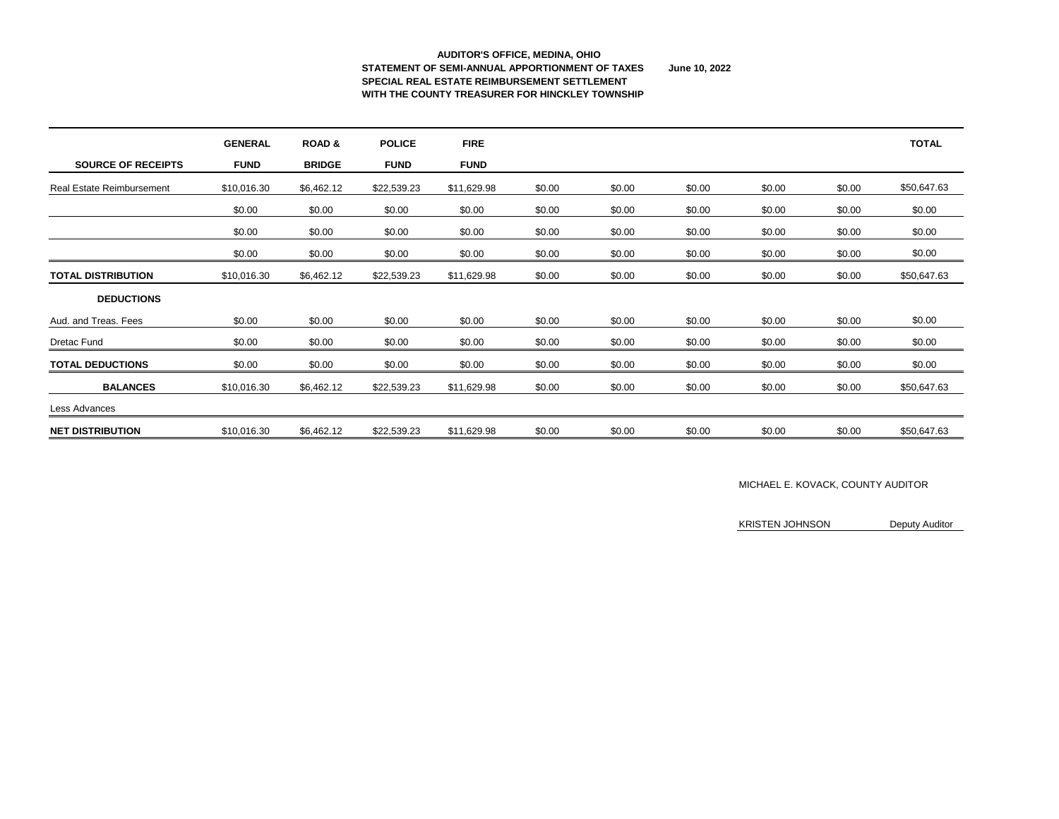**AUDITOR'S OFFICE, MEDINA, OHIO**
**STATEMENT OF SEMI-ANNUAL APPORTIONMENT OF TAXES** **June 10, 2022**
**SPECIAL REAL ESTATE REIMBURSEMENT SETTLEMENT**
**WITH THE COUNTY TREASURER FOR HINCKLEY TOWNSHIP**

| SOURCE OF RECEIPTS | GENERAL FUND | ROAD & BRIDGE | POLICE FUND | FIRE FUND | | | | | | TOTAL |
|---|---|---|---|---|---|---|---|---|---|---|
| Real Estate Reimbursement | $10,016.30 | $6,462.12 | $22,539.23 | $11,629.98 | $0.00 | $0.00 | $0.00 | $0.00 | $0.00 | $50,647.63 |
| | $0.00 | $0.00 | $0.00 | $0.00 | $0.00 | $0.00 | $0.00 | $0.00 | $0.00 | $0.00 |
| | $0.00 | $0.00 | $0.00 | $0.00 | $0.00 | $0.00 | $0.00 | $0.00 | $0.00 | $0.00 |
| | $0.00 | $0.00 | $0.00 | $0.00 | $0.00 | $0.00 | $0.00 | $0.00 | $0.00 | $0.00 |
| **TOTAL DISTRIBUTION** | $10,016.30 | $6,462.12 | $22,539.23 | $11,629.98 | $0.00 | $0.00 | $0.00 | $0.00 | $0.00 | $50,647.63 |
| **DEDUCTIONS** | | | | | | | | | | |
| Aud. and Treas. Fees | $0.00 | $0.00 | $0.00 | $0.00 | $0.00 | $0.00 | $0.00 | $0.00 | $0.00 | $0.00 |
| Dretac Fund | $0.00 | $0.00 | $0.00 | $0.00 | $0.00 | $0.00 | $0.00 | $0.00 | $0.00 | $0.00 |
| **TOTAL DEDUCTIONS** | $0.00 | $0.00 | $0.00 | $0.00 | $0.00 | $0.00 | $0.00 | $0.00 | $0.00 | $0.00 |
| **BALANCES** | $10,016.30 | $6,462.12 | $22,539.23 | $11,629.98 | $0.00 | $0.00 | $0.00 | $0.00 | $0.00 | $50,647.63 |
| Less Advances | | | | | | | | | | |
| **NET DISTRIBUTION** | $10,016.30 | $6,462.12 | $22,539.23 | $11,629.98 | $0.00 | $0.00 | $0.00 | $0.00 | $0.00 | $50,647.63 |

MICHAEL E. KOVACK, COUNTY AUDITOR

KRISTEN JOHNSON Deputy Auditor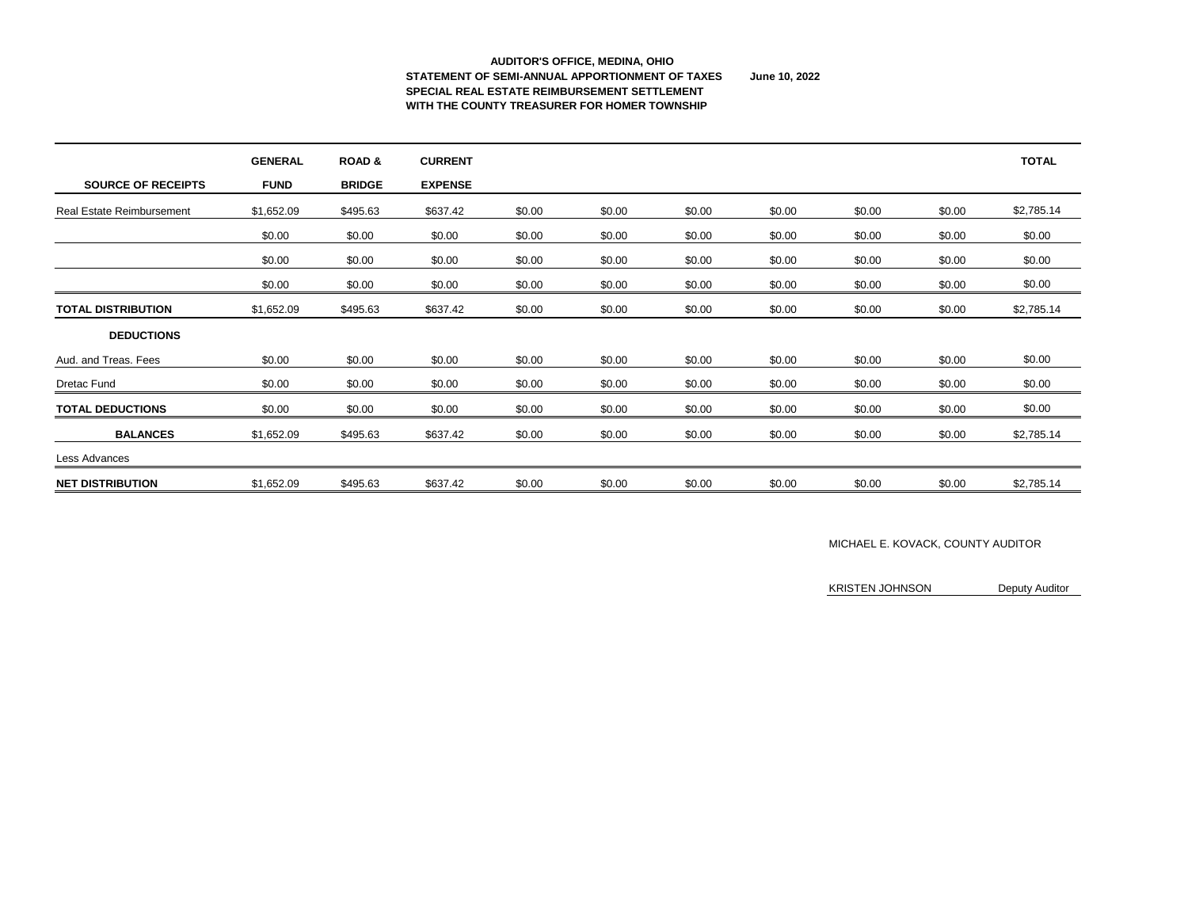**AUDITOR'S OFFICE, MEDINA, OHIO**
**STATEMENT OF SEMI-ANNUAL APPORTIONMENT OF TAXES** **June 10, 2022**
**SPECIAL REAL ESTATE REIMBURSEMENT SETTLEMENT**
**WITH THE COUNTY TREASURER FOR HOMER TOWNSHIP**

| SOURCE OF RECEIPTS | GENERAL FUND | ROAD & BRIDGE | CURRENT EXPENSE | | | | | | | TOTAL |
|---|---|---|---|---|---|---|---|---|---|---|
| Real Estate Reimbursement | $1,652.09 | $495.63 | $637.42 | $0.00 | $0.00 | $0.00 | $0.00 | $0.00 | $0.00 | $2,785.14 |
| | $0.00 | $0.00 | $0.00 | $0.00 | $0.00 | $0.00 | $0.00 | $0.00 | $0.00 | $0.00 |
| | $0.00 | $0.00 | $0.00 | $0.00 | $0.00 | $0.00 | $0.00 | $0.00 | $0.00 | $0.00 |
| | $0.00 | $0.00 | $0.00 | $0.00 | $0.00 | $0.00 | $0.00 | $0.00 | $0.00 | $0.00 |
| **TOTAL DISTRIBUTION** | $1,652.09 | $495.63 | $637.42 | $0.00 | $0.00 | $0.00 | $0.00 | $0.00 | $0.00 | $2,785.14 |
| **DEDUCTIONS** | | | | | | | | | | |
| Aud. and Treas. Fees | $0.00 | $0.00 | $0.00 | $0.00 | $0.00 | $0.00 | $0.00 | $0.00 | $0.00 | $0.00 |
| Dretac Fund | $0.00 | $0.00 | $0.00 | $0.00 | $0.00 | $0.00 | $0.00 | $0.00 | $0.00 | $0.00 |
| **TOTAL DEDUCTIONS** | $0.00 | $0.00 | $0.00 | $0.00 | $0.00 | $0.00 | $0.00 | $0.00 | $0.00 | $0.00 |
| **BALANCES** | $1,652.09 | $495.63 | $637.42 | $0.00 | $0.00 | $0.00 | $0.00 | $0.00 | $0.00 | $2,785.14 |
| Less Advances | | | | | | | | | | |
| **NET DISTRIBUTION** | $1,652.09 | $495.63 | $637.42 | $0.00 | $0.00 | $0.00 | $0.00 | $0.00 | $0.00 | $2,785.14 |

MICHAEL E. KOVACK, COUNTY AUDITOR

KRISTEN JOHNSON Deputy Auditor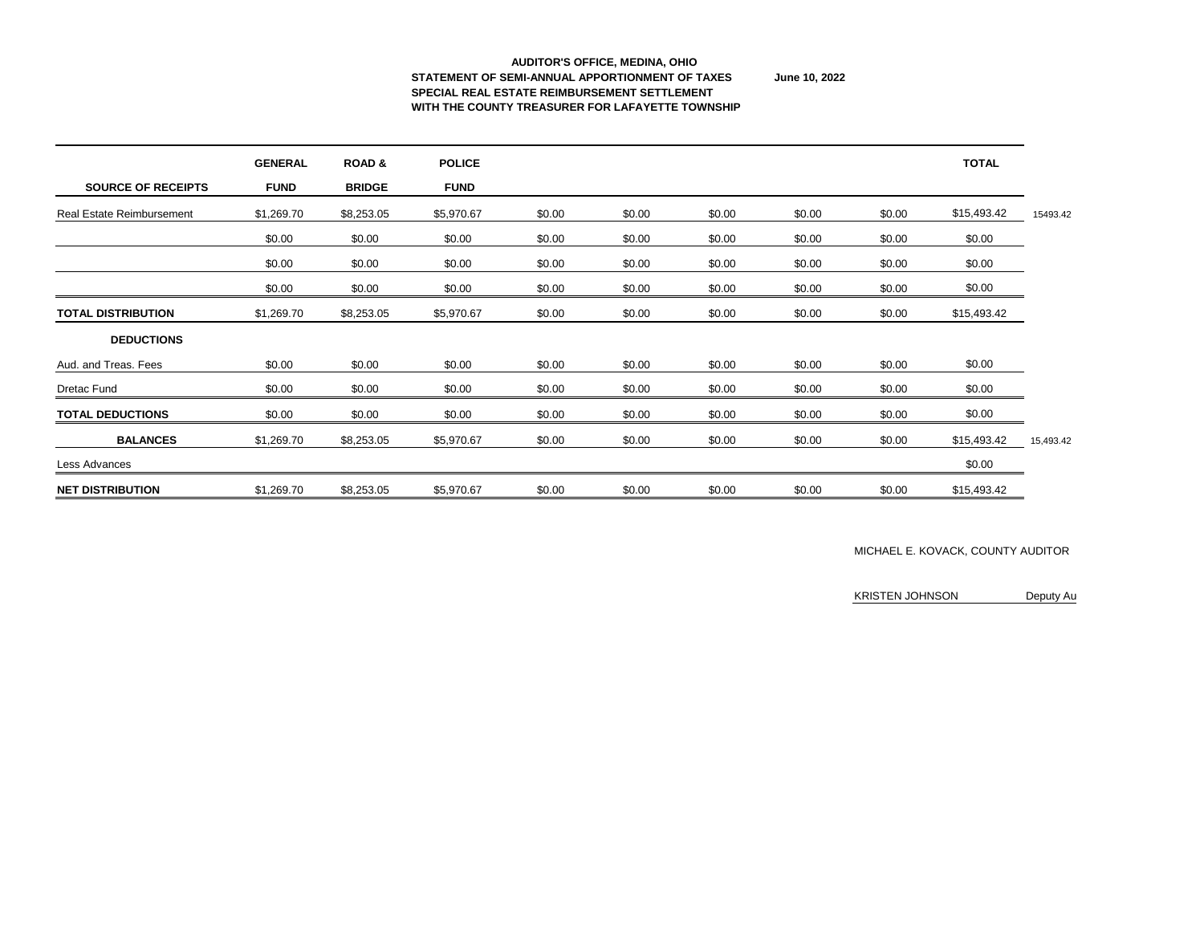**AUDITOR'S OFFICE, MEDINA, OHIO**
**STATEMENT OF SEMI-ANNUAL APPORTIONMENT OF TAXES** **June 10, 2022**
**SPECIAL REAL ESTATE REIMBURSEMENT SETTLEMENT**
**WITH THE COUNTY TREASURER FOR LAFAYETTE TOWNSHIP**

| SOURCE OF RECEIPTS | GENERAL FUND | ROAD & BRIDGE | POLICE FUND | | | | | | TOTAL | |
|---|---|---|---|---|---|---|---|---|---|---|
| Real Estate Reimbursement | $1,269.70 | $8,253.05 | $5,970.67 | $0.00 | $0.00 | $0.00 | $0.00 | $0.00 | $15,493.42 | 15493.42 |
| | $0.00 | $0.00 | $0.00 | $0.00 | $0.00 | $0.00 | $0.00 | $0.00 | $0.00 | |
| | $0.00 | $0.00 | $0.00 | $0.00 | $0.00 | $0.00 | $0.00 | $0.00 | $0.00 | |
| | $0.00 | $0.00 | $0.00 | $0.00 | $0.00 | $0.00 | $0.00 | $0.00 | $0.00 | |
| **TOTAL DISTRIBUTION** | $1,269.70 | $8,253.05 | $5,970.67 | $0.00 | $0.00 | $0.00 | $0.00 | $0.00 | $15,493.42 | |
| **DEDUCTIONS** | | | | | | | | | | |
| Aud. and Treas. Fees | $0.00 | $0.00 | $0.00 | $0.00 | $0.00 | $0.00 | $0.00 | $0.00 | $0.00 | |
| Dretac Fund | $0.00 | $0.00 | $0.00 | $0.00 | $0.00 | $0.00 | $0.00 | $0.00 | $0.00 | |
| **TOTAL DEDUCTIONS** | $0.00 | $0.00 | $0.00 | $0.00 | $0.00 | $0.00 | $0.00 | $0.00 | $0.00 | |
| **BALANCES** | $1,269.70 | $8,253.05 | $5,970.67 | $0.00 | $0.00 | $0.00 | $0.00 | $0.00 | $15,493.42 | 15,493.42 |
| Less Advances | | | | | | | | | $0.00 | |
| **NET DISTRIBUTION** | $1,269.70 | $8,253.05 | $5,970.67 | $0.00 | $0.00 | $0.00 | $0.00 | $0.00 | $15,493.42 | |

MICHAEL E. KOVACK, COUNTY AUDITOR

KRISTEN JOHNSON Deputy Au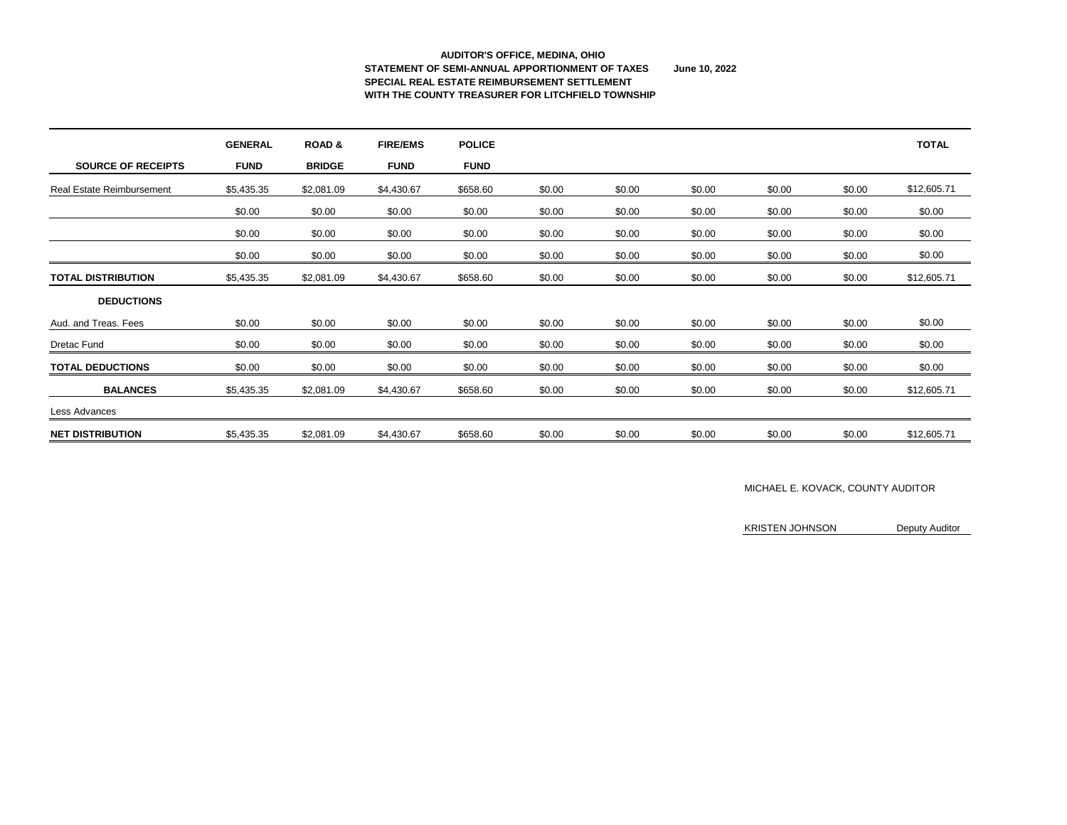**AUDITOR'S OFFICE, MEDINA, OHIO**
**STATEMENT OF SEMI-ANNUAL APPORTIONMENT OF TAXES** **June 10, 2022**
**SPECIAL REAL ESTATE REIMBURSEMENT SETTLEMENT**
**WITH THE COUNTY TREASURER FOR LITCHFIELD TOWNSHIP**

| SOURCE OF RECEIPTS | GENERAL FUND | ROAD & BRIDGE | FIRE/EMS FUND | POLICE FUND | | | | | | TOTAL |
|---|---|---|---|---|---|---|---|---|---|---|
| Real Estate Reimbursement | $5,435.35 | $2,081.09 | $4,430.67 | $658.60 | $0.00 | $0.00 | $0.00 | $0.00 | $0.00 | $12,605.71 |
| | $0.00 | $0.00 | $0.00 | $0.00 | $0.00 | $0.00 | $0.00 | $0.00 | $0.00 | $0.00 |
| | $0.00 | $0.00 | $0.00 | $0.00 | $0.00 | $0.00 | $0.00 | $0.00 | $0.00 | $0.00 |
| | $0.00 | $0.00 | $0.00 | $0.00 | $0.00 | $0.00 | $0.00 | $0.00 | $0.00 | $0.00 |
| **TOTAL DISTRIBUTION** | $5,435.35 | $2,081.09 | $4,430.67 | $658.60 | $0.00 | $0.00 | $0.00 | $0.00 | $0.00 | $12,605.71 |
| **DEDUCTIONS** | | | | | | | | | | |
| Aud. and Treas. Fees | $0.00 | $0.00 | $0.00 | $0.00 | $0.00 | $0.00 | $0.00 | $0.00 | $0.00 | $0.00 |
| Dretac Fund | $0.00 | $0.00 | $0.00 | $0.00 | $0.00 | $0.00 | $0.00 | $0.00 | $0.00 | $0.00 |
| **TOTAL DEDUCTIONS** | $0.00 | $0.00 | $0.00 | $0.00 | $0.00 | $0.00 | $0.00 | $0.00 | $0.00 | $0.00 |
| **BALANCES** | $5,435.35 | $2,081.09 | $4,430.67 | $658.60 | $0.00 | $0.00 | $0.00 | $0.00 | $0.00 | $12,605.71 |
| Less Advances | | | | | | | | | | |
| **NET DISTRIBUTION** | $5,435.35 | $2,081.09 | $4,430.67 | $658.60 | $0.00 | $0.00 | $0.00 | $0.00 | $0.00 | $12,605.71 |

MICHAEL E. KOVACK, COUNTY AUDITOR

KRISTEN JOHNSON Deputy Auditor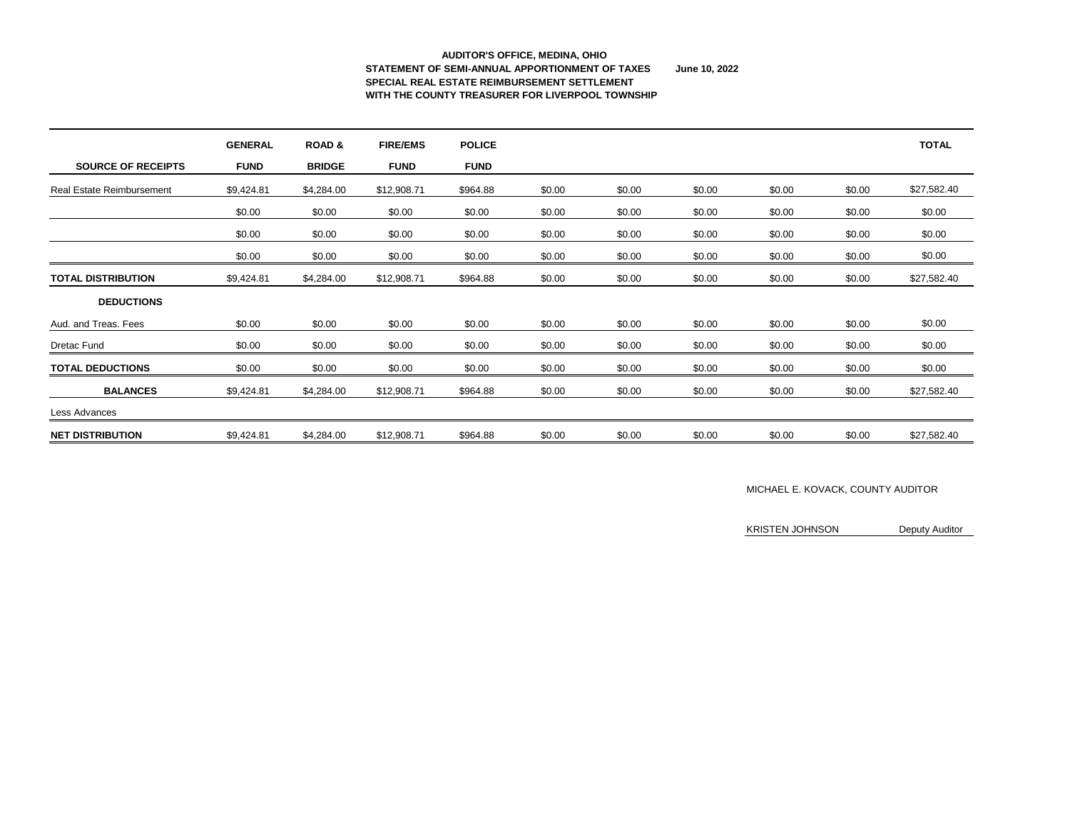**AUDITOR'S OFFICE, MEDINA, OHIO**
**STATEMENT OF SEMI-ANNUAL APPORTIONMENT OF TAXES** **June 10, 2022**
**SPECIAL REAL ESTATE REIMBURSEMENT SETTLEMENT**
**WITH THE COUNTY TREASURER FOR LIVERPOOL TOWNSHIP**

| SOURCE OF RECEIPTS | GENERAL FUND | ROAD & BRIDGE | FIRE/EMS FUND | POLICE FUND | | | | | | TOTAL |
|---|---|---|---|---|---|---|---|---|---|---|
| Real Estate Reimbursement | $9,424.81 | $4,284.00 | $12,908.71 | $964.88 | $0.00 | $0.00 | $0.00 | $0.00 | $0.00 | $27,582.40 |
| | $0.00 | $0.00 | $0.00 | $0.00 | $0.00 | $0.00 | $0.00 | $0.00 | $0.00 | $0.00 |
| | $0.00 | $0.00 | $0.00 | $0.00 | $0.00 | $0.00 | $0.00 | $0.00 | $0.00 | $0.00 |
| | $0.00 | $0.00 | $0.00 | $0.00 | $0.00 | $0.00 | $0.00 | $0.00 | $0.00 | $0.00 |
| **TOTAL DISTRIBUTION** | $9,424.81 | $4,284.00 | $12,908.71 | $964.88 | $0.00 | $0.00 | $0.00 | $0.00 | $0.00 | $27,582.40 |
| **DEDUCTIONS** | | | | | | | | | | |
| Aud. and Treas. Fees | $0.00 | $0.00 | $0.00 | $0.00 | $0.00 | $0.00 | $0.00 | $0.00 | $0.00 | $0.00 |
| Dretac Fund | $0.00 | $0.00 | $0.00 | $0.00 | $0.00 | $0.00 | $0.00 | $0.00 | $0.00 | $0.00 |
| **TOTAL DEDUCTIONS** | $0.00 | $0.00 | $0.00 | $0.00 | $0.00 | $0.00 | $0.00 | $0.00 | $0.00 | $0.00 |
| **BALANCES** | $9,424.81 | $4,284.00 | $12,908.71 | $964.88 | $0.00 | $0.00 | $0.00 | $0.00 | $0.00 | $27,582.40 |
| Less Advances | | | | | | | | | | |
| **NET DISTRIBUTION** | $9,424.81 | $4,284.00 | $12,908.71 | $964.88 | $0.00 | $0.00 | $0.00 | $0.00 | $0.00 | $27,582.40 |

MICHAEL E. KOVACK, COUNTY AUDITOR

KRISTEN JOHNSON Deputy Auditor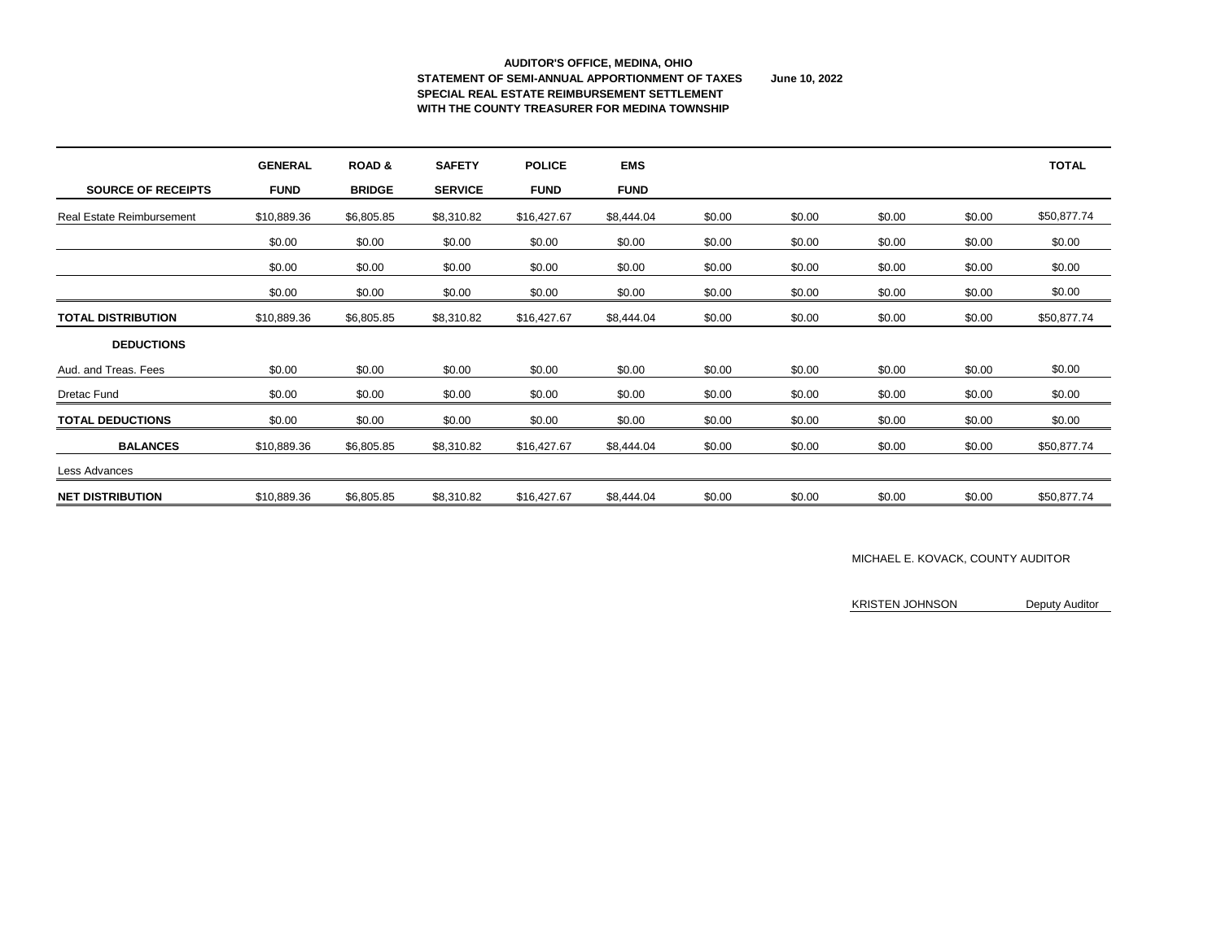**AUDITOR'S OFFICE, MEDINA, OHIO**
**STATEMENT OF SEMI-ANNUAL APPORTIONMENT OF TAXES** **June 10, 2022**
**SPECIAL REAL ESTATE REIMBURSEMENT SETTLEMENT**
**WITH THE COUNTY TREASURER FOR MEDINA TOWNSHIP**

| SOURCE OF RECEIPTS | GENERAL FUND | ROAD & BRIDGE | SAFETY SERVICE | POLICE FUND | EMS FUND | | | | | TOTAL |
|---|---|---|---|---|---|---|---|---|---|---|
| Real Estate Reimbursement | $10,889.36 | $6,805.85 | $8,310.82 | $16,427.67 | $8,444.04 | $0.00 | $0.00 | $0.00 | $0.00 | $50,877.74 |
| | $0.00 | $0.00 | $0.00 | $0.00 | $0.00 | $0.00 | $0.00 | $0.00 | $0.00 | $0.00 |
| | $0.00 | $0.00 | $0.00 | $0.00 | $0.00 | $0.00 | $0.00 | $0.00 | $0.00 | $0.00 |
| | $0.00 | $0.00 | $0.00 | $0.00 | $0.00 | $0.00 | $0.00 | $0.00 | $0.00 | $0.00 |
| **TOTAL DISTRIBUTION** | $10,889.36 | $6,805.85 | $8,310.82 | $16,427.67 | $8,444.04 | $0.00 | $0.00 | $0.00 | $0.00 | $50,877.74 |
| **DEDUCTIONS** | | | | | | | | | | |
| Aud. and Treas. Fees | $0.00 | $0.00 | $0.00 | $0.00 | $0.00 | $0.00 | $0.00 | $0.00 | $0.00 | $0.00 |
| Dretac Fund | $0.00 | $0.00 | $0.00 | $0.00 | $0.00 | $0.00 | $0.00 | $0.00 | $0.00 | $0.00 |
| **TOTAL DEDUCTIONS** | $0.00 | $0.00 | $0.00 | $0.00 | $0.00 | $0.00 | $0.00 | $0.00 | $0.00 | $0.00 |
| **BALANCES** | $10,889.36 | $6,805.85 | $8,310.82 | $16,427.67 | $8,444.04 | $0.00 | $0.00 | $0.00 | $0.00 | $50,877.74 |
| Less Advances | | | | | | | | | | |
| **NET DISTRIBUTION** | $10,889.36 | $6,805.85 | $8,310.82 | $16,427.67 | $8,444.04 | $0.00 | $0.00 | $0.00 | $0.00 | $50,877.74 |

MICHAEL E. KOVACK, COUNTY AUDITOR

KRISTEN JOHNSON Deputy Auditor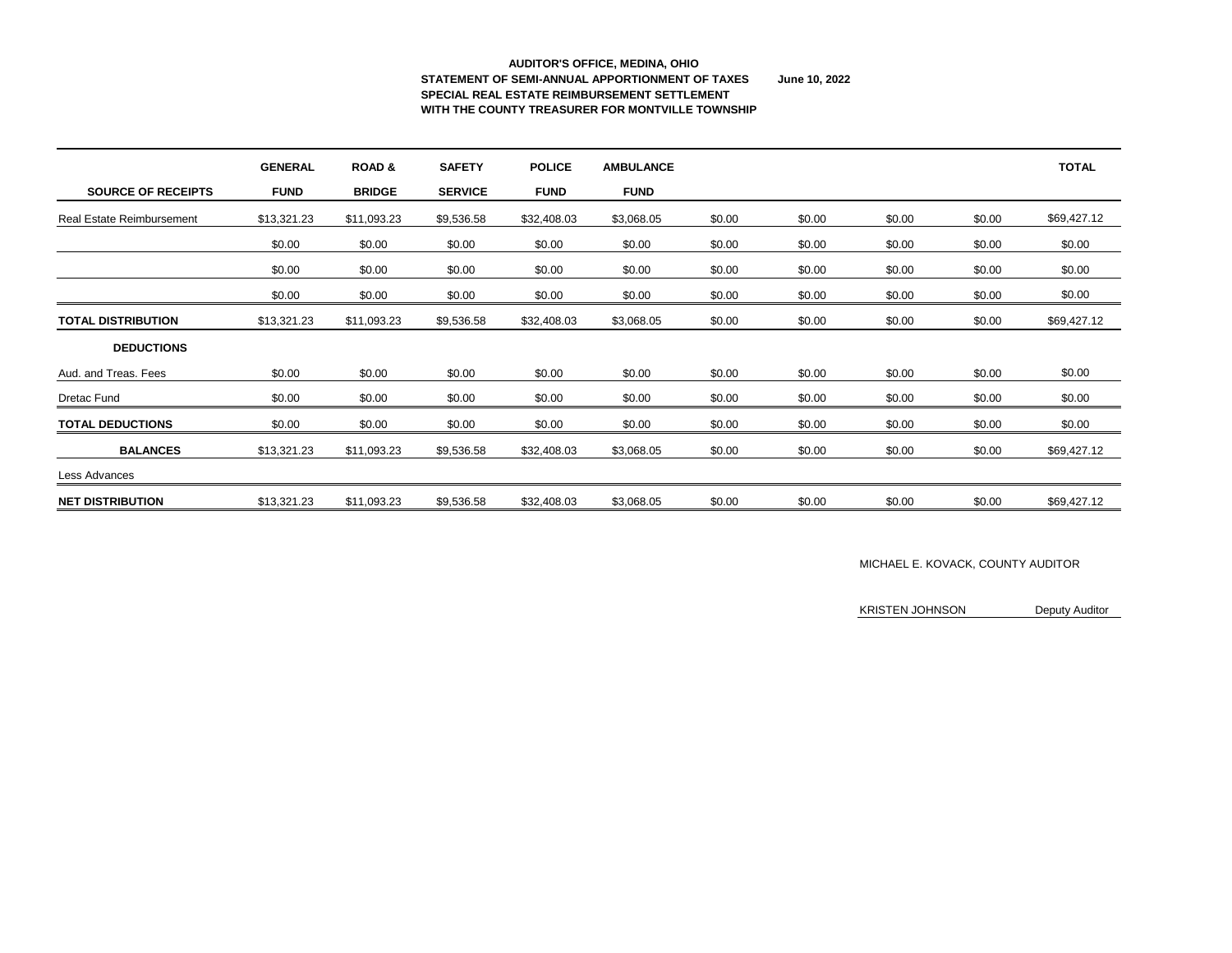**AUDITOR'S OFFICE, MEDINA, OHIO**
**STATEMENT OF SEMI-ANNUAL APPORTIONMENT OF TAXES** **June 10, 2022**
**SPECIAL REAL ESTATE REIMBURSEMENT SETTLEMENT**
**WITH THE COUNTY TREASURER FOR MONTVILLE TOWNSHIP**

| SOURCE OF RECEIPTS | GENERAL FUND | ROAD & BRIDGE | SAFETY SERVICE | POLICE FUND | AMBULANCE FUND | | | | | TOTAL |
|---|---|---|---|---|---|---|---|---|---|---|
| Real Estate Reimbursement | $13,321.23 | $11,093.23 | $9,536.58 | $32,408.03 | $3,068.05 | $0.00 | $0.00 | $0.00 | $0.00 | $69,427.12 |
| | $0.00 | $0.00 | $0.00 | $0.00 | $0.00 | $0.00 | $0.00 | $0.00 | $0.00 | $0.00 |
| | $0.00 | $0.00 | $0.00 | $0.00 | $0.00 | $0.00 | $0.00 | $0.00 | $0.00 | $0.00 |
| | $0.00 | $0.00 | $0.00 | $0.00 | $0.00 | $0.00 | $0.00 | $0.00 | $0.00 | $0.00 |
| **TOTAL DISTRIBUTION** | $13,321.23 | $11,093.23 | $9,536.58 | $32,408.03 | $3,068.05 | $0.00 | $0.00 | $0.00 | $0.00 | $69,427.12 |
| **DEDUCTIONS** | | | | | | | | | | |
| Aud. and Treas. Fees | $0.00 | $0.00 | $0.00 | $0.00 | $0.00 | $0.00 | $0.00 | $0.00 | $0.00 | $0.00 |
| Dretac Fund | $0.00 | $0.00 | $0.00 | $0.00 | $0.00 | $0.00 | $0.00 | $0.00 | $0.00 | $0.00 |
| **TOTAL DEDUCTIONS** | $0.00 | $0.00 | $0.00 | $0.00 | $0.00 | $0.00 | $0.00 | $0.00 | $0.00 | $0.00 |
| **BALANCES** | $13,321.23 | $11,093.23 | $9,536.58 | $32,408.03 | $3,068.05 | $0.00 | $0.00 | $0.00 | $0.00 | $69,427.12 |
| Less Advances | | | | | | | | | | |
| **NET DISTRIBUTION** | $13,321.23 | $11,093.23 | $9,536.58 | $32,408.03 | $3,068.05 | $0.00 | $0.00 | $0.00 | $0.00 | $69,427.12 |

MICHAEL E. KOVACK, COUNTY AUDITOR

KRISTEN JOHNSON Deputy Auditor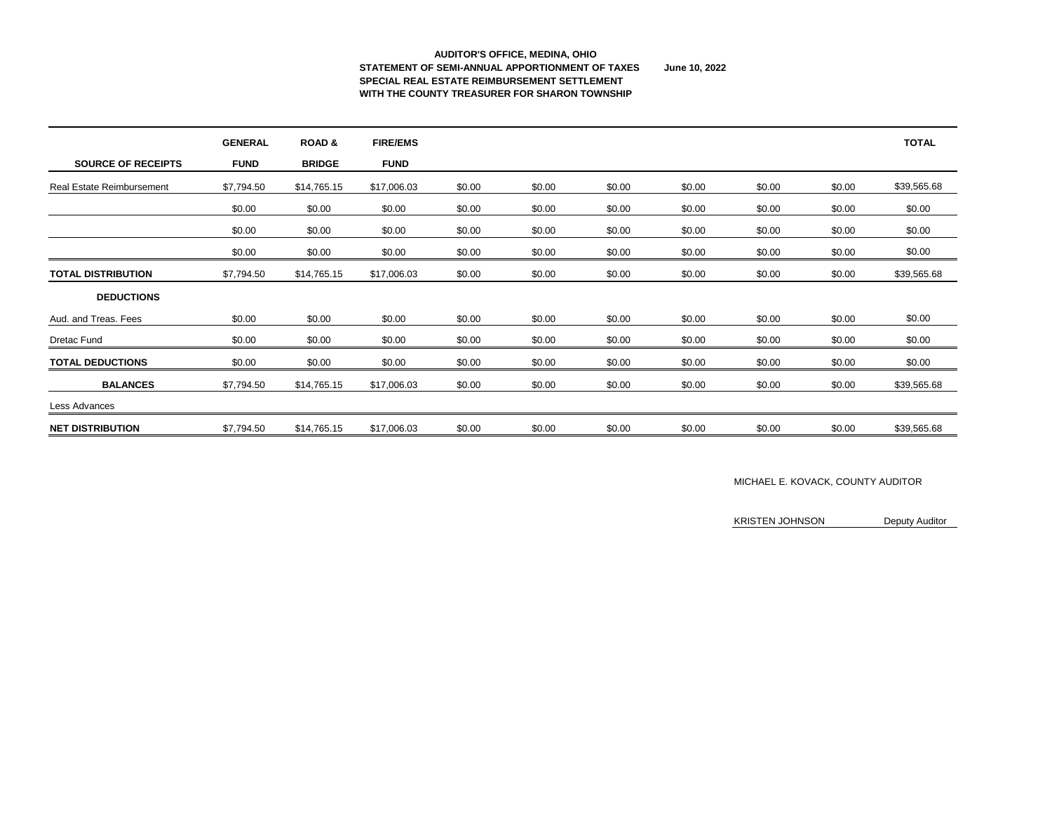**AUDITOR'S OFFICE, MEDINA, OHIO**
**STATEMENT OF SEMI-ANNUAL APPORTIONMENT OF TAXES** **June 10, 2022**
**SPECIAL REAL ESTATE REIMBURSEMENT SETTLEMENT**
**WITH THE COUNTY TREASURER FOR SHARON TOWNSHIP**

| SOURCE OF RECEIPTS | GENERAL FUND | ROAD & BRIDGE | FIRE/EMS FUND | | | | | | | TOTAL |
|---|---|---|---|---|---|---|---|---|---|---|
| Real Estate Reimbursement | $7,794.50 | $14,765.15 | $17,006.03 | $0.00 | $0.00 | $0.00 | $0.00 | $0.00 | $0.00 | $39,565.68 |
| | $0.00 | $0.00 | $0.00 | $0.00 | $0.00 | $0.00 | $0.00 | $0.00 | $0.00 | $0.00 |
| | $0.00 | $0.00 | $0.00 | $0.00 | $0.00 | $0.00 | $0.00 | $0.00 | $0.00 | $0.00 |
| | $0.00 | $0.00 | $0.00 | $0.00 | $0.00 | $0.00 | $0.00 | $0.00 | $0.00 | $0.00 |
| **TOTAL DISTRIBUTION** | $7,794.50 | $14,765.15 | $17,006.03 | $0.00 | $0.00 | $0.00 | $0.00 | $0.00 | $0.00 | $39,565.68 |
| **DEDUCTIONS** | | | | | | | | | | |
| Aud. and Treas. Fees | $0.00 | $0.00 | $0.00 | $0.00 | $0.00 | $0.00 | $0.00 | $0.00 | $0.00 | $0.00 |
| Dretac Fund | $0.00 | $0.00 | $0.00 | $0.00 | $0.00 | $0.00 | $0.00 | $0.00 | $0.00 | $0.00 |
| **TOTAL DEDUCTIONS** | $0.00 | $0.00 | $0.00 | $0.00 | $0.00 | $0.00 | $0.00 | $0.00 | $0.00 | $0.00 |
| **BALANCES** | $7,794.50 | $14,765.15 | $17,006.03 | $0.00 | $0.00 | $0.00 | $0.00 | $0.00 | $0.00 | $39,565.68 |
| Less Advances | | | | | | | | | | |
| **NET DISTRIBUTION** | $7,794.50 | $14,765.15 | $17,006.03 | $0.00 | $0.00 | $0.00 | $0.00 | $0.00 | $0.00 | $39,565.68 |

MICHAEL E. KOVACK, COUNTY AUDITOR

KRISTEN JOHNSON Deputy Auditor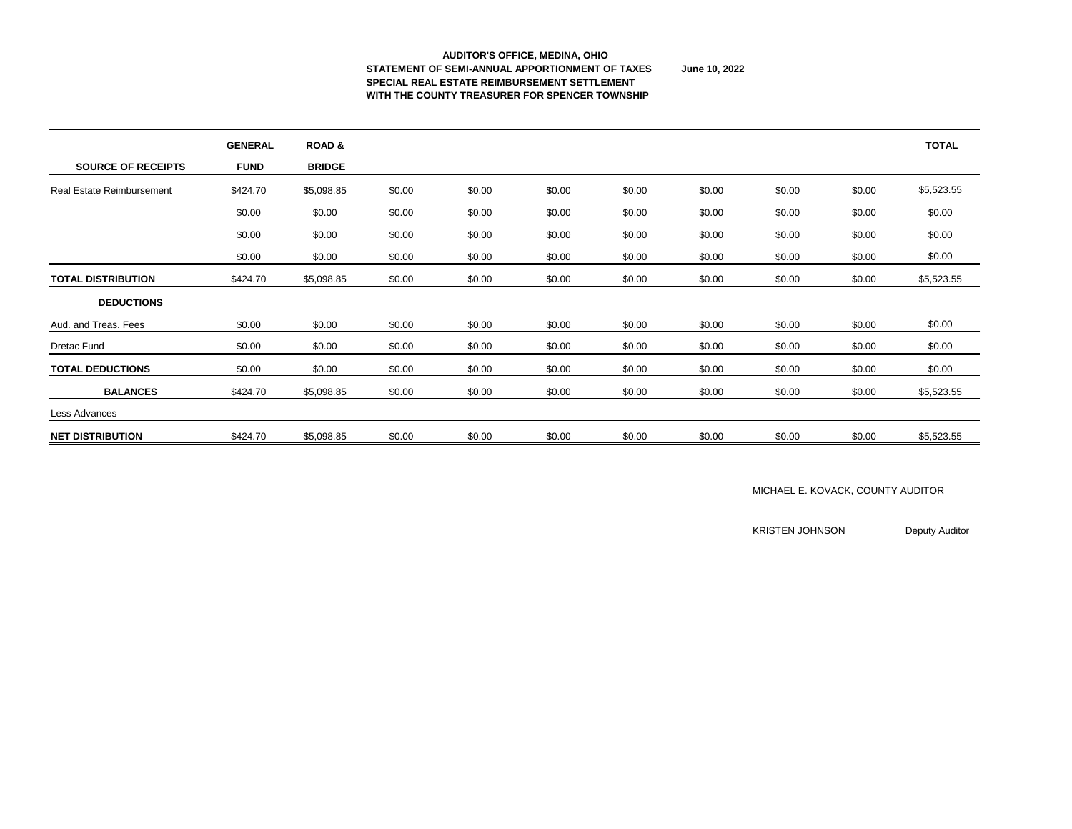**AUDITOR'S OFFICE, MEDINA, OHIO**
**STATEMENT OF SEMI-ANNUAL APPORTIONMENT OF TAXES** **June 10, 2022**
**SPECIAL REAL ESTATE REIMBURSEMENT SETTLEMENT**
**WITH THE COUNTY TREASURER FOR SPENCER TOWNSHIP**

| SOURCE OF RECEIPTS | GENERAL FUND | ROAD & BRIDGE | | | | | | | | TOTAL |
|---|---|---|---|---|---|---|---|---|---|---|
| Real Estate Reimbursement | $424.70 | $5,098.85 | $0.00 | $0.00 | $0.00 | $0.00 | $0.00 | $0.00 | $0.00 | $5,523.55 |
| | $0.00 | $0.00 | $0.00 | $0.00 | $0.00 | $0.00 | $0.00 | $0.00 | $0.00 | $0.00 |
| | $0.00 | $0.00 | $0.00 | $0.00 | $0.00 | $0.00 | $0.00 | $0.00 | $0.00 | $0.00 |
| | $0.00 | $0.00 | $0.00 | $0.00 | $0.00 | $0.00 | $0.00 | $0.00 | $0.00 | $0.00 |
| **TOTAL DISTRIBUTION** | $424.70 | $5,098.85 | $0.00 | $0.00 | $0.00 | $0.00 | $0.00 | $0.00 | $0.00 | $5,523.55 |
| **DEDUCTIONS** | | | | | | | | | | |
| Aud. and Treas. Fees | $0.00 | $0.00 | $0.00 | $0.00 | $0.00 | $0.00 | $0.00 | $0.00 | $0.00 | $0.00 |
| Dretac Fund | $0.00 | $0.00 | $0.00 | $0.00 | $0.00 | $0.00 | $0.00 | $0.00 | $0.00 | $0.00 |
| **TOTAL DEDUCTIONS** | $0.00 | $0.00 | $0.00 | $0.00 | $0.00 | $0.00 | $0.00 | $0.00 | $0.00 | $0.00 |
| **BALANCES** | $424.70 | $5,098.85 | $0.00 | $0.00 | $0.00 | $0.00 | $0.00 | $0.00 | $0.00 | $5,523.55 |
| Less Advances | | | | | | | | | | |
| **NET DISTRIBUTION** | $424.70 | $5,098.85 | $0.00 | $0.00 | $0.00 | $0.00 | $0.00 | $0.00 | $0.00 | $5,523.55 |

MICHAEL E. KOVACK, COUNTY AUDITOR

KRISTEN JOHNSON Deputy Auditor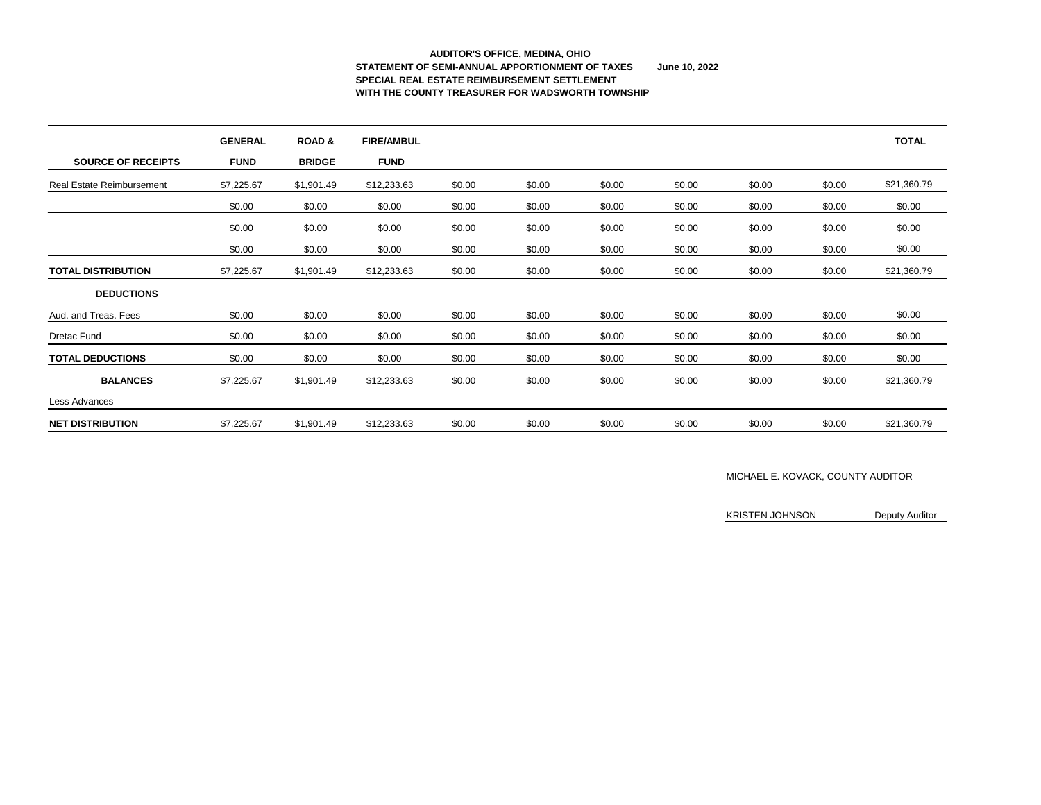**AUDITOR'S OFFICE, MEDINA, OHIO**
**STATEMENT OF SEMI-ANNUAL APPORTIONMENT OF TAXES** **June 10, 2022**
**SPECIAL REAL ESTATE REIMBURSEMENT SETTLEMENT**
**WITH THE COUNTY TREASURER FOR WADSWORTH TOWNSHIP**

| SOURCE OF RECEIPTS | GENERAL FUND | ROAD & BRIDGE | FIRE/AMBUL FUND | | | | | | | TOTAL |
|---|---|---|---|---|---|---|---|---|---|---|
| Real Estate Reimbursement | $7,225.67 | $1,901.49 | $12,233.63 | $0.00 | $0.00 | $0.00 | $0.00 | $0.00 | $0.00 | $21,360.79 |
| | $0.00 | $0.00 | $0.00 | $0.00 | $0.00 | $0.00 | $0.00 | $0.00 | $0.00 | $0.00 |
| | $0.00 | $0.00 | $0.00 | $0.00 | $0.00 | $0.00 | $0.00 | $0.00 | $0.00 | $0.00 |
| | $0.00 | $0.00 | $0.00 | $0.00 | $0.00 | $0.00 | $0.00 | $0.00 | $0.00 | $0.00 |
| **TOTAL DISTRIBUTION** | $7,225.67 | $1,901.49 | $12,233.63 | $0.00 | $0.00 | $0.00 | $0.00 | $0.00 | $0.00 | $21,360.79 |
| **DEDUCTIONS** | | | | | | | | | | |
| Aud. and Treas. Fees | $0.00 | $0.00 | $0.00 | $0.00 | $0.00 | $0.00 | $0.00 | $0.00 | $0.00 | $0.00 |
| Dretac Fund | $0.00 | $0.00 | $0.00 | $0.00 | $0.00 | $0.00 | $0.00 | $0.00 | $0.00 | $0.00 |
| **TOTAL DEDUCTIONS** | $0.00 | $0.00 | $0.00 | $0.00 | $0.00 | $0.00 | $0.00 | $0.00 | $0.00 | $0.00 |
| **BALANCES** | $7,225.67 | $1,901.49 | $12,233.63 | $0.00 | $0.00 | $0.00 | $0.00 | $0.00 | $0.00 | $21,360.79 |
| Less Advances | | | | | | | | | | |
| **NET DISTRIBUTION** | $7,225.67 | $1,901.49 | $12,233.63 | $0.00 | $0.00 | $0.00 | $0.00 | $0.00 | $0.00 | $21,360.79 |

MICHAEL E. KOVACK, COUNTY AUDITOR

KRISTEN JOHNSON Deputy Auditor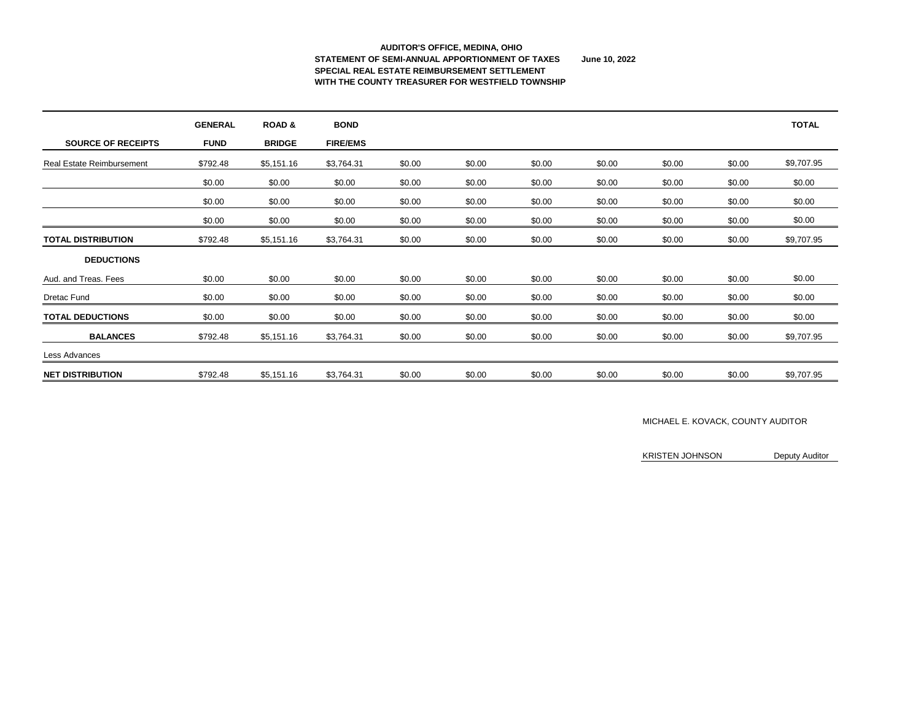**AUDITOR'S OFFICE, MEDINA, OHIO**
**STATEMENT OF SEMI-ANNUAL APPORTIONMENT OF TAXES** **June 10, 2022**
**SPECIAL REAL ESTATE REIMBURSEMENT SETTLEMENT**
**WITH THE COUNTY TREASURER FOR WESTFIELD TOWNSHIP**

| SOURCE OF RECEIPTS | GENERAL FUND | ROAD & BRIDGE | BOND FIRE/EMS | | | | | | | TOTAL |
|---|---|---|---|---|---|---|---|---|---|---|
| Real Estate Reimbursement | $792.48 | $5,151.16 | $3,764.31 | $0.00 | $0.00 | $0.00 | $0.00 | $0.00 | $0.00 | $9,707.95 |
| | $0.00 | $0.00 | $0.00 | $0.00 | $0.00 | $0.00 | $0.00 | $0.00 | $0.00 | $0.00 |
| | $0.00 | $0.00 | $0.00 | $0.00 | $0.00 | $0.00 | $0.00 | $0.00 | $0.00 | $0.00 |
| | $0.00 | $0.00 | $0.00 | $0.00 | $0.00 | $0.00 | $0.00 | $0.00 | $0.00 | $0.00 |
| **TOTAL DISTRIBUTION** | $792.48 | $5,151.16 | $3,764.31 | $0.00 | $0.00 | $0.00 | $0.00 | $0.00 | $0.00 | $9,707.95 |
| **DEDUCTIONS** | | | | | | | | | | |
| Aud. and Treas. Fees | $0.00 | $0.00 | $0.00 | $0.00 | $0.00 | $0.00 | $0.00 | $0.00 | $0.00 | $0.00 |
| Dretac Fund | $0.00 | $0.00 | $0.00 | $0.00 | $0.00 | $0.00 | $0.00 | $0.00 | $0.00 | $0.00 |
| **TOTAL DEDUCTIONS** | $0.00 | $0.00 | $0.00 | $0.00 | $0.00 | $0.00 | $0.00 | $0.00 | $0.00 | $0.00 |
| **BALANCES** | $792.48 | $5,151.16 | $3,764.31 | $0.00 | $0.00 | $0.00 | $0.00 | $0.00 | $0.00 | $9,707.95 |
| Less Advances | | | | | | | | | | |
| **NET DISTRIBUTION** | $792.48 | $5,151.16 | $3,764.31 | $0.00 | $0.00 | $0.00 | $0.00 | $0.00 | $0.00 | $9,707.95 |

MICHAEL E. KOVACK, COUNTY AUDITOR

KRISTEN JOHNSON Deputy Auditor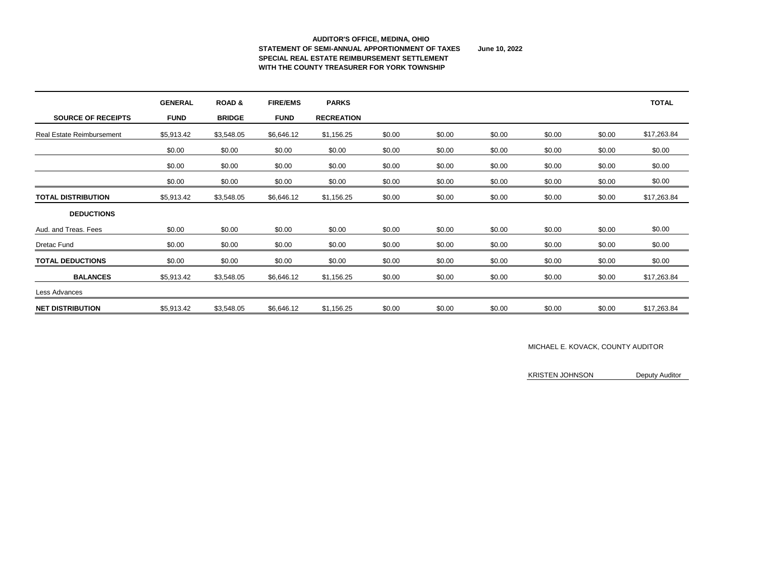**AUDITOR'S OFFICE, MEDINA, OHIO**
**STATEMENT OF SEMI-ANNUAL APPORTIONMENT OF TAXES** **June 10, 2022**
**SPECIAL REAL ESTATE REIMBURSEMENT SETTLEMENT**
**WITH THE COUNTY TREASURER FOR YORK TOWNSHIP**

| SOURCE OF RECEIPTS | GENERAL FUND | ROAD & BRIDGE | FIRE/EMS FUND | PARKS RECREATION | | | | | | TOTAL |
|---|---|---|---|---|---|---|---|---|---|---|
| Real Estate Reimbursement | $5,913.42 | $3,548.05 | $6,646.12 | $1,156.25 | $0.00 | $0.00 | $0.00 | $0.00 | $0.00 | $17,263.84 |
| | $0.00 | $0.00 | $0.00 | $0.00 | $0.00 | $0.00 | $0.00 | $0.00 | $0.00 | $0.00 |
| | $0.00 | $0.00 | $0.00 | $0.00 | $0.00 | $0.00 | $0.00 | $0.00 | $0.00 | $0.00 |
| | $0.00 | $0.00 | $0.00 | $0.00 | $0.00 | $0.00 | $0.00 | $0.00 | $0.00 | $0.00 |
| **TOTAL DISTRIBUTION** | $5,913.42 | $3,548.05 | $6,646.12 | $1,156.25 | $0.00 | $0.00 | $0.00 | $0.00 | $0.00 | $17,263.84 |
| **DEDUCTIONS** | | | | | | | | | | |
| Aud. and Treas. Fees | $0.00 | $0.00 | $0.00 | $0.00 | $0.00 | $0.00 | $0.00 | $0.00 | $0.00 | $0.00 |
| Dretac Fund | $0.00 | $0.00 | $0.00 | $0.00 | $0.00 | $0.00 | $0.00 | $0.00 | $0.00 | $0.00 |
| **TOTAL DEDUCTIONS** | $0.00 | $0.00 | $0.00 | $0.00 | $0.00 | $0.00 | $0.00 | $0.00 | $0.00 | $0.00 |
| **BALANCES** | $5,913.42 | $3,548.05 | $6,646.12 | $1,156.25 | $0.00 | $0.00 | $0.00 | $0.00 | $0.00 | $17,263.84 |
| Less Advances | | | | | | | | | | |
| **NET DISTRIBUTION** | $5,913.42 | $3,548.05 | $6,646.12 | $1,156.25 | $0.00 | $0.00 | $0.00 | $0.00 | $0.00 | $17,263.84 |

MICHAEL E. KOVACK, COUNTY AUDITOR

KRISTEN JOHNSON Deputy Auditor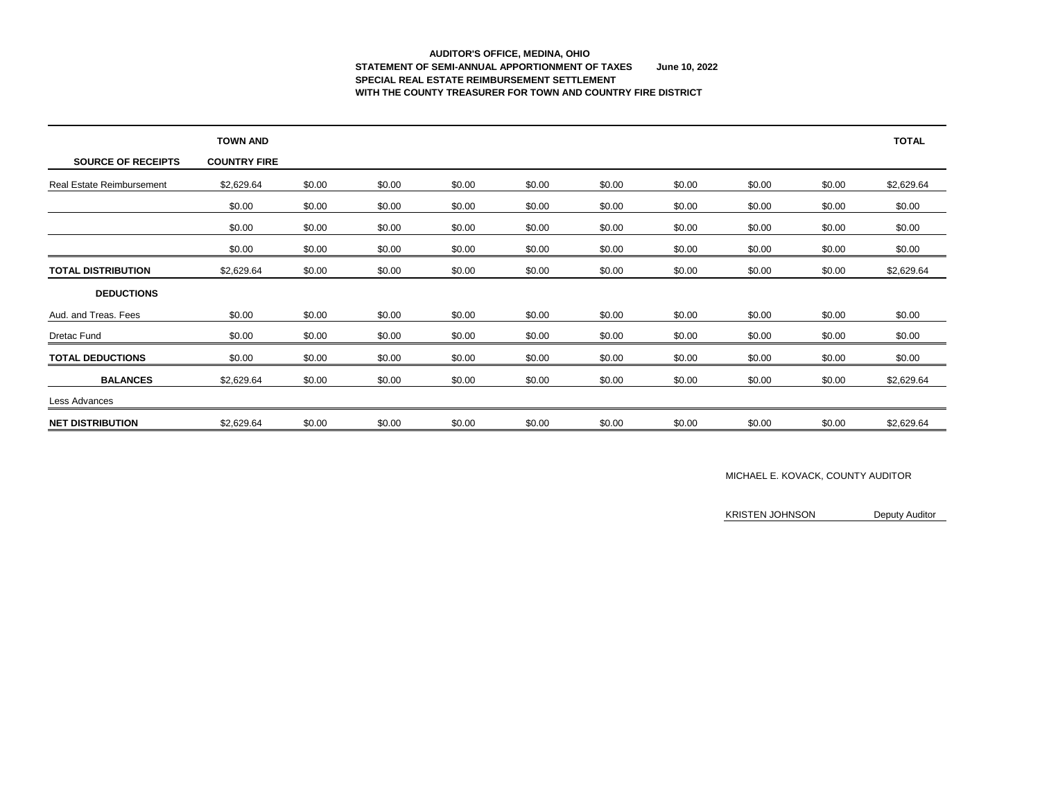**AUDITOR'S OFFICE, MEDINA, OHIO**
**STATEMENT OF SEMI-ANNUAL APPORTIONMENT OF TAXES June 10, 2022**
**SPECIAL REAL ESTATE REIMBURSEMENT SETTLEMENT**
**WITH THE COUNTY TREASURER FOR TOWN AND COUNTRY FIRE DISTRICT**

| SOURCE OF RECEIPTS | TOWN AND COUNTRY FIRE | | | | | | | | | TOTAL |
|---|---|---|---|---|---|---|---|---|---|---|
| Real Estate Reimbursement | $2,629.64 | $0.00 | $0.00 | $0.00 | $0.00 | $0.00 | $0.00 | $0.00 | $0.00 | $2,629.64 |
| | $0.00 | $0.00 | $0.00 | $0.00 | $0.00 | $0.00 | $0.00 | $0.00 | $0.00 | $0.00 |
| | $0.00 | $0.00 | $0.00 | $0.00 | $0.00 | $0.00 | $0.00 | $0.00 | $0.00 | $0.00 |
| | $0.00 | $0.00 | $0.00 | $0.00 | $0.00 | $0.00 | $0.00 | $0.00 | $0.00 | $0.00 |
| **TOTAL DISTRIBUTION** | $2,629.64 | $0.00 | $0.00 | $0.00 | $0.00 | $0.00 | $0.00 | $0.00 | $0.00 | $2,629.64 |
| **DEDUCTIONS** | | | | | | | | | | |
| Aud. and Treas. Fees | $0.00 | $0.00 | $0.00 | $0.00 | $0.00 | $0.00 | $0.00 | $0.00 | $0.00 | $0.00 |
| Dretac Fund | $0.00 | $0.00 | $0.00 | $0.00 | $0.00 | $0.00 | $0.00 | $0.00 | $0.00 | $0.00 |
| **TOTAL DEDUCTIONS** | $0.00 | $0.00 | $0.00 | $0.00 | $0.00 | $0.00 | $0.00 | $0.00 | $0.00 | $0.00 |
| **BALANCES** | $2,629.64 | $0.00 | $0.00 | $0.00 | $0.00 | $0.00 | $0.00 | $0.00 | $0.00 | $2,629.64 |
| Less Advances | | | | | | | | | | |
| **NET DISTRIBUTION** | $2,629.64 | $0.00 | $0.00 | $0.00 | $0.00 | $0.00 | $0.00 | $0.00 | $0.00 | $2,629.64 |

MICHAEL E. KOVACK, COUNTY AUDITOR

KRISTEN JOHNSON Deputy Auditor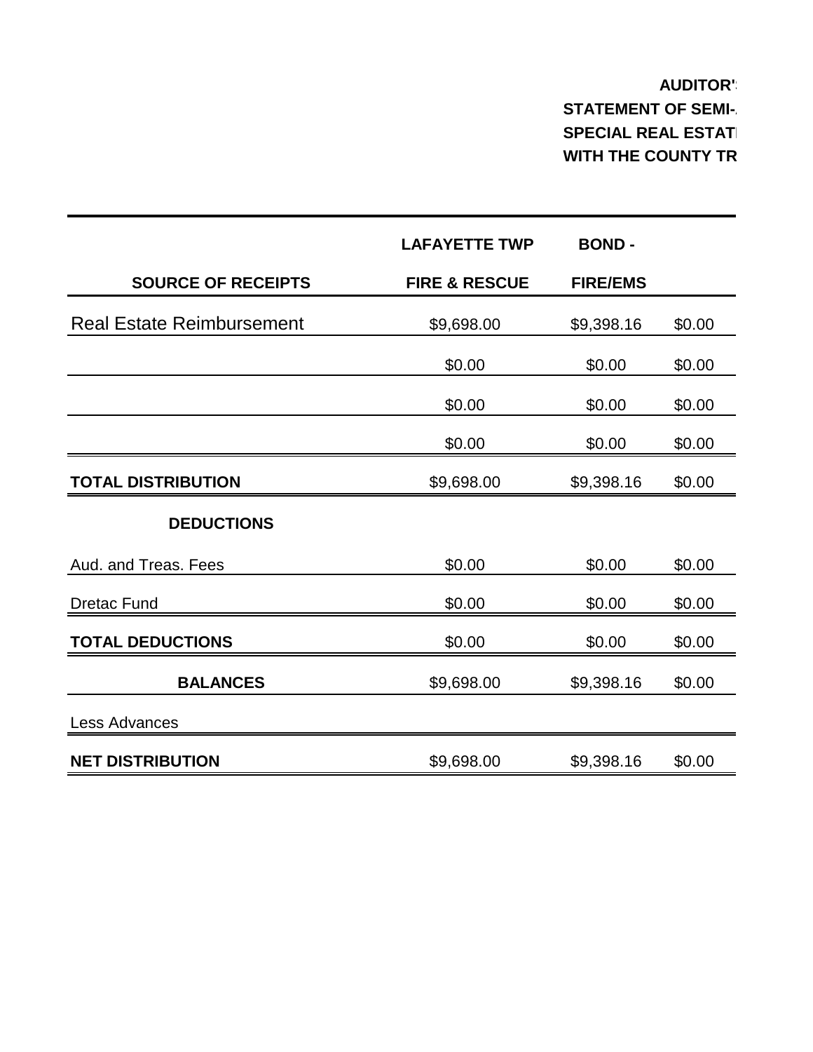**AUDITOR'**

**STATEMENT OF SEMI-**

**SPECIAL REAL ESTAT**

**WITH THE COUNTY TR**

| SOURCE OF RECEIPTS | LAFAYETTE TWP FIRE & RESCUE | BOND - FIRE/EMS | |
|---|---|---|---|
| Real Estate Reimbursement | $9,698.00 | $9,398.16 | $0.00 |
| | $0.00 | $0.00 | $0.00 |
| | $0.00 | $0.00 | $0.00 |
| | $0.00 | $0.00 | $0.00 |
| **TOTAL DISTRIBUTION** | $9,698.00 | $9,398.16 | $0.00 |
| **DEDUCTIONS** | | | |
| Aud. and Treas. Fees | $0.00 | $0.00 | $0.00 |
| Dretac Fund | $0.00 | $0.00 | $0.00 |
| **TOTAL DEDUCTIONS** | $0.00 | $0.00 | $0.00 |
| **BALANCES** | $9,698.00 | $9,398.16 | $0.00 |
| Less Advances | | | |
| **NET DISTRIBUTION** | $9,698.00 | $9,398.16 | $0.00 |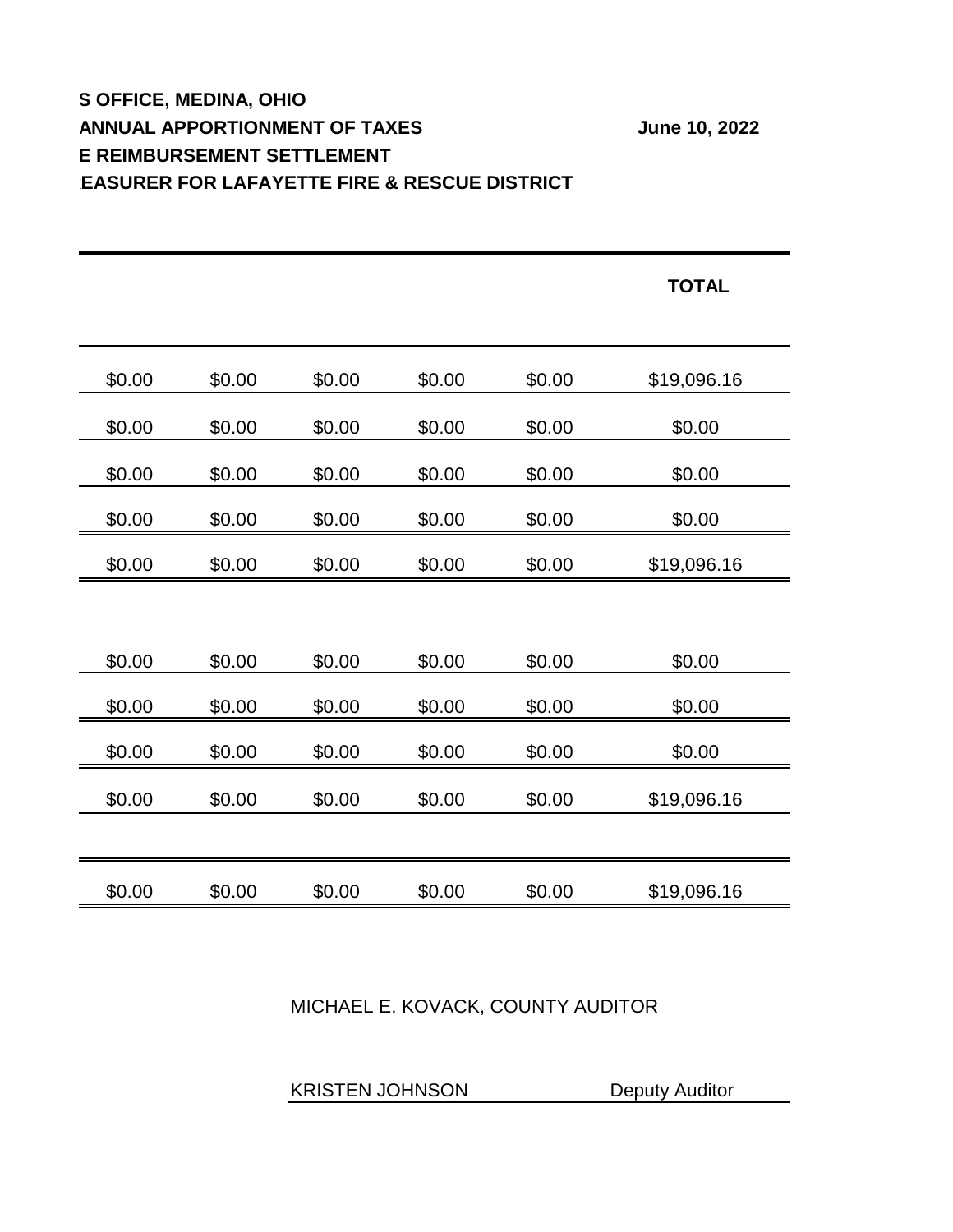**S OFFICE, MEDINA, OHIO**

**ANNUAL APPORTIONMENT OF TAXES** **June 10, 2022**

**E REIMBURSEMENT SETTLEMENT**

**EASURER FOR LAFAYETTE FIRE & RESCUE DISTRICT**

| | | | | | TOTAL |
|---|---|---|---|---|---|
| $0.00 | $0.00 | $0.00 | $0.00 | $0.00 | $19,096.16 |
| $0.00 | $0.00 | $0.00 | $0.00 | $0.00 | $0.00 |
| $0.00 | $0.00 | $0.00 | $0.00 | $0.00 | $0.00 |
| $0.00 | $0.00 | $0.00 | $0.00 | $0.00 | $0.00 |
| $0.00 | $0.00 | $0.00 | $0.00 | $0.00 | $19,096.16 |
| | | | | | |
| $0.00 | $0.00 | $0.00 | $0.00 | $0.00 | $0.00 |
| $0.00 | $0.00 | $0.00 | $0.00 | $0.00 | $0.00 |
| $0.00 | $0.00 | $0.00 | $0.00 | $0.00 | $0.00 |
| $0.00 | $0.00 | $0.00 | $0.00 | $0.00 | $19,096.16 |
| | | | | | |
| $0.00 | $0.00 | $0.00 | $0.00 | $0.00 | $19,096.16 |

MICHAEL E. KOVACK, COUNTY AUDITOR

KRISTEN JOHNSON Deputy Auditor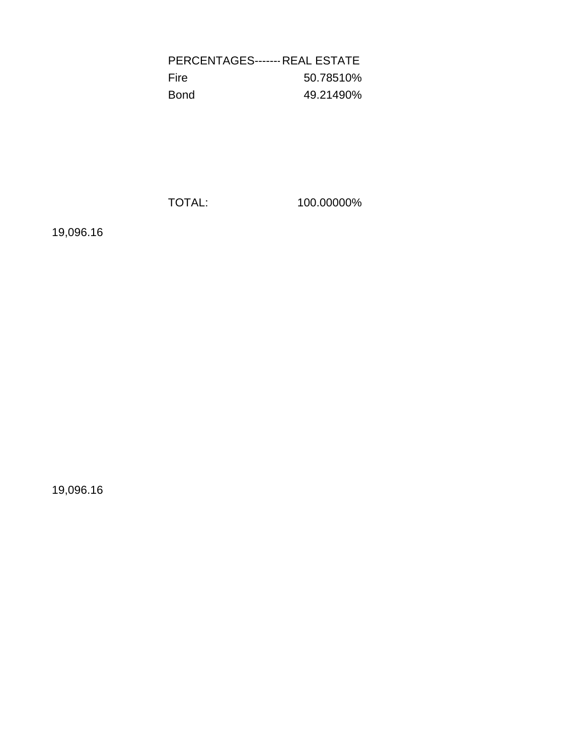| PERCENTAGES------- | REAL ESTATE |
| --- | --- |
| Fire | 50.78510% |
| Bond | 49.21490% |
| | |
| TOTAL: | 100.00000% |

19,096.16

19,096.16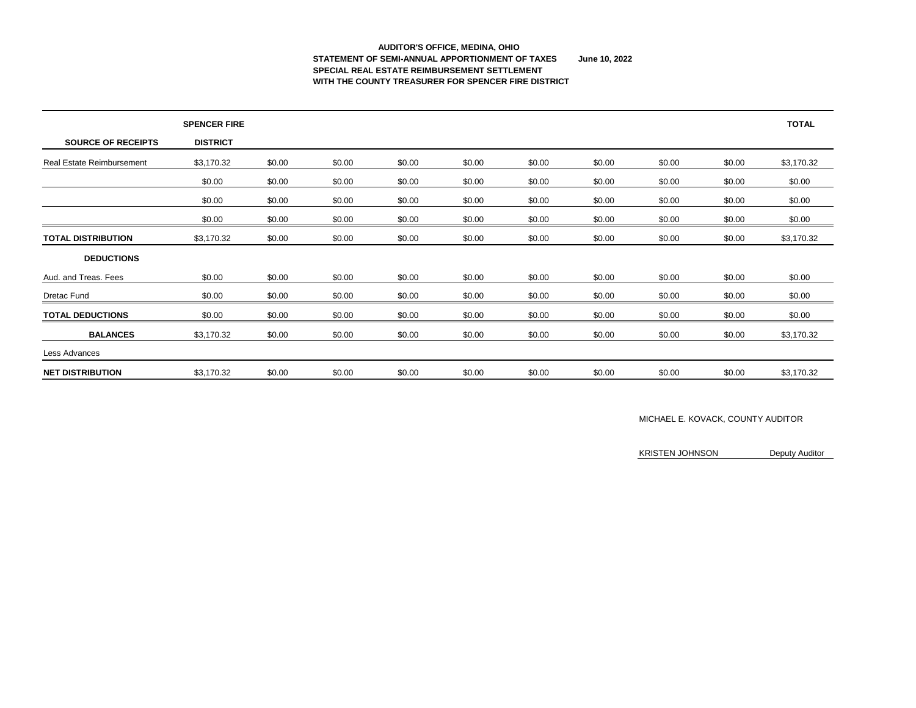**AUDITOR'S OFFICE, MEDINA, OHIO**
**STATEMENT OF SEMI-ANNUAL APPORTIONMENT OF TAXES** **June 10, 2022**
**SPECIAL REAL ESTATE REIMBURSEMENT SETTLEMENT**
**WITH THE COUNTY TREASURER FOR SPENCER FIRE DISTRICT**

| **SOURCE OF RECEIPTS** | **SPENCER FIRE DISTRICT** | | | | | | | | | **TOTAL** |
|---|---|---|---|---|---|---|---|---|---|---|
| Real Estate Reimbursement | $3,170.32 | $0.00 | $0.00 | $0.00 | $0.00 | $0.00 | $0.00 | $0.00 | $0.00 | $3,170.32 |
| | $0.00 | $0.00 | $0.00 | $0.00 | $0.00 | $0.00 | $0.00 | $0.00 | $0.00 | $0.00 |
| | $0.00 | $0.00 | $0.00 | $0.00 | $0.00 | $0.00 | $0.00 | $0.00 | $0.00 | $0.00 |
| | $0.00 | $0.00 | $0.00 | $0.00 | $0.00 | $0.00 | $0.00 | $0.00 | $0.00 | $0.00 |
| **TOTAL DISTRIBUTION** | $3,170.32 | $0.00 | $0.00 | $0.00 | $0.00 | $0.00 | $0.00 | $0.00 | $0.00 | $3,170.32 |
| **DEDUCTIONS** | | | | | | | | | | |
| Aud. and Treas. Fees | $0.00 | $0.00 | $0.00 | $0.00 | $0.00 | $0.00 | $0.00 | $0.00 | $0.00 | $0.00 |
| Dretac Fund | $0.00 | $0.00 | $0.00 | $0.00 | $0.00 | $0.00 | $0.00 | $0.00 | $0.00 | $0.00 |
| **TOTAL DEDUCTIONS** | $0.00 | $0.00 | $0.00 | $0.00 | $0.00 | $0.00 | $0.00 | $0.00 | $0.00 | $0.00 |
| **BALANCES** | $3,170.32 | $0.00 | $0.00 | $0.00 | $0.00 | $0.00 | $0.00 | $0.00 | $0.00 | $3,170.32 |
| Less Advances | | | | | | | | | | |
| **NET DISTRIBUTION** | $3,170.32 | $0.00 | $0.00 | $0.00 | $0.00 | $0.00 | $0.00 | $0.00 | $0.00 | $3,170.32 |

MICHAEL E. KOVACK, COUNTY AUDITOR

KRISTEN JOHNSON Deputy Auditor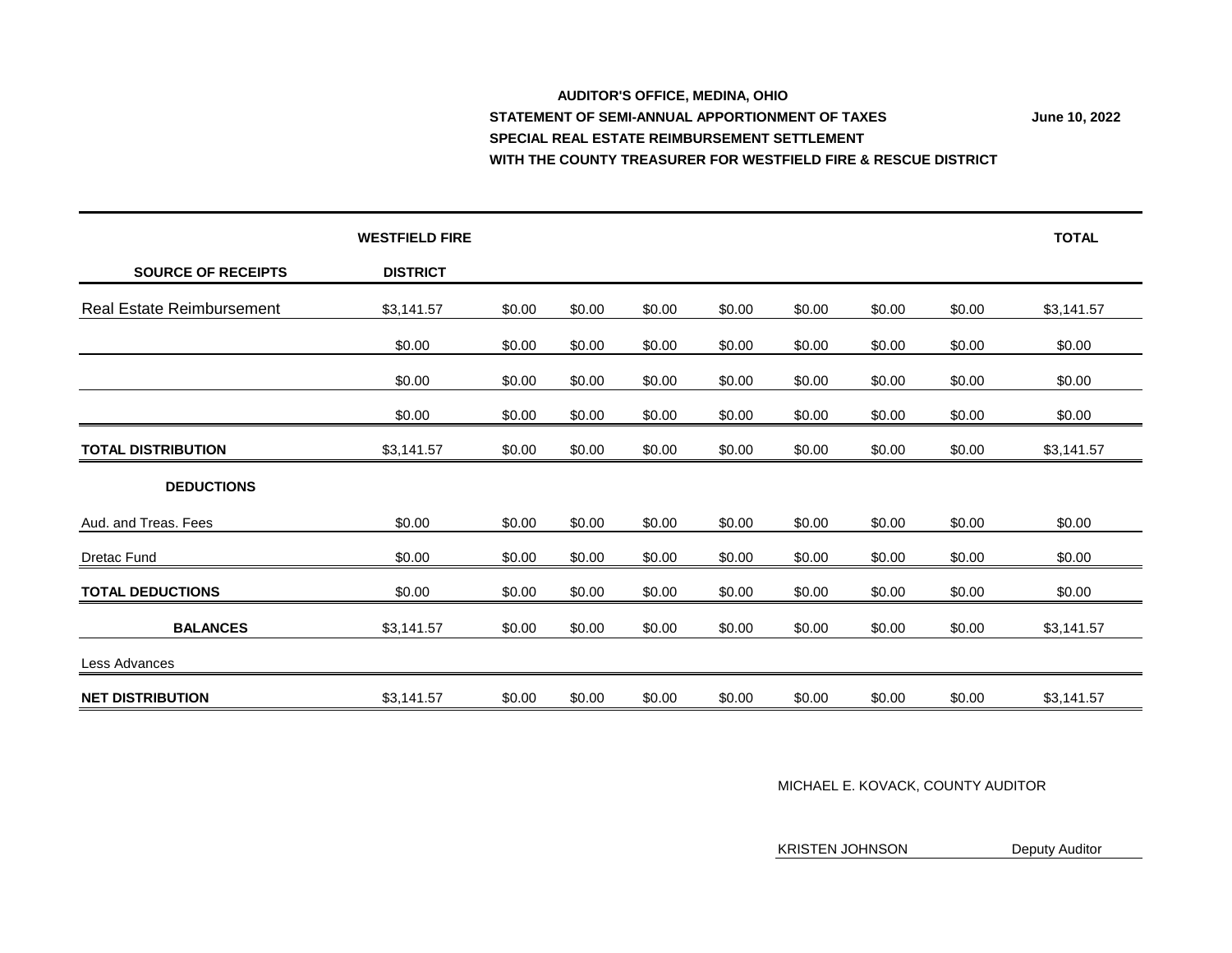**AUDITOR'S OFFICE, MEDINA, OHIO**

**STATEMENT OF SEMI-ANNUAL APPORTIONMENT OF TAXES** **June 10, 2022**

**SPECIAL REAL ESTATE REIMBURSEMENT SETTLEMENT**

**WITH THE COUNTY TREASURER FOR WESTFIELD FIRE & RESCUE DISTRICT**

| SOURCE OF RECEIPTS | WESTFIELD FIRE DISTRICT | | | | | | | | TOTAL |
|---|---|---|---|---|---|---|---|---|---|
| Real Estate Reimbursement | $3,141.57 | $0.00 | $0.00 | $0.00 | $0.00 | $0.00 | $0.00 | $0.00 | $3,141.57 |
| | $0.00 | $0.00 | $0.00 | $0.00 | $0.00 | $0.00 | $0.00 | $0.00 | $0.00 |
| | $0.00 | $0.00 | $0.00 | $0.00 | $0.00 | $0.00 | $0.00 | $0.00 | $0.00 |
| | $0.00 | $0.00 | $0.00 | $0.00 | $0.00 | $0.00 | $0.00 | $0.00 | $0.00 |
| **TOTAL DISTRIBUTION** | $3,141.57 | $0.00 | $0.00 | $0.00 | $0.00 | $0.00 | $0.00 | $0.00 | $3,141.57 |
| **DEDUCTIONS** | | | | | | | | | |
| Aud. and Treas. Fees | $0.00 | $0.00 | $0.00 | $0.00 | $0.00 | $0.00 | $0.00 | $0.00 | $0.00 |
| Dretac Fund | $0.00 | $0.00 | $0.00 | $0.00 | $0.00 | $0.00 | $0.00 | $0.00 | $0.00 |
| **TOTAL DEDUCTIONS** | $0.00 | $0.00 | $0.00 | $0.00 | $0.00 | $0.00 | $0.00 | $0.00 | $0.00 |
| **BALANCES** | $3,141.57 | $0.00 | $0.00 | $0.00 | $0.00 | $0.00 | $0.00 | $0.00 | $3,141.57 |
| Less Advances | | | | | | | | | |
| **NET DISTRIBUTION** | $3,141.57 | $0.00 | $0.00 | $0.00 | $0.00 | $0.00 | $0.00 | $0.00 | $3,141.57 |

MICHAEL E. KOVACK, COUNTY AUDITOR

KRISTEN JOHNSON Deputy Auditor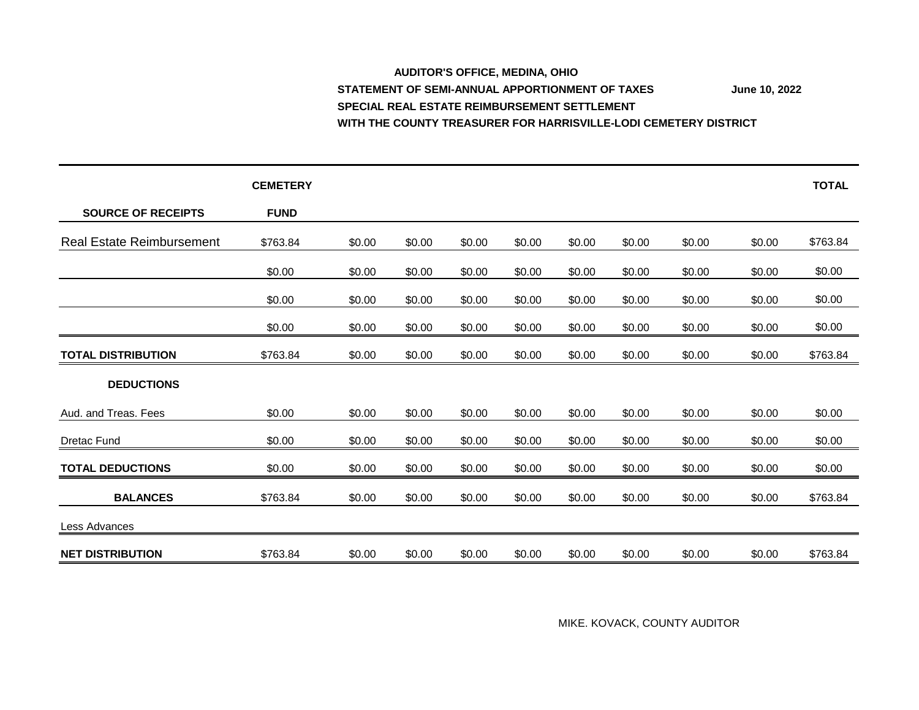**AUDITOR'S OFFICE, MEDINA, OHIO**

**STATEMENT OF SEMI-ANNUAL APPORTIONMENT OF TAXES** **June 10, 2022**

**SPECIAL REAL ESTATE REIMBURSEMENT SETTLEMENT**

**WITH THE COUNTY TREASURER FOR HARRISVILLE-LODI CEMETERY DISTRICT**

| **SOURCE OF RECEIPTS** | **CEMETERY FUND** | | | | | | | | | **TOTAL** |
|---|---|---|---|---|---|---|---|---|---|---|
| Real Estate Reimbursement | $763.84 | $0.00 | $0.00 | $0.00 | $0.00 | $0.00 | $0.00 | $0.00 | $0.00 | $763.84 |
| | $0.00 | $0.00 | $0.00 | $0.00 | $0.00 | $0.00 | $0.00 | $0.00 | $0.00 | $0.00 |
| | $0.00 | $0.00 | $0.00 | $0.00 | $0.00 | $0.00 | $0.00 | $0.00 | $0.00 | $0.00 |
| | $0.00 | $0.00 | $0.00 | $0.00 | $0.00 | $0.00 | $0.00 | $0.00 | $0.00 | $0.00 |
| **TOTAL DISTRIBUTION** | $763.84 | $0.00 | $0.00 | $0.00 | $0.00 | $0.00 | $0.00 | $0.00 | $0.00 | $763.84 |
| **DEDUCTIONS** | | | | | | | | | | |
| Aud. and Treas. Fees | $0.00 | $0.00 | $0.00 | $0.00 | $0.00 | $0.00 | $0.00 | $0.00 | $0.00 | $0.00 |
| Dretac Fund | $0.00 | $0.00 | $0.00 | $0.00 | $0.00 | $0.00 | $0.00 | $0.00 | $0.00 | $0.00 |
| **TOTAL DEDUCTIONS** | $0.00 | $0.00 | $0.00 | $0.00 | $0.00 | $0.00 | $0.00 | $0.00 | $0.00 | $0.00 |
| **BALANCES** | $763.84 | $0.00 | $0.00 | $0.00 | $0.00 | $0.00 | $0.00 | $0.00 | $0.00 | $763.84 |
| Less Advances | | | | | | | | | | |
| **NET DISTRIBUTION** | $763.84 | $0.00 | $0.00 | $0.00 | $0.00 | $0.00 | $0.00 | $0.00 | $0.00 | $763.84 |

MIKE. KOVACK, COUNTY AUDITOR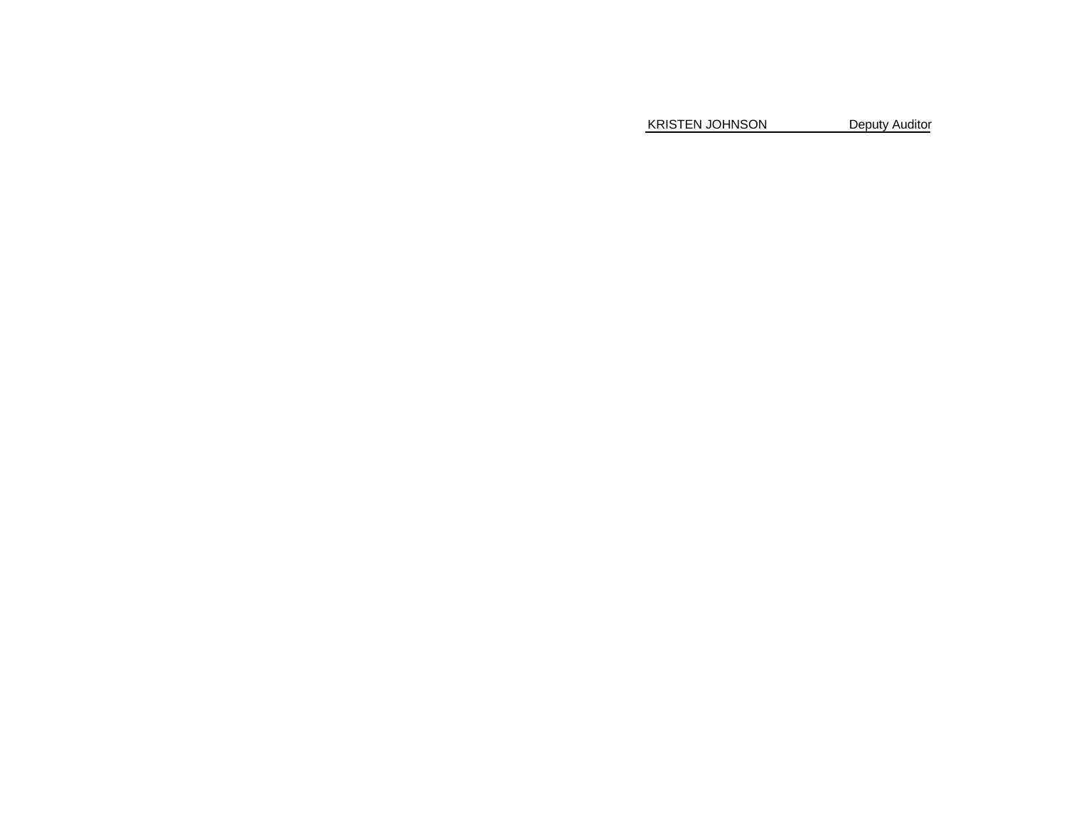KRISTEN JOHNSON Deputy Auditor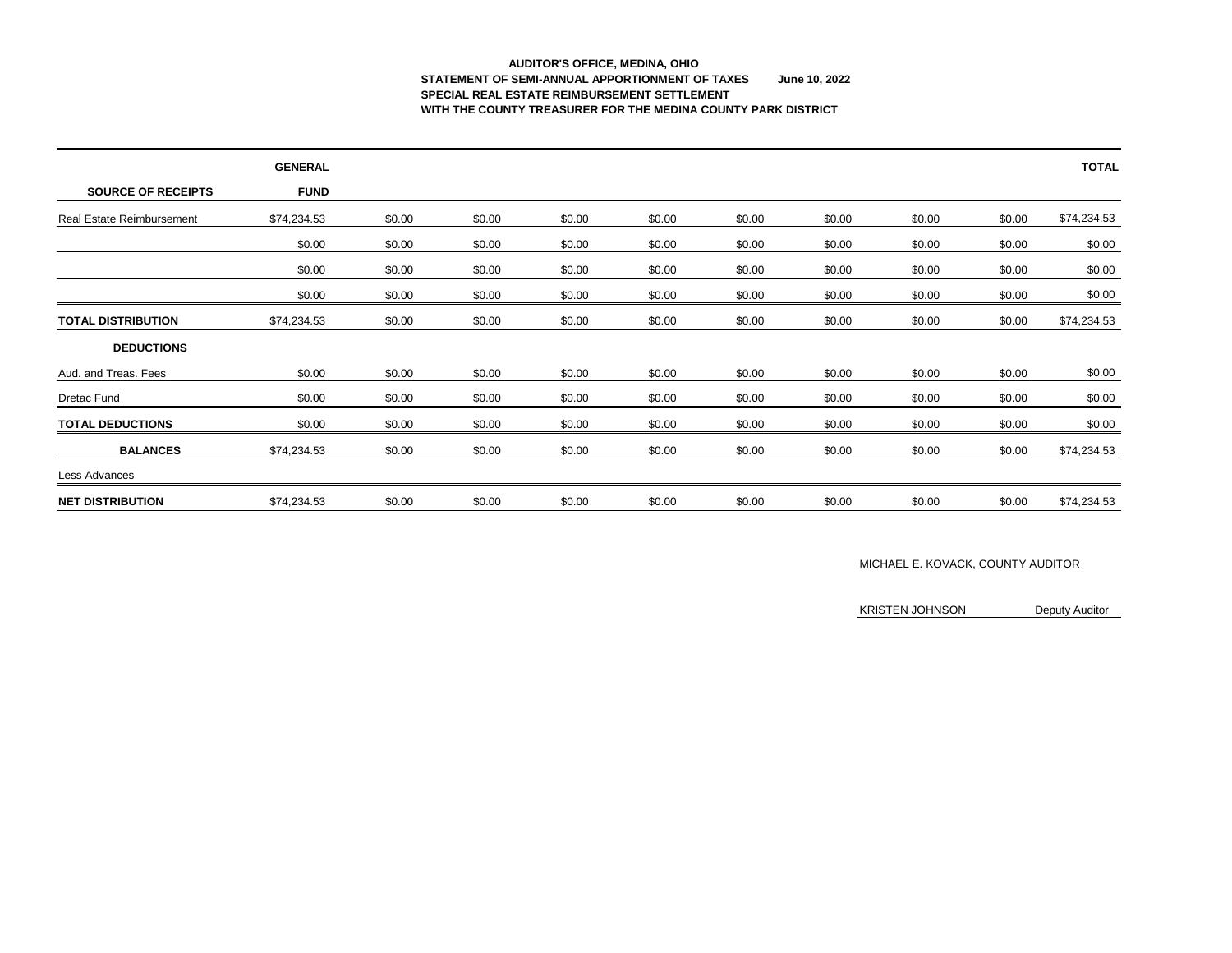**AUDITOR'S OFFICE, MEDINA, OHIO**
**STATEMENT OF SEMI-ANNUAL APPORTIONMENT OF TAXES June 10, 2022**
**SPECIAL REAL ESTATE REIMBURSEMENT SETTLEMENT**
**WITH THE COUNTY TREASURER FOR THE MEDINA COUNTY PARK DISTRICT**

| **SOURCE OF RECEIPTS** | **GENERAL FUND** | | | | | | | | | **TOTAL** |
|---|---|---|---|---|---|---|---|---|---|---|
| Real Estate Reimbursement | $74,234.53 | $0.00 | $0.00 | $0.00 | $0.00 | $0.00 | $0.00 | $0.00 | $0.00 | $74,234.53 |
| | $0.00 | $0.00 | $0.00 | $0.00 | $0.00 | $0.00 | $0.00 | $0.00 | $0.00 | $0.00 |
| | $0.00 | $0.00 | $0.00 | $0.00 | $0.00 | $0.00 | $0.00 | $0.00 | $0.00 | $0.00 |
| | $0.00 | $0.00 | $0.00 | $0.00 | $0.00 | $0.00 | $0.00 | $0.00 | $0.00 | $0.00 |
| **TOTAL DISTRIBUTION** | $74,234.53 | $0.00 | $0.00 | $0.00 | $0.00 | $0.00 | $0.00 | $0.00 | $0.00 | $74,234.53 |
| **DEDUCTIONS** | | | | | | | | | | |
| Aud. and Treas. Fees | $0.00 | $0.00 | $0.00 | $0.00 | $0.00 | $0.00 | $0.00 | $0.00 | $0.00 | $0.00 |
| Dretac Fund | $0.00 | $0.00 | $0.00 | $0.00 | $0.00 | $0.00 | $0.00 | $0.00 | $0.00 | $0.00 |
| **TOTAL DEDUCTIONS** | $0.00 | $0.00 | $0.00 | $0.00 | $0.00 | $0.00 | $0.00 | $0.00 | $0.00 | $0.00 |
| **BALANCES** | $74,234.53 | $0.00 | $0.00 | $0.00 | $0.00 | $0.00 | $0.00 | $0.00 | $0.00 | $74,234.53 |
| Less Advances | | | | | | | | | | |
| **NET DISTRIBUTION** | $74,234.53 | $0.00 | $0.00 | $0.00 | $0.00 | $0.00 | $0.00 | $0.00 | $0.00 | $74,234.53 |

MICHAEL E. KOVACK, COUNTY AUDITOR

KRISTEN JOHNSON Deputy Auditor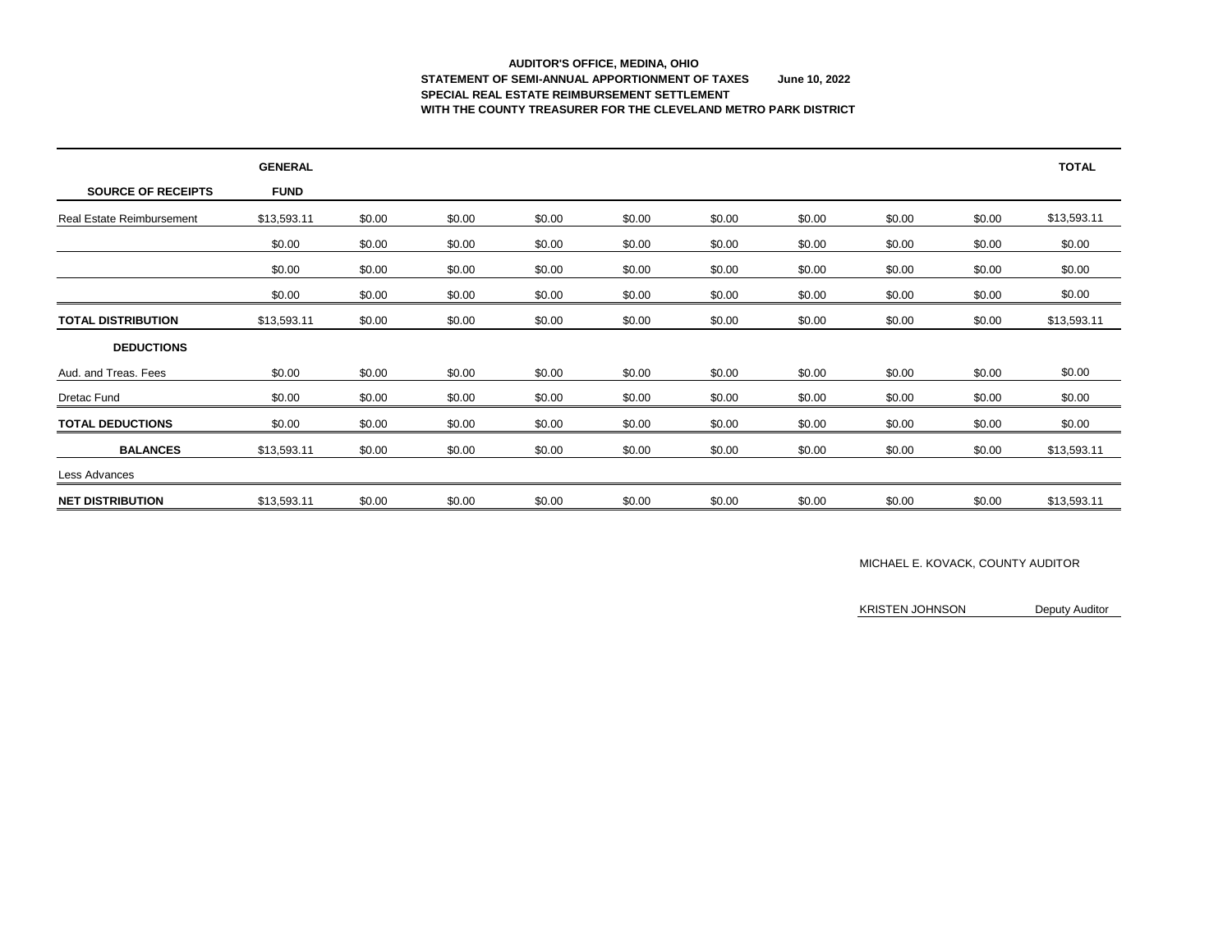**AUDITOR'S OFFICE, MEDINA, OHIO**
**STATEMENT OF SEMI-ANNUAL APPORTIONMENT OF TAXES June 10, 2022**
**SPECIAL REAL ESTATE REIMBURSEMENT SETTLEMENT**
**WITH THE COUNTY TREASURER FOR THE CLEVELAND METRO PARK DISTRICT**

| **SOURCE OF RECEIPTS** | **GENERAL FUND** | | | | | | | | | **TOTAL** |
|---|---|---|---|---|---|---|---|---|---|---|
| Real Estate Reimbursement | $13,593.11 | $0.00 | $0.00 | $0.00 | $0.00 | $0.00 | $0.00 | $0.00 | $0.00 | $13,593.11 |
| | $0.00 | $0.00 | $0.00 | $0.00 | $0.00 | $0.00 | $0.00 | $0.00 | $0.00 | $0.00 |
| | $0.00 | $0.00 | $0.00 | $0.00 | $0.00 | $0.00 | $0.00 | $0.00 | $0.00 | $0.00 |
| | $0.00 | $0.00 | $0.00 | $0.00 | $0.00 | $0.00 | $0.00 | $0.00 | $0.00 | $0.00 |
| **TOTAL DISTRIBUTION** | $13,593.11 | $0.00 | $0.00 | $0.00 | $0.00 | $0.00 | $0.00 | $0.00 | $0.00 | $13,593.11 |
| **DEDUCTIONS** | | | | | | | | | | |
| Aud. and Treas. Fees | $0.00 | $0.00 | $0.00 | $0.00 | $0.00 | $0.00 | $0.00 | $0.00 | $0.00 | $0.00 |
| Dretac Fund | $0.00 | $0.00 | $0.00 | $0.00 | $0.00 | $0.00 | $0.00 | $0.00 | $0.00 | $0.00 |
| **TOTAL DEDUCTIONS** | $0.00 | $0.00 | $0.00 | $0.00 | $0.00 | $0.00 | $0.00 | $0.00 | $0.00 | $0.00 |
| **BALANCES** | $13,593.11 | $0.00 | $0.00 | $0.00 | $0.00 | $0.00 | $0.00 | $0.00 | $0.00 | $13,593.11 |
| Less Advances | | | | | | | | | | |
| **NET DISTRIBUTION** | $13,593.11 | $0.00 | $0.00 | $0.00 | $0.00 | $0.00 | $0.00 | $0.00 | $0.00 | $13,593.11 |

MICHAEL E. KOVACK, COUNTY AUDITOR

KRISTEN JOHNSON Deputy Auditor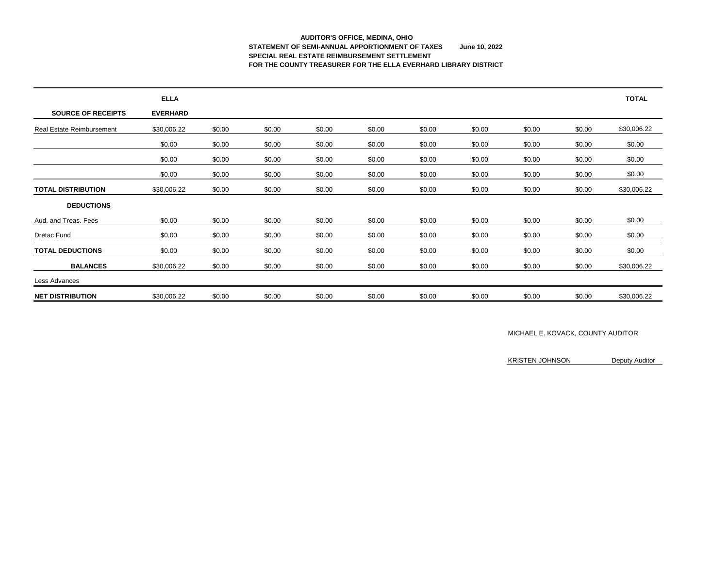**AUDITOR'S OFFICE, MEDINA, OHIO**
**STATEMENT OF SEMI-ANNUAL APPORTIONMENT OF TAXES June 10, 2022**
**SPECIAL REAL ESTATE REIMBURSEMENT SETTLEMENT**
**FOR THE COUNTY TREASURER FOR THE ELLA EVERHARD LIBRARY DISTRICT**

| SOURCE OF RECEIPTS | ELLA EVERHARD | | | | | | | | | TOTAL |
|---|---|---|---|---|---|---|---|---|---|---|
| Real Estate Reimbursement | $30,006.22 | $0.00 | $0.00 | $0.00 | $0.00 | $0.00 | $0.00 | $0.00 | $0.00 | $30,006.22 |
| | $0.00 | $0.00 | $0.00 | $0.00 | $0.00 | $0.00 | $0.00 | $0.00 | $0.00 | $0.00 |
| | $0.00 | $0.00 | $0.00 | $0.00 | $0.00 | $0.00 | $0.00 | $0.00 | $0.00 | $0.00 |
| | $0.00 | $0.00 | $0.00 | $0.00 | $0.00 | $0.00 | $0.00 | $0.00 | $0.00 | $0.00 |
| **TOTAL DISTRIBUTION** | $30,006.22 | $0.00 | $0.00 | $0.00 | $0.00 | $0.00 | $0.00 | $0.00 | $0.00 | $30,006.22 |
| **DEDUCTIONS** | | | | | | | | | | |
| Aud. and Treas. Fees | $0.00 | $0.00 | $0.00 | $0.00 | $0.00 | $0.00 | $0.00 | $0.00 | $0.00 | $0.00 |
| Dretac Fund | $0.00 | $0.00 | $0.00 | $0.00 | $0.00 | $0.00 | $0.00 | $0.00 | $0.00 | $0.00 |
| **TOTAL DEDUCTIONS** | $0.00 | $0.00 | $0.00 | $0.00 | $0.00 | $0.00 | $0.00 | $0.00 | $0.00 | $0.00 |
| **BALANCES** | $30,006.22 | $0.00 | $0.00 | $0.00 | $0.00 | $0.00 | $0.00 | $0.00 | $0.00 | $30,006.22 |
| Less Advances | | | | | | | | | | |
| **NET DISTRIBUTION** | $30,006.22 | $0.00 | $0.00 | $0.00 | $0.00 | $0.00 | $0.00 | $0.00 | $0.00 | $30,006.22 |

MICHAEL E. KOVACK, COUNTY AUDITOR

KRISTEN JOHNSON Deputy Auditor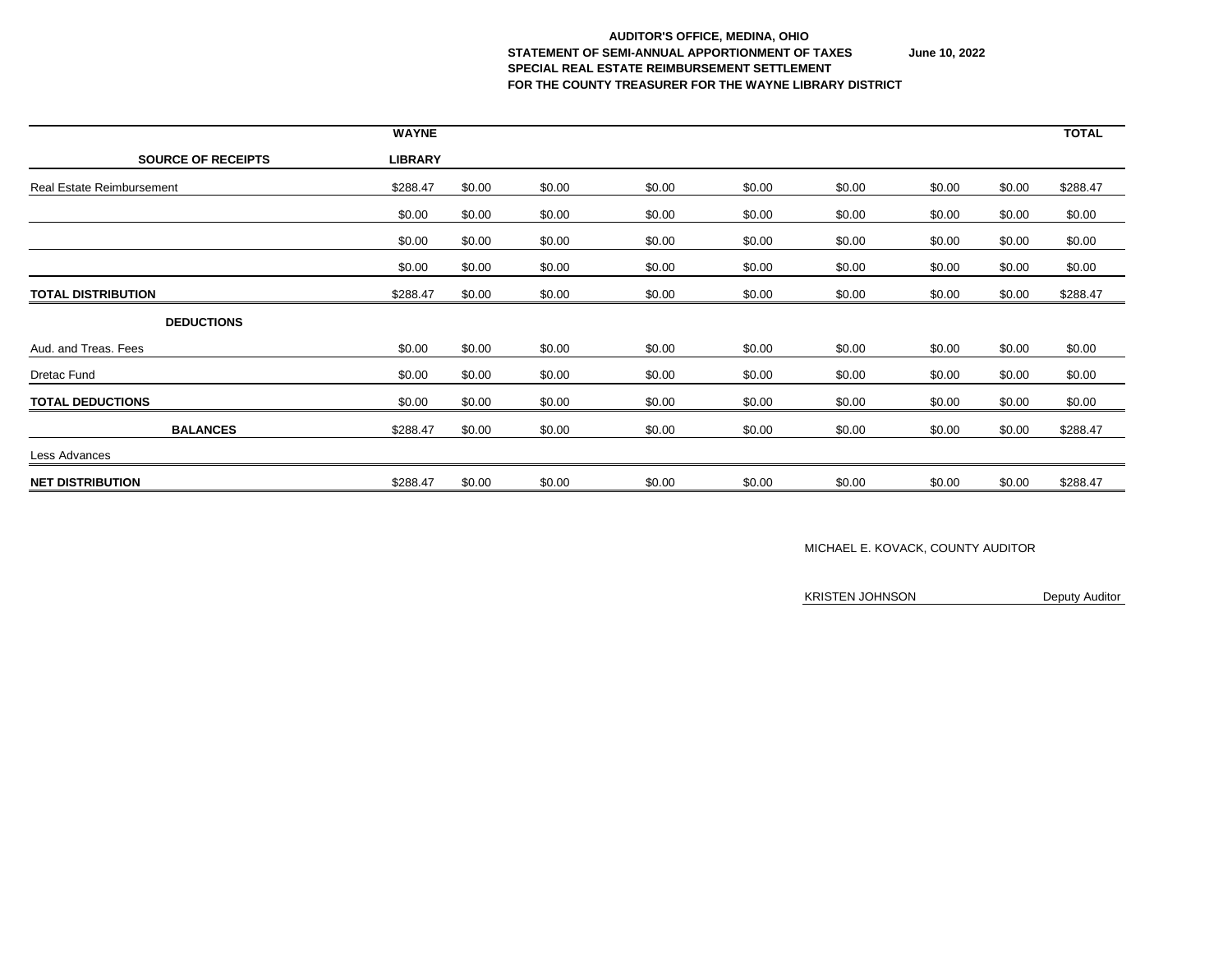**AUDITOR'S OFFICE, MEDINA, OHIO**
**STATEMENT OF SEMI-ANNUAL APPORTIONMENT OF TAXES** **June 10, 2022**
**SPECIAL REAL ESTATE REIMBURSEMENT SETTLEMENT**
**FOR THE COUNTY TREASURER FOR THE WAYNE LIBRARY DISTRICT**

| SOURCE OF RECEIPTS | WAYNE LIBRARY | | | | | | | | TOTAL |
|---|---|---|---|---|---|---|---|---|---|
| Real Estate Reimbursement | $288.47 | $0.00 | $0.00 | $0.00 | $0.00 | $0.00 | $0.00 | $0.00 | $288.47 |
| | $0.00 | $0.00 | $0.00 | $0.00 | $0.00 | $0.00 | $0.00 | $0.00 | $0.00 |
| | $0.00 | $0.00 | $0.00 | $0.00 | $0.00 | $0.00 | $0.00 | $0.00 | $0.00 |
| | $0.00 | $0.00 | $0.00 | $0.00 | $0.00 | $0.00 | $0.00 | $0.00 | $0.00 |
| **TOTAL DISTRIBUTION** | $288.47 | $0.00 | $0.00 | $0.00 | $0.00 | $0.00 | $0.00 | $0.00 | $288.47 |
| **DEDUCTIONS** | | | | | | | | | |
| Aud. and Treas. Fees | $0.00 | $0.00 | $0.00 | $0.00 | $0.00 | $0.00 | $0.00 | $0.00 | $0.00 |
| Dretac Fund | $0.00 | $0.00 | $0.00 | $0.00 | $0.00 | $0.00 | $0.00 | $0.00 | $0.00 |
| **TOTAL DEDUCTIONS** | $0.00 | $0.00 | $0.00 | $0.00 | $0.00 | $0.00 | $0.00 | $0.00 | $0.00 |
| **BALANCES** | $288.47 | $0.00 | $0.00 | $0.00 | $0.00 | $0.00 | $0.00 | $0.00 | $288.47 |
| Less Advances | | | | | | | | | |
| **NET DISTRIBUTION** | $288.47 | $0.00 | $0.00 | $0.00 | $0.00 | $0.00 | $0.00 | $0.00 | $288.47 |

MICHAEL E. KOVACK, COUNTY AUDITOR

KRISTEN JOHNSON Deputy Auditor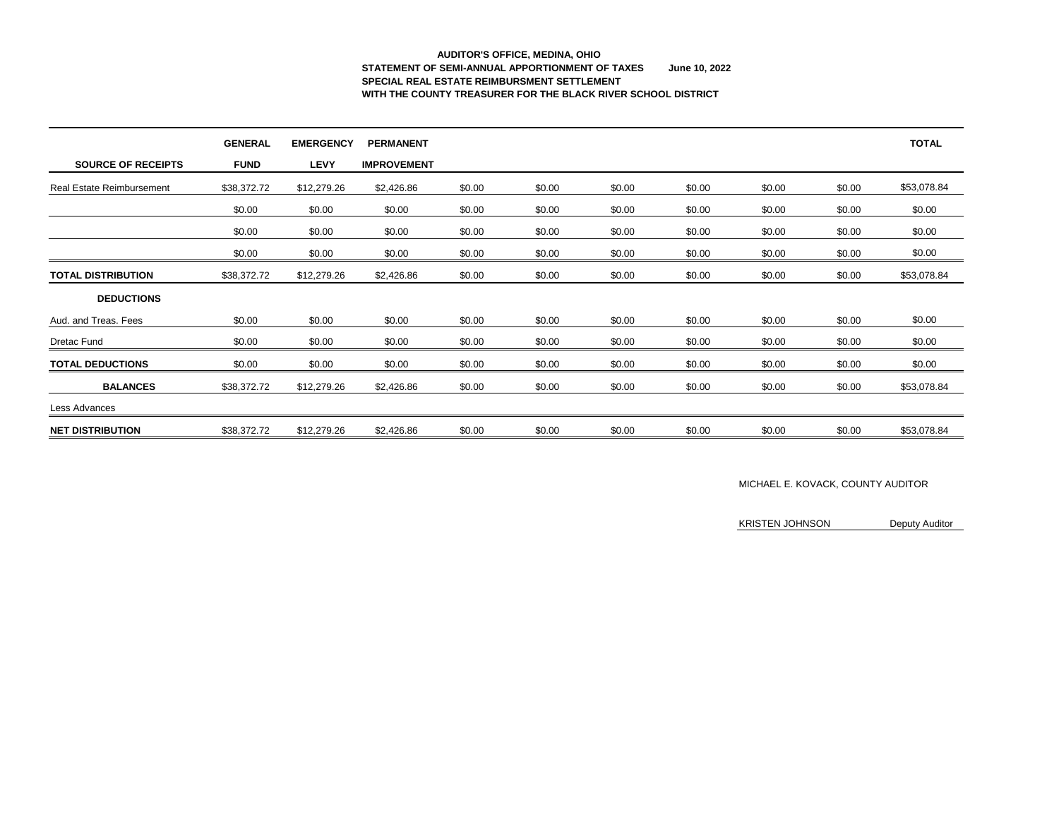**AUDITOR'S OFFICE, MEDINA, OHIO**
**STATEMENT OF SEMI-ANNUAL APPORTIONMENT OF TAXES June 10, 2022**
**SPECIAL REAL ESTATE REIMBURSMENT SETTLEMENT**
**WITH THE COUNTY TREASURER FOR THE BLACK RIVER SCHOOL DISTRICT**

| SOURCE OF RECEIPTS | GENERAL FUND | EMERGENCY LEVY | PERMANENT IMPROVEMENT | | | | | | | TOTAL |
|---|---|---|---|---|---|---|---|---|---|---|
| Real Estate Reimbursement | $38,372.72 | $12,279.26 | $2,426.86 | $0.00 | $0.00 | $0.00 | $0.00 | $0.00 | $0.00 | $53,078.84 |
| | $0.00 | $0.00 | $0.00 | $0.00 | $0.00 | $0.00 | $0.00 | $0.00 | $0.00 | $0.00 |
| | $0.00 | $0.00 | $0.00 | $0.00 | $0.00 | $0.00 | $0.00 | $0.00 | $0.00 | $0.00 |
| | $0.00 | $0.00 | $0.00 | $0.00 | $0.00 | $0.00 | $0.00 | $0.00 | $0.00 | $0.00 |
| **TOTAL DISTRIBUTION** | $38,372.72 | $12,279.26 | $2,426.86 | $0.00 | $0.00 | $0.00 | $0.00 | $0.00 | $0.00 | $53,078.84 |
| **DEDUCTIONS** | | | | | | | | | | |
| Aud. and Treas. Fees | $0.00 | $0.00 | $0.00 | $0.00 | $0.00 | $0.00 | $0.00 | $0.00 | $0.00 | $0.00 |
| Dretac Fund | $0.00 | $0.00 | $0.00 | $0.00 | $0.00 | $0.00 | $0.00 | $0.00 | $0.00 | $0.00 |
| **TOTAL DEDUCTIONS** | $0.00 | $0.00 | $0.00 | $0.00 | $0.00 | $0.00 | $0.00 | $0.00 | $0.00 | $0.00 |
| **BALANCES** | $38,372.72 | $12,279.26 | $2,426.86 | $0.00 | $0.00 | $0.00 | $0.00 | $0.00 | $0.00 | $53,078.84 |
| Less Advances | | | | | | | | | | |
| **NET DISTRIBUTION** | $38,372.72 | $12,279.26 | $2,426.86 | $0.00 | $0.00 | $0.00 | $0.00 | $0.00 | $0.00 | $53,078.84 |

MICHAEL E. KOVACK, COUNTY AUDITOR

KRISTEN JOHNSON Deputy Auditor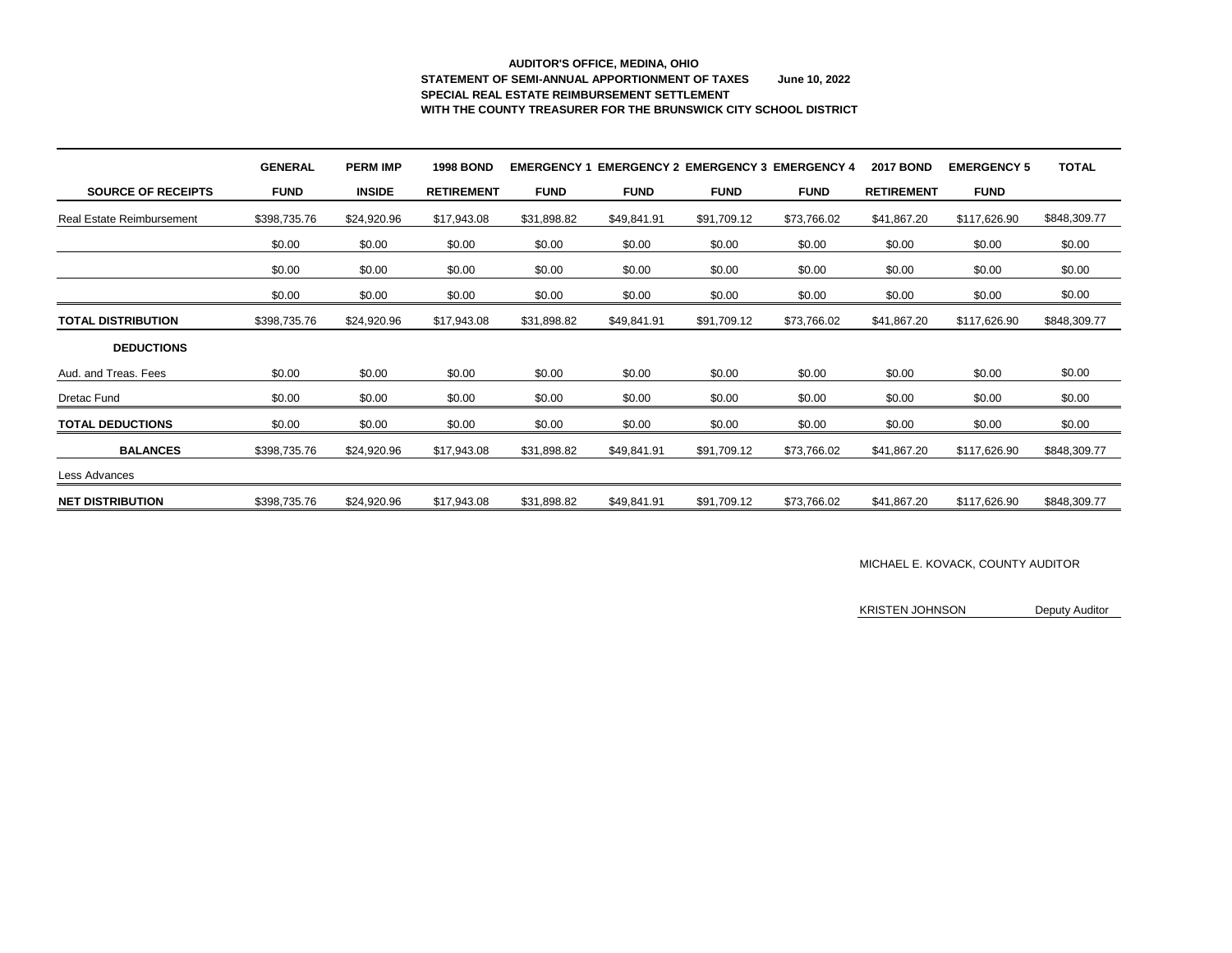**AUDITOR'S OFFICE, MEDINA, OHIO**
**STATEMENT OF SEMI-ANNUAL APPORTIONMENT OF TAXES June 10, 2022**
**SPECIAL REAL ESTATE REIMBURSEMENT SETTLEMENT**
**WITH THE COUNTY TREASURER FOR THE BRUNSWICK CITY SCHOOL DISTRICT**

| SOURCE OF RECEIPTS | GENERAL FUND | PERM IMP INSIDE | 1998 BOND RETIREMENT | EMERGENCY 1 FUND | EMERGENCY 2 FUND | EMERGENCY 3 FUND | EMERGENCY 4 FUND | 2017 BOND RETIREMENT | EMERGENCY 5 FUND | TOTAL |
|---|---|---|---|---|---|---|---|---|---|---|
| Real Estate Reimbursement | $398,735.76 | $24,920.96 | $17,943.08 | $31,898.82 | $49,841.91 | $91,709.12 | $73,766.02 | $41,867.20 | $117,626.90 | $848,309.77 |
| | $0.00 | $0.00 | $0.00 | $0.00 | $0.00 | $0.00 | $0.00 | $0.00 | $0.00 | $0.00 |
| | $0.00 | $0.00 | $0.00 | $0.00 | $0.00 | $0.00 | $0.00 | $0.00 | $0.00 | $0.00 |
| | $0.00 | $0.00 | $0.00 | $0.00 | $0.00 | $0.00 | $0.00 | $0.00 | $0.00 | $0.00 |
| **TOTAL DISTRIBUTION** | $398,735.76 | $24,920.96 | $17,943.08 | $31,898.82 | $49,841.91 | $91,709.12 | $73,766.02 | $41,867.20 | $117,626.90 | $848,309.77 |
| **DEDUCTIONS** | | | | | | | | | | |
| Aud. and Treas. Fees | $0.00 | $0.00 | $0.00 | $0.00 | $0.00 | $0.00 | $0.00 | $0.00 | $0.00 | $0.00 |
| Dretac Fund | $0.00 | $0.00 | $0.00 | $0.00 | $0.00 | $0.00 | $0.00 | $0.00 | $0.00 | $0.00 |
| **TOTAL DEDUCTIONS** | $0.00 | $0.00 | $0.00 | $0.00 | $0.00 | $0.00 | $0.00 | $0.00 | $0.00 | $0.00 |
| **BALANCES** | $398,735.76 | $24,920.96 | $17,943.08 | $31,898.82 | $49,841.91 | $91,709.12 | $73,766.02 | $41,867.20 | $117,626.90 | $848,309.77 |
| Less Advances | | | | | | | | | | |
| **NET DISTRIBUTION** | $398,735.76 | $24,920.96 | $17,943.08 | $31,898.82 | $49,841.91 | $91,709.12 | $73,766.02 | $41,867.20 | $117,626.90 | $848,309.77 |

MICHAEL E. KOVACK, COUNTY AUDITOR

KRISTEN JOHNSON Deputy Auditor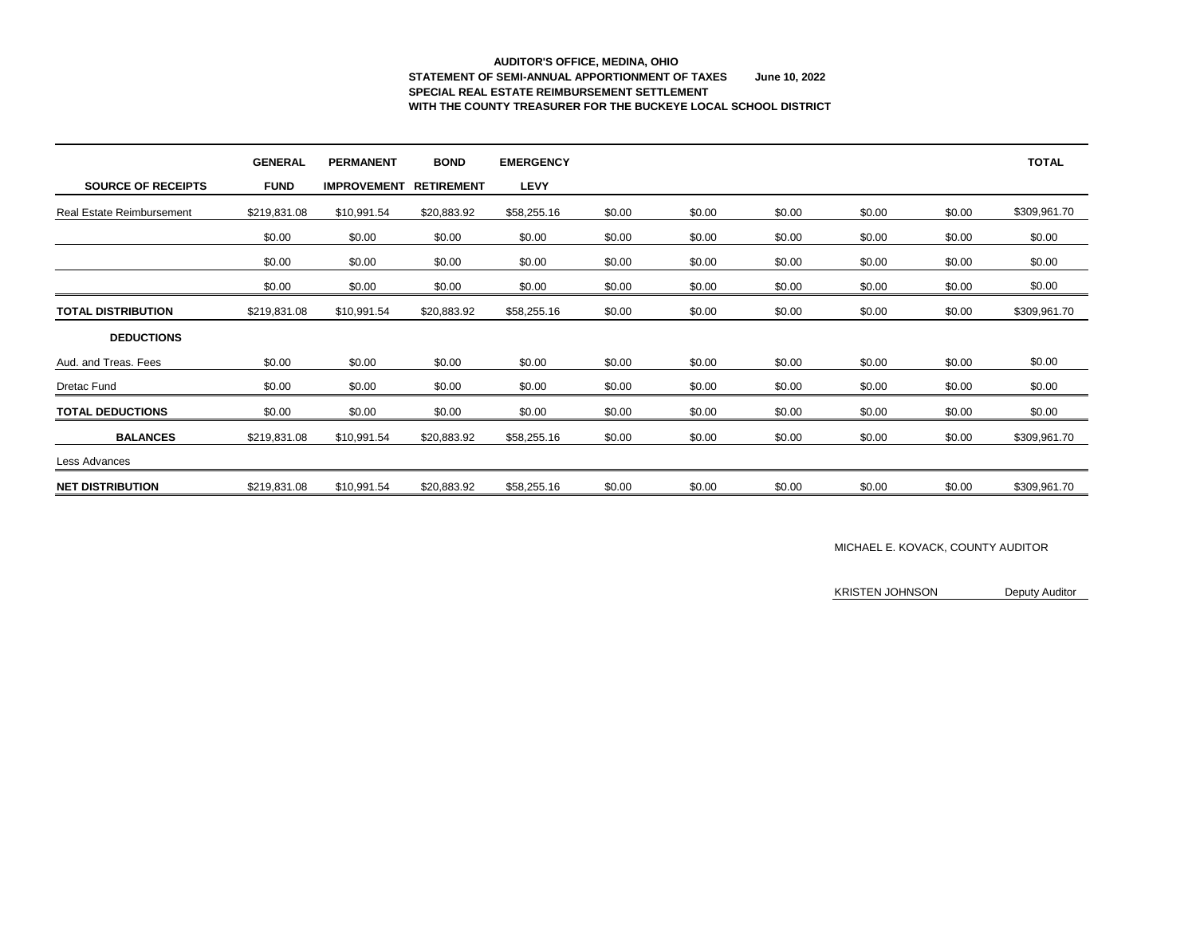**AUDITOR'S OFFICE, MEDINA, OHIO**
**STATEMENT OF SEMI-ANNUAL APPORTIONMENT OF TAXES June 10, 2022**
**SPECIAL REAL ESTATE REIMBURSEMENT SETTLEMENT**
**WITH THE COUNTY TREASURER FOR THE BUCKEYE LOCAL SCHOOL DISTRICT**

| SOURCE OF RECEIPTS | GENERAL FUND | PERMANENT IMPROVEMENT | BOND RETIREMENT | EMERGENCY LEVY | | | | | | TOTAL |
|---|---|---|---|---|---|---|---|---|---|---|
| Real Estate Reimbursement | $219,831.08 | $10,991.54 | $20,883.92 | $58,255.16 | $0.00 | $0.00 | $0.00 | $0.00 | $0.00 | $309,961.70 |
| | $0.00 | $0.00 | $0.00 | $0.00 | $0.00 | $0.00 | $0.00 | $0.00 | $0.00 | $0.00 |
| | $0.00 | $0.00 | $0.00 | $0.00 | $0.00 | $0.00 | $0.00 | $0.00 | $0.00 | $0.00 |
| | $0.00 | $0.00 | $0.00 | $0.00 | $0.00 | $0.00 | $0.00 | $0.00 | $0.00 | $0.00 |
| **TOTAL DISTRIBUTION** | $219,831.08 | $10,991.54 | $20,883.92 | $58,255.16 | $0.00 | $0.00 | $0.00 | $0.00 | $0.00 | $309,961.70 |
| **DEDUCTIONS** | | | | | | | | | | |
| Aud. and Treas. Fees | $0.00 | $0.00 | $0.00 | $0.00 | $0.00 | $0.00 | $0.00 | $0.00 | $0.00 | $0.00 |
| Dretac Fund | $0.00 | $0.00 | $0.00 | $0.00 | $0.00 | $0.00 | $0.00 | $0.00 | $0.00 | $0.00 |
| **TOTAL DEDUCTIONS** | $0.00 | $0.00 | $0.00 | $0.00 | $0.00 | $0.00 | $0.00 | $0.00 | $0.00 | $0.00 |
| **BALANCES** | $219,831.08 | $10,991.54 | $20,883.92 | $58,255.16 | $0.00 | $0.00 | $0.00 | $0.00 | $0.00 | $309,961.70 |
| Less Advances | | | | | | | | | | |
| **NET DISTRIBUTION** | $219,831.08 | $10,991.54 | $20,883.92 | $58,255.16 | $0.00 | $0.00 | $0.00 | $0.00 | $0.00 | $309,961.70 |

MICHAEL E. KOVACK, COUNTY AUDITOR

KRISTEN JOHNSON Deputy Auditor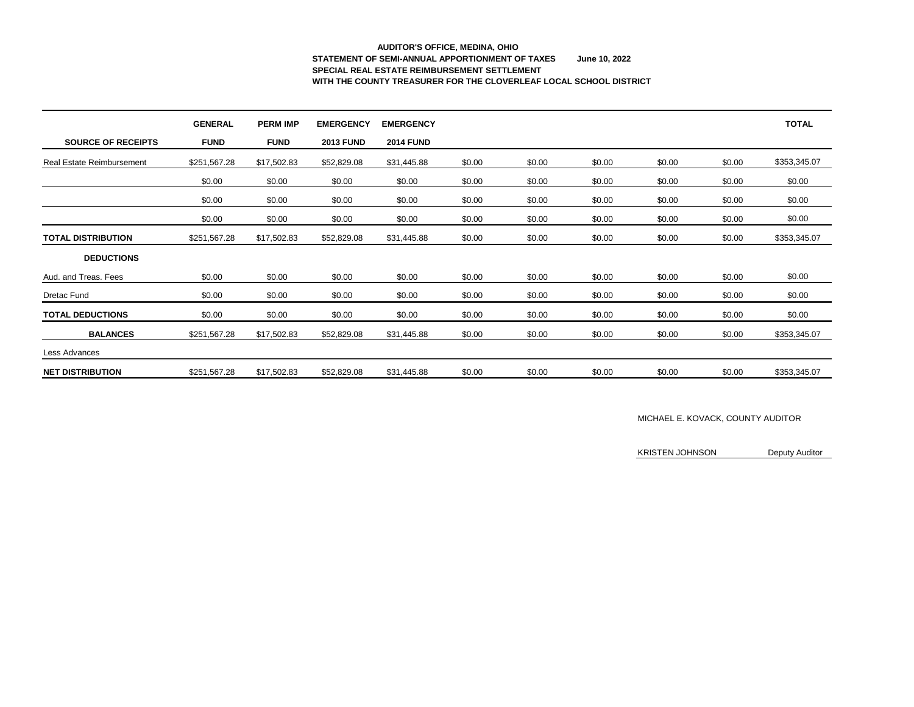**AUDITOR'S OFFICE, MEDINA, OHIO**
**STATEMENT OF SEMI-ANNUAL APPORTIONMENT OF TAXES June 10, 2022**
**SPECIAL REAL ESTATE REIMBURSEMENT SETTLEMENT**
**WITH THE COUNTY TREASURER FOR THE CLOVERLEAF LOCAL SCHOOL DISTRICT**

| SOURCE OF RECEIPTS | GENERAL FUND | PERM IMP FUND | EMERGENCY 2013 FUND | EMERGENCY 2014 FUND | | | | | | TOTAL |
|---|---|---|---|---|---|---|---|---|---|---|
| Real Estate Reimbursement | $251,567.28 | $17,502.83 | $52,829.08 | $31,445.88 | $0.00 | $0.00 | $0.00 | $0.00 | $0.00 | $353,345.07 |
| | $0.00 | $0.00 | $0.00 | $0.00 | $0.00 | $0.00 | $0.00 | $0.00 | $0.00 | $0.00 |
| | $0.00 | $0.00 | $0.00 | $0.00 | $0.00 | $0.00 | $0.00 | $0.00 | $0.00 | $0.00 |
| | $0.00 | $0.00 | $0.00 | $0.00 | $0.00 | $0.00 | $0.00 | $0.00 | $0.00 | $0.00 |
| **TOTAL DISTRIBUTION** | $251,567.28 | $17,502.83 | $52,829.08 | $31,445.88 | $0.00 | $0.00 | $0.00 | $0.00 | $0.00 | $353,345.07 |
| **DEDUCTIONS** | | | | | | | | | | |
| Aud. and Treas. Fees | $0.00 | $0.00 | $0.00 | $0.00 | $0.00 | $0.00 | $0.00 | $0.00 | $0.00 | $0.00 |
| Dretac Fund | $0.00 | $0.00 | $0.00 | $0.00 | $0.00 | $0.00 | $0.00 | $0.00 | $0.00 | $0.00 |
| **TOTAL DEDUCTIONS** | $0.00 | $0.00 | $0.00 | $0.00 | $0.00 | $0.00 | $0.00 | $0.00 | $0.00 | $0.00 |
| **BALANCES** | $251,567.28 | $17,502.83 | $52,829.08 | $31,445.88 | $0.00 | $0.00 | $0.00 | $0.00 | $0.00 | $353,345.07 |
| Less Advances | | | | | | | | | | |
| **NET DISTRIBUTION** | $251,567.28 | $17,502.83 | $52,829.08 | $31,445.88 | $0.00 | $0.00 | $0.00 | $0.00 | $0.00 | $353,345.07 |

MICHAEL E. KOVACK, COUNTY AUDITOR

KRISTEN JOHNSON Deputy Auditor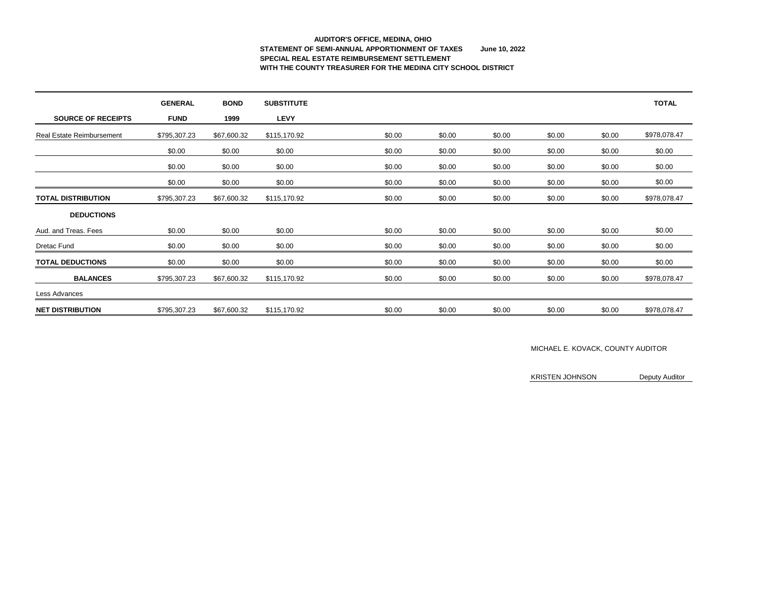**AUDITOR'S OFFICE, MEDINA, OHIO**
**STATEMENT OF SEMI-ANNUAL APPORTIONMENT OF TAXES June 10, 2022**
**SPECIAL REAL ESTATE REIMBURSEMENT SETTLEMENT**
**WITH THE COUNTY TREASURER FOR THE MEDINA CITY SCHOOL DISTRICT**

| SOURCE OF RECEIPTS | GENERAL FUND | BOND 1999 | SUBSTITUTE LEVY | | | | | | TOTAL |
|---|---|---|---|---|---|---|---|---|---|
| Real Estate Reimbursement | $795,307.23 | $67,600.32 | $115,170.92 | $0.00 | $0.00 | $0.00 | $0.00 | $0.00 | $978,078.47 |
| | $0.00 | $0.00 | $0.00 | $0.00 | $0.00 | $0.00 | $0.00 | $0.00 | $0.00 |
| | $0.00 | $0.00 | $0.00 | $0.00 | $0.00 | $0.00 | $0.00 | $0.00 | $0.00 |
| | $0.00 | $0.00 | $0.00 | $0.00 | $0.00 | $0.00 | $0.00 | $0.00 | $0.00 |
| **TOTAL DISTRIBUTION** | $795,307.23 | $67,600.32 | $115,170.92 | $0.00 | $0.00 | $0.00 | $0.00 | $0.00 | $978,078.47 |
| **DEDUCTIONS** | | | | | | | | | |
| Aud. and Treas. Fees | $0.00 | $0.00 | $0.00 | $0.00 | $0.00 | $0.00 | $0.00 | $0.00 | $0.00 |
| Dretac Fund | $0.00 | $0.00 | $0.00 | $0.00 | $0.00 | $0.00 | $0.00 | $0.00 | $0.00 |
| **TOTAL DEDUCTIONS** | $0.00 | $0.00 | $0.00 | $0.00 | $0.00 | $0.00 | $0.00 | $0.00 | $0.00 |
| **BALANCES** | $795,307.23 | $67,600.32 | $115,170.92 | $0.00 | $0.00 | $0.00 | $0.00 | $0.00 | $978,078.47 |
| Less Advances | | | | | | | | | |
| **NET DISTRIBUTION** | $795,307.23 | $67,600.32 | $115,170.92 | $0.00 | $0.00 | $0.00 | $0.00 | $0.00 | $978,078.47 |

MICHAEL E. KOVACK, COUNTY AUDITOR

KRISTEN JOHNSON Deputy Auditor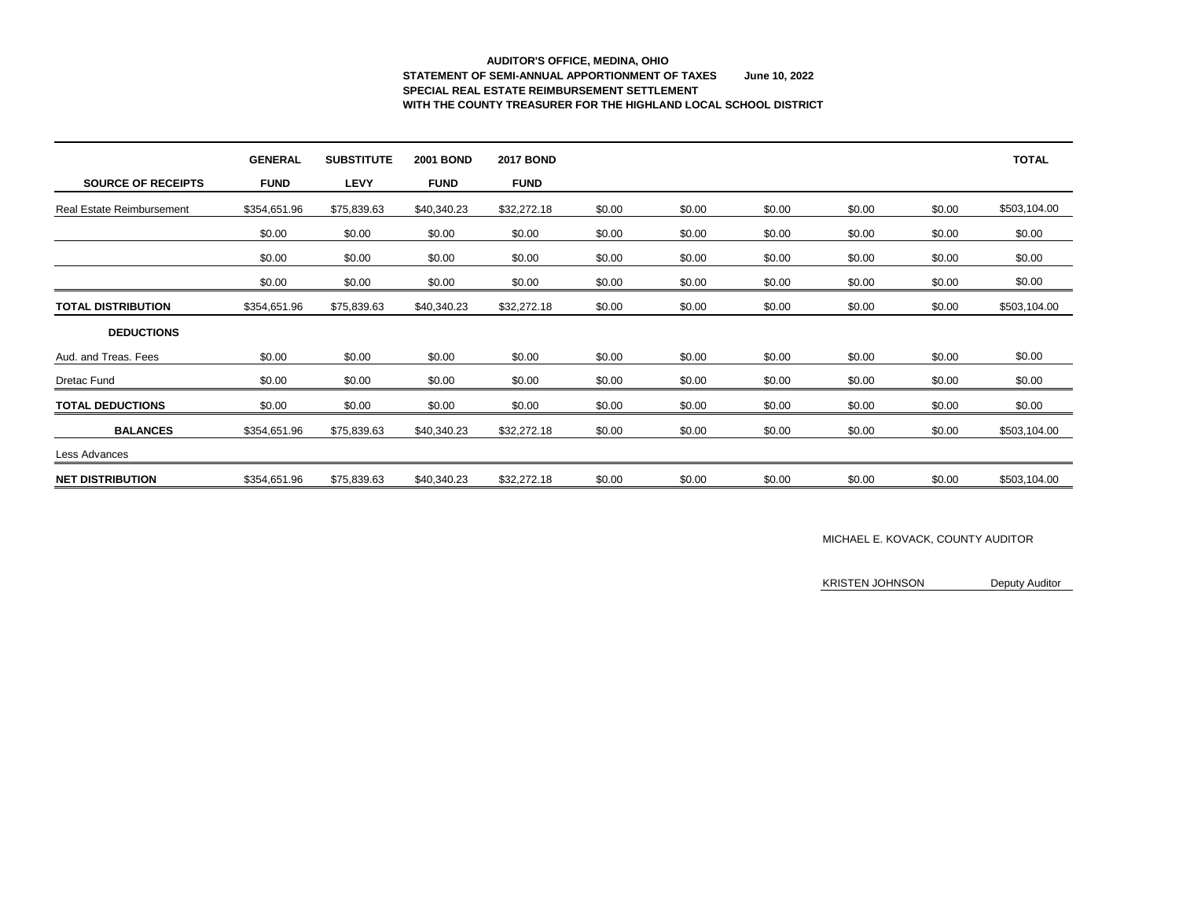**AUDITOR'S OFFICE, MEDINA, OHIO**
**STATEMENT OF SEMI-ANNUAL APPORTIONMENT OF TAXES June 10, 2022**
**SPECIAL REAL ESTATE REIMBURSEMENT SETTLEMENT**
**WITH THE COUNTY TREASURER FOR THE HIGHLAND LOCAL SCHOOL DISTRICT**

| SOURCE OF RECEIPTS | GENERAL FUND | SUBSTITUTE LEVY | 2001 BOND FUND | 2017 BOND FUND | | | | | | TOTAL |
|---|---|---|---|---|---|---|---|---|---|---|
| Real Estate Reimbursement | $354,651.96 | $75,839.63 | $40,340.23 | $32,272.18 | $0.00 | $0.00 | $0.00 | $0.00 | $0.00 | $503,104.00 |
| | $0.00 | $0.00 | $0.00 | $0.00 | $0.00 | $0.00 | $0.00 | $0.00 | $0.00 | $0.00 |
| | $0.00 | $0.00 | $0.00 | $0.00 | $0.00 | $0.00 | $0.00 | $0.00 | $0.00 | $0.00 |
| | $0.00 | $0.00 | $0.00 | $0.00 | $0.00 | $0.00 | $0.00 | $0.00 | $0.00 | $0.00 |
| **TOTAL DISTRIBUTION** | $354,651.96 | $75,839.63 | $40,340.23 | $32,272.18 | $0.00 | $0.00 | $0.00 | $0.00 | $0.00 | $503,104.00 |
| **DEDUCTIONS** | | | | | | | | | | |
| Aud. and Treas. Fees | $0.00 | $0.00 | $0.00 | $0.00 | $0.00 | $0.00 | $0.00 | $0.00 | $0.00 | $0.00 |
| Dretac Fund | $0.00 | $0.00 | $0.00 | $0.00 | $0.00 | $0.00 | $0.00 | $0.00 | $0.00 | $0.00 |
| **TOTAL DEDUCTIONS** | $0.00 | $0.00 | $0.00 | $0.00 | $0.00 | $0.00 | $0.00 | $0.00 | $0.00 | $0.00 |
| **BALANCES** | $354,651.96 | $75,839.63 | $40,340.23 | $32,272.18 | $0.00 | $0.00 | $0.00 | $0.00 | $0.00 | $503,104.00 |
| Less Advances | | | | | | | | | | |
| **NET DISTRIBUTION** | $354,651.96 | $75,839.63 | $40,340.23 | $32,272.18 | $0.00 | $0.00 | $0.00 | $0.00 | $0.00 | $503,104.00 |

MICHAEL E. KOVACK, COUNTY AUDITOR

KRISTEN JOHNSON Deputy Auditor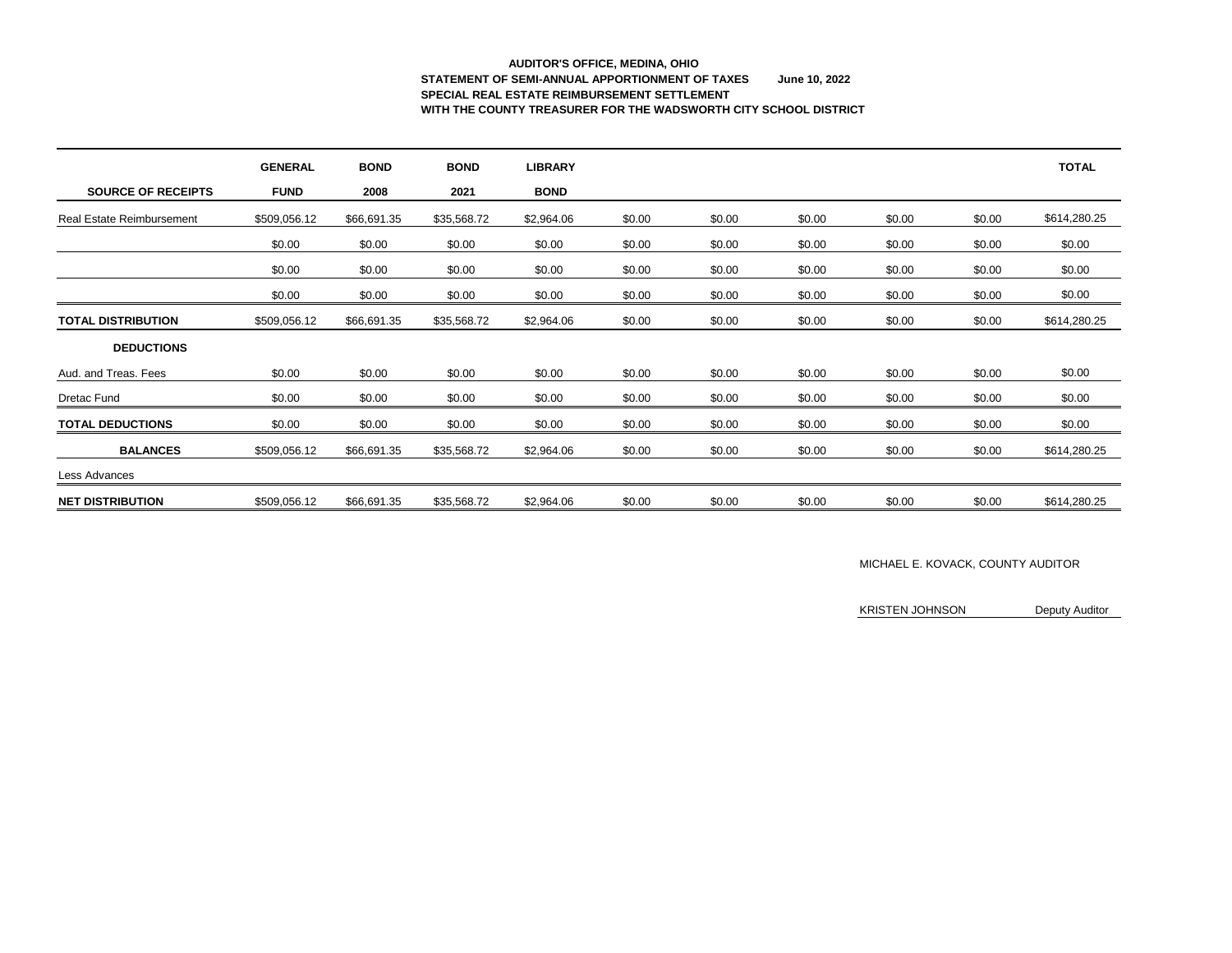**AUDITOR'S OFFICE, MEDINA, OHIO**
**STATEMENT OF SEMI-ANNUAL APPORTIONMENT OF TAXES June 10, 2022**
**SPECIAL REAL ESTATE REIMBURSEMENT SETTLEMENT**
**WITH THE COUNTY TREASURER FOR THE WADSWORTH CITY SCHOOL DISTRICT**

| **SOURCE OF RECEIPTS** | **GENERAL FUND** | **BOND 2008** | **BOND 2021** | **LIBRARY BOND** | | | | | | **TOTAL** |
|---|---|---|---|---|---|---|---|---|---|---|
| Real Estate Reimbursement | $509,056.12 | $66,691.35 | $35,568.72 | $2,964.06 | $0.00 | $0.00 | $0.00 | $0.00 | $0.00 | $614,280.25 |
| | $0.00 | $0.00 | $0.00 | $0.00 | $0.00 | $0.00 | $0.00 | $0.00 | $0.00 | $0.00 |
| | $0.00 | $0.00 | $0.00 | $0.00 | $0.00 | $0.00 | $0.00 | $0.00 | $0.00 | $0.00 |
| | $0.00 | $0.00 | $0.00 | $0.00 | $0.00 | $0.00 | $0.00 | $0.00 | $0.00 | $0.00 |
| **TOTAL DISTRIBUTION** | $509,056.12 | $66,691.35 | $35,568.72 | $2,964.06 | $0.00 | $0.00 | $0.00 | $0.00 | $0.00 | $614,280.25 |
| **DEDUCTIONS** | | | | | | | | | | |
| Aud. and Treas. Fees | $0.00 | $0.00 | $0.00 | $0.00 | $0.00 | $0.00 | $0.00 | $0.00 | $0.00 | $0.00 |
| Dretac Fund | $0.00 | $0.00 | $0.00 | $0.00 | $0.00 | $0.00 | $0.00 | $0.00 | $0.00 | $0.00 |
| **TOTAL DEDUCTIONS** | $0.00 | $0.00 | $0.00 | $0.00 | $0.00 | $0.00 | $0.00 | $0.00 | $0.00 | $0.00 |
| **BALANCES** | $509,056.12 | $66,691.35 | $35,568.72 | $2,964.06 | $0.00 | $0.00 | $0.00 | $0.00 | $0.00 | $614,280.25 |
| Less Advances | | | | | | | | | | |
| **NET DISTRIBUTION** | $509,056.12 | $66,691.35 | $35,568.72 | $2,964.06 | $0.00 | $0.00 | $0.00 | $0.00 | $0.00 | $614,280.25 |

MICHAEL E. KOVACK, COUNTY AUDITOR

KRISTEN JOHNSON Deputy Auditor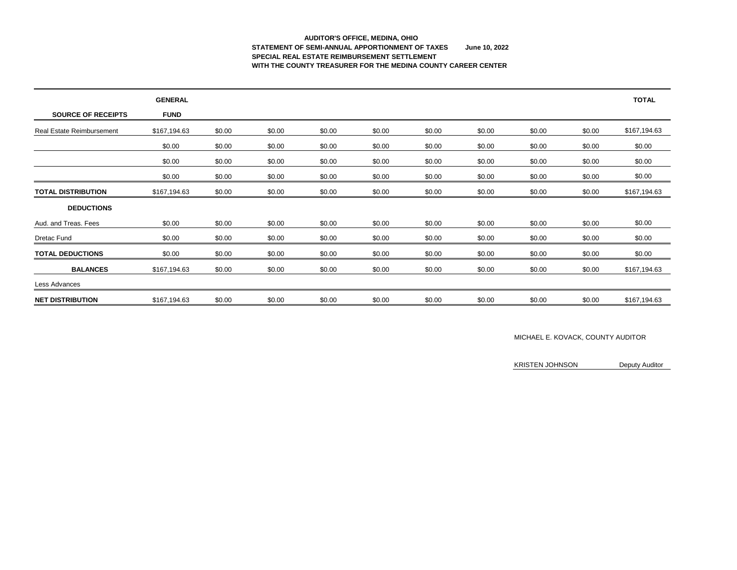**AUDITOR'S OFFICE, MEDINA, OHIO**
**STATEMENT OF SEMI-ANNUAL APPORTIONMENT OF TAXES June 10, 2022**
**SPECIAL REAL ESTATE REIMBURSEMENT SETTLEMENT**
**WITH THE COUNTY TREASURER FOR THE MEDINA COUNTY CAREER CENTER**

| SOURCE OF RECEIPTS | GENERAL FUND | | | | | | | | | TOTAL |
|---|---|---|---|---|---|---|---|---|---|---|
| Real Estate Reimbursement | $167,194.63 | $0.00 | $0.00 | $0.00 | $0.00 | $0.00 | $0.00 | $0.00 | $0.00 | $167,194.63 |
| | $0.00 | $0.00 | $0.00 | $0.00 | $0.00 | $0.00 | $0.00 | $0.00 | $0.00 | $0.00 |
| | $0.00 | $0.00 | $0.00 | $0.00 | $0.00 | $0.00 | $0.00 | $0.00 | $0.00 | $0.00 |
| | $0.00 | $0.00 | $0.00 | $0.00 | $0.00 | $0.00 | $0.00 | $0.00 | $0.00 | $0.00 |
| **TOTAL DISTRIBUTION** | $167,194.63 | $0.00 | $0.00 | $0.00 | $0.00 | $0.00 | $0.00 | $0.00 | $0.00 | $167,194.63 |
| **DEDUCTIONS** | | | | | | | | | | |
| Aud. and Treas. Fees | $0.00 | $0.00 | $0.00 | $0.00 | $0.00 | $0.00 | $0.00 | $0.00 | $0.00 | $0.00 |
| Dretac Fund | $0.00 | $0.00 | $0.00 | $0.00 | $0.00 | $0.00 | $0.00 | $0.00 | $0.00 | $0.00 |
| **TOTAL DEDUCTIONS** | $0.00 | $0.00 | $0.00 | $0.00 | $0.00 | $0.00 | $0.00 | $0.00 | $0.00 | $0.00 |
| **BALANCES** | $167,194.63 | $0.00 | $0.00 | $0.00 | $0.00 | $0.00 | $0.00 | $0.00 | $0.00 | $167,194.63 |
| Less Advances | | | | | | | | | | |
| **NET DISTRIBUTION** | $167,194.63 | $0.00 | $0.00 | $0.00 | $0.00 | $0.00 | $0.00 | $0.00 | $0.00 | $167,194.63 |

MICHAEL E. KOVACK, COUNTY AUDITOR

KRISTEN JOHNSON Deputy Auditor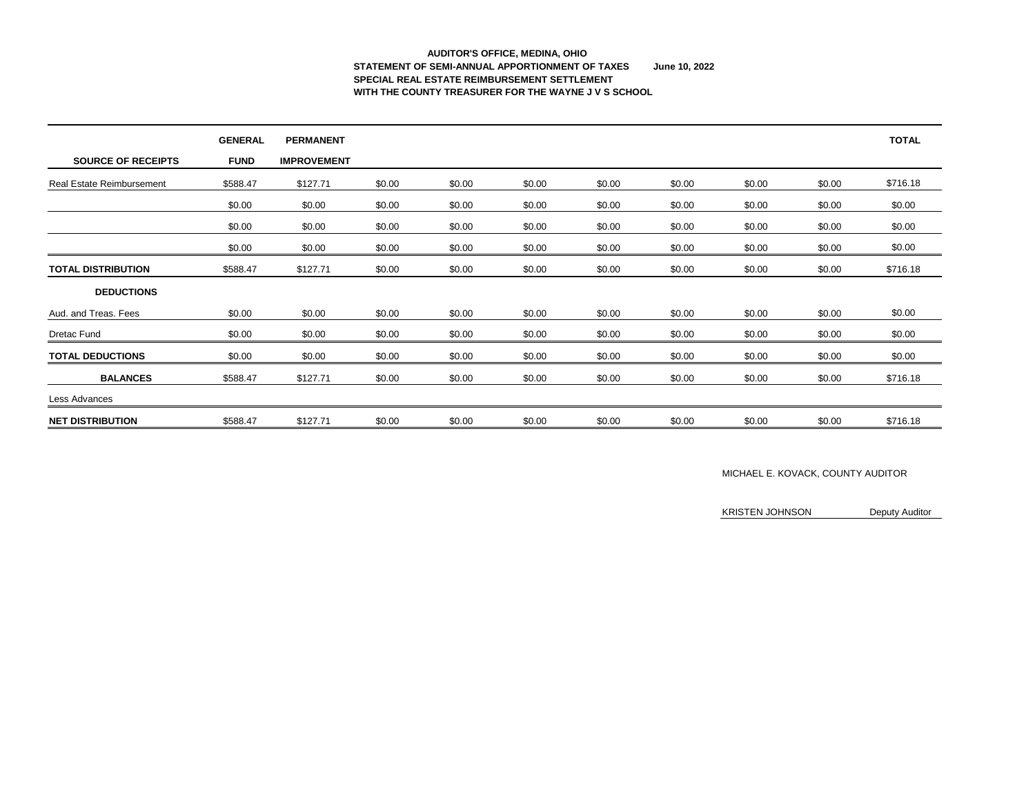**AUDITOR'S OFFICE, MEDINA, OHIO**
**STATEMENT OF SEMI-ANNUAL APPORTIONMENT OF TAXES June 10, 2022**
**SPECIAL REAL ESTATE REIMBURSEMENT SETTLEMENT**
**WITH THE COUNTY TREASURER FOR THE WAYNE J V S SCHOOL**

| SOURCE OF RECEIPTS | GENERAL FUND | PERMANENT IMPROVEMENT | | | | | | | | TOTAL |
|---|---|---|---|---|---|---|---|---|---|---|
| Real Estate Reimbursement | $588.47 | $127.71 | $0.00 | $0.00 | $0.00 | $0.00 | $0.00 | $0.00 | $0.00 | $716.18 |
| | $0.00 | $0.00 | $0.00 | $0.00 | $0.00 | $0.00 | $0.00 | $0.00 | $0.00 | $0.00 |
| | $0.00 | $0.00 | $0.00 | $0.00 | $0.00 | $0.00 | $0.00 | $0.00 | $0.00 | $0.00 |
| | $0.00 | $0.00 | $0.00 | $0.00 | $0.00 | $0.00 | $0.00 | $0.00 | $0.00 | $0.00 |
| **TOTAL DISTRIBUTION** | $588.47 | $127.71 | $0.00 | $0.00 | $0.00 | $0.00 | $0.00 | $0.00 | $0.00 | $716.18 |
| **DEDUCTIONS** | | | | | | | | | | |
| Aud. and Treas. Fees | $0.00 | $0.00 | $0.00 | $0.00 | $0.00 | $0.00 | $0.00 | $0.00 | $0.00 | $0.00 |
| Dretac Fund | $0.00 | $0.00 | $0.00 | $0.00 | $0.00 | $0.00 | $0.00 | $0.00 | $0.00 | $0.00 |
| **TOTAL DEDUCTIONS** | $0.00 | $0.00 | $0.00 | $0.00 | $0.00 | $0.00 | $0.00 | $0.00 | $0.00 | $0.00 |
| **BALANCES** | $588.47 | $127.71 | $0.00 | $0.00 | $0.00 | $0.00 | $0.00 | $0.00 | $0.00 | $716.18 |
| Less Advances | | | | | | | | | | |
| **NET DISTRIBUTION** | $588.47 | $127.71 | $0.00 | $0.00 | $0.00 | $0.00 | $0.00 | $0.00 | $0.00 | $716.18 |

MICHAEL E. KOVACK, COUNTY AUDITOR

KRISTEN JOHNSON Deputy Auditor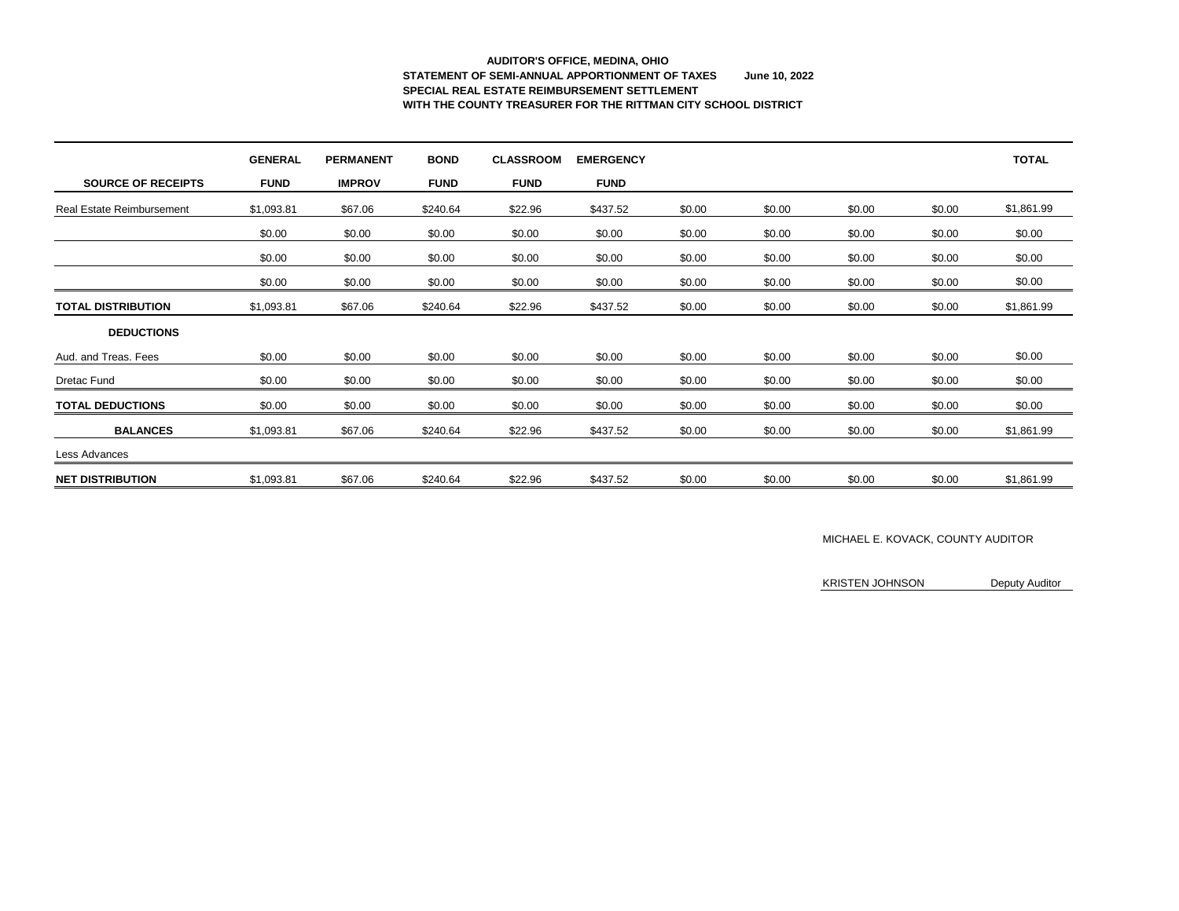**AUDITOR'S OFFICE, MEDINA, OHIO**
**STATEMENT OF SEMI-ANNUAL APPORTIONMENT OF TAXES June 10, 2022**
**SPECIAL REAL ESTATE REIMBURSEMENT SETTLEMENT**
**WITH THE COUNTY TREASURER FOR THE RITTMAN CITY SCHOOL DISTRICT**

| SOURCE OF RECEIPTS | GENERAL FUND | PERMANENT IMPROV | BOND FUND | CLASSROOM FUND | EMERGENCY FUND | | | | | TOTAL |
|---|---|---|---|---|---|---|---|---|---|---|
| Real Estate Reimbursement | $1,093.81 | $67.06 | $240.64 | $22.96 | $437.52 | $0.00 | $0.00 | $0.00 | $0.00 | $1,861.99 |
| | $0.00 | $0.00 | $0.00 | $0.00 | $0.00 | $0.00 | $0.00 | $0.00 | $0.00 | $0.00 |
| | $0.00 | $0.00 | $0.00 | $0.00 | $0.00 | $0.00 | $0.00 | $0.00 | $0.00 | $0.00 |
| | $0.00 | $0.00 | $0.00 | $0.00 | $0.00 | $0.00 | $0.00 | $0.00 | $0.00 | $0.00 |
| **TOTAL DISTRIBUTION** | $1,093.81 | $67.06 | $240.64 | $22.96 | $437.52 | $0.00 | $0.00 | $0.00 | $0.00 | $1,861.99 |
| **DEDUCTIONS** | | | | | | | | | | |
| Aud. and Treas. Fees | $0.00 | $0.00 | $0.00 | $0.00 | $0.00 | $0.00 | $0.00 | $0.00 | $0.00 | $0.00 |
| Dretac Fund | $0.00 | $0.00 | $0.00 | $0.00 | $0.00 | $0.00 | $0.00 | $0.00 | $0.00 | $0.00 |
| **TOTAL DEDUCTIONS** | $0.00 | $0.00 | $0.00 | $0.00 | $0.00 | $0.00 | $0.00 | $0.00 | $0.00 | $0.00 |
| **BALANCES** | $1,093.81 | $67.06 | $240.64 | $22.96 | $437.52 | $0.00 | $0.00 | $0.00 | $0.00 | $1,861.99 |
| Less Advances | | | | | | | | | | |
| **NET DISTRIBUTION** | $1,093.81 | $67.06 | $240.64 | $22.96 | $437.52 | $0.00 | $0.00 | $0.00 | $0.00 | $1,861.99 |

MICHAEL E. KOVACK, COUNTY AUDITOR

KRISTEN JOHNSON Deputy Auditor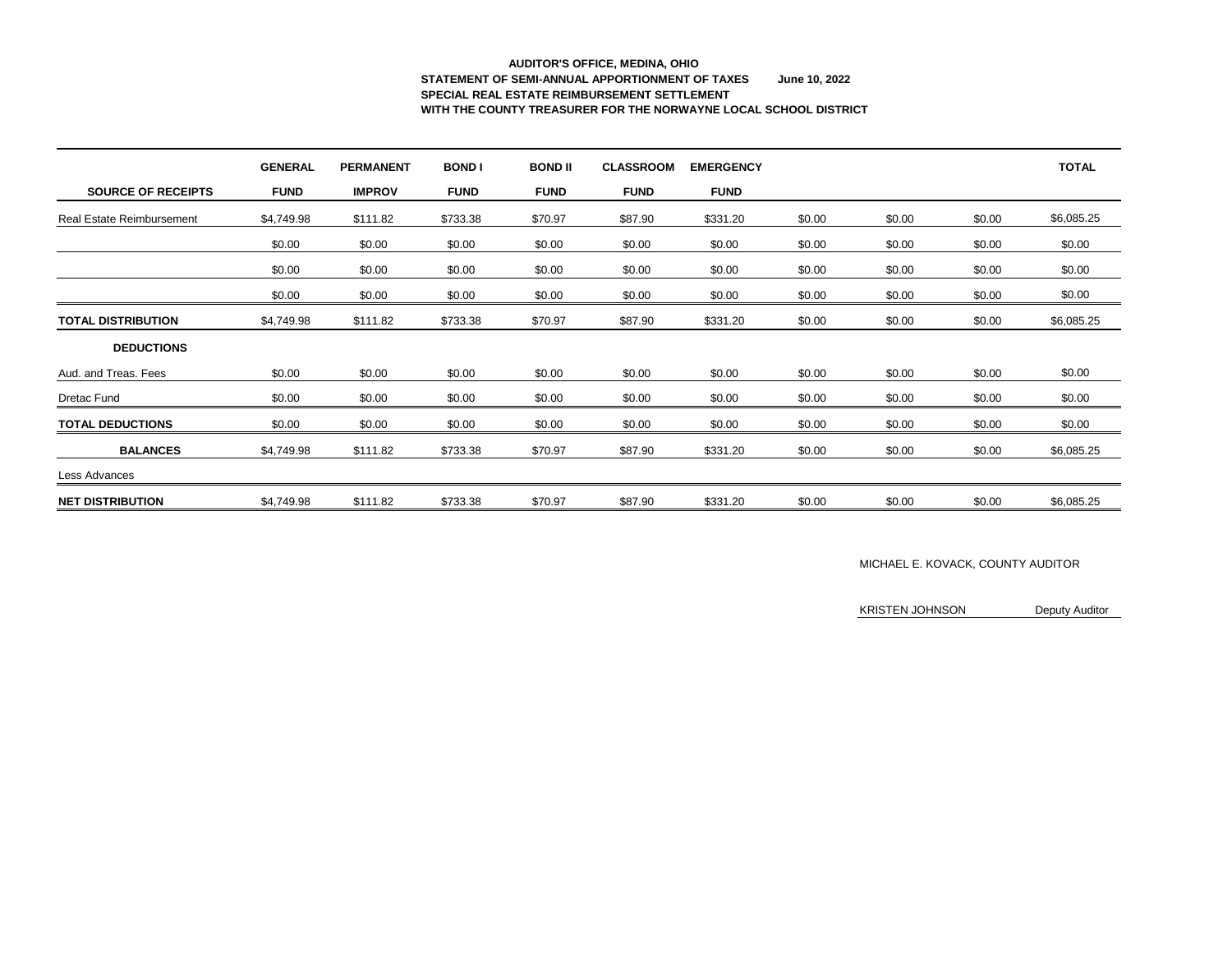**AUDITOR'S OFFICE, MEDINA, OHIO**
**STATEMENT OF SEMI-ANNUAL APPORTIONMENT OF TAXES June 10, 2022**
**SPECIAL REAL ESTATE REIMBURSEMENT SETTLEMENT**
**WITH THE COUNTY TREASURER FOR THE NORWAYNE LOCAL SCHOOL DISTRICT**

| SOURCE OF RECEIPTS | GENERAL FUND | PERMANENT IMPROV | BOND I FUND | BOND II FUND | CLASSROOM FUND | EMERGENCY FUND | | | | TOTAL |
|---|---|---|---|---|---|---|---|---|---|---|
| Real Estate Reimbursement | $4,749.98 | $111.82 | $733.38 | $70.97 | $87.90 | $331.20 | $0.00 | $0.00 | $0.00 | $6,085.25 |
| | $0.00 | $0.00 | $0.00 | $0.00 | $0.00 | $0.00 | $0.00 | $0.00 | $0.00 | $0.00 |
| | $0.00 | $0.00 | $0.00 | $0.00 | $0.00 | $0.00 | $0.00 | $0.00 | $0.00 | $0.00 |
| | $0.00 | $0.00 | $0.00 | $0.00 | $0.00 | $0.00 | $0.00 | $0.00 | $0.00 | $0.00 |
| **TOTAL DISTRIBUTION** | $4,749.98 | $111.82 | $733.38 | $70.97 | $87.90 | $331.20 | $0.00 | $0.00 | $0.00 | $6,085.25 |
| **DEDUCTIONS** | | | | | | | | | | |
| Aud. and Treas. Fees | $0.00 | $0.00 | $0.00 | $0.00 | $0.00 | $0.00 | $0.00 | $0.00 | $0.00 | $0.00 |
| Dretac Fund | $0.00 | $0.00 | $0.00 | $0.00 | $0.00 | $0.00 | $0.00 | $0.00 | $0.00 | $0.00 |
| **TOTAL DEDUCTIONS** | $0.00 | $0.00 | $0.00 | $0.00 | $0.00 | $0.00 | $0.00 | $0.00 | $0.00 | $0.00 |
| **BALANCES** | $4,749.98 | $111.82 | $733.38 | $70.97 | $87.90 | $331.20 | $0.00 | $0.00 | $0.00 | $6,085.25 |
| Less Advances | | | | | | | | | | |
| **NET DISTRIBUTION** | $4,749.98 | $111.82 | $733.38 | $70.97 | $87.90 | $331.20 | $0.00 | $0.00 | $0.00 | $6,085.25 |

MICHAEL E. KOVACK, COUNTY AUDITOR

KRISTEN JOHNSON Deputy Auditor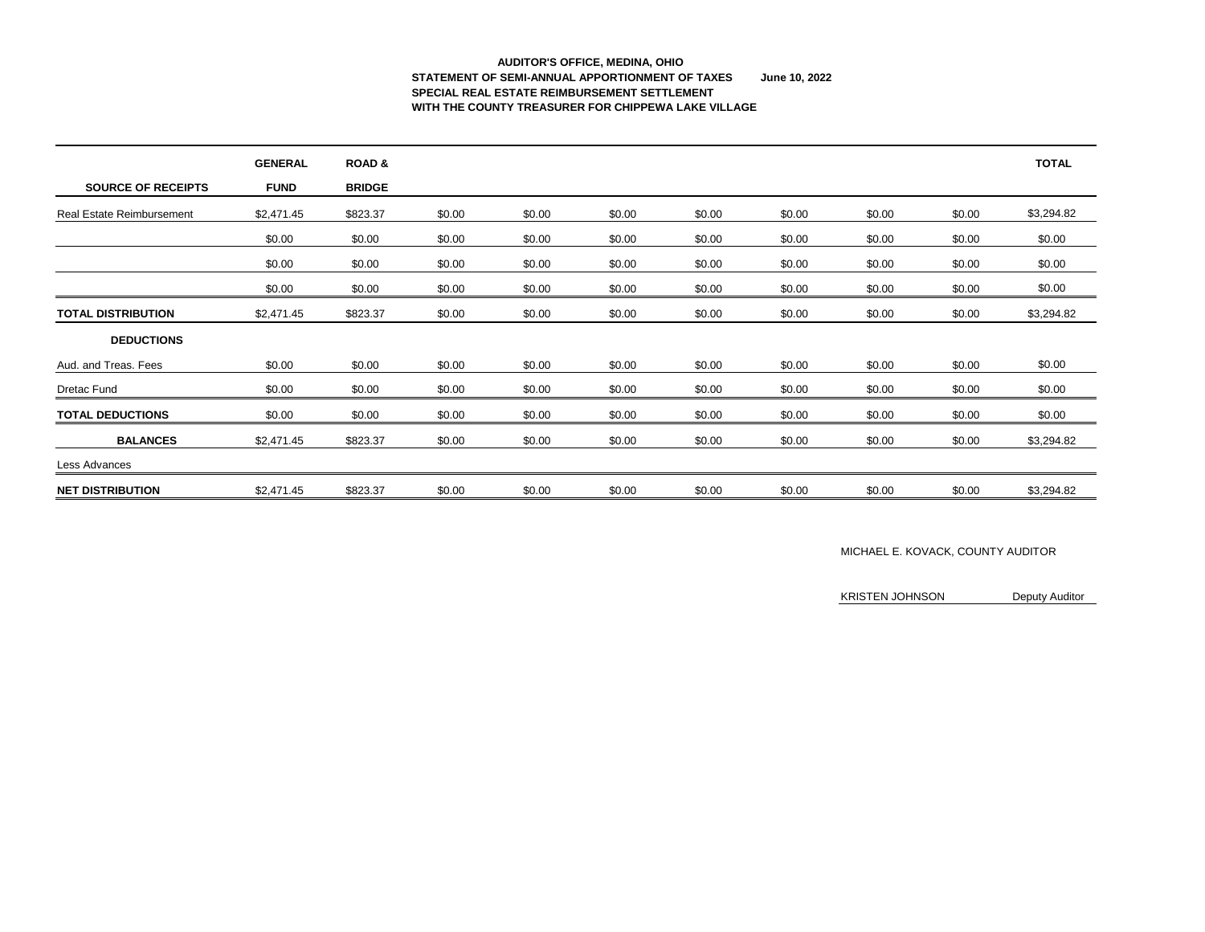**AUDITOR'S OFFICE, MEDINA, OHIO**
**STATEMENT OF SEMI-ANNUAL APPORTIONMENT OF TAXES June 10, 2022**
**SPECIAL REAL ESTATE REIMBURSEMENT SETTLEMENT**
**WITH THE COUNTY TREASURER FOR CHIPPEWA LAKE VILLAGE**

| SOURCE OF RECEIPTS | GENERAL FUND | ROAD & BRIDGE | | | | | | | | TOTAL |
|---|---|---|---|---|---|---|---|---|---|---|
| Real Estate Reimbursement | $2,471.45 | $823.37 | $0.00 | $0.00 | $0.00 | $0.00 | $0.00 | $0.00 | $0.00 | $3,294.82 |
| | $0.00 | $0.00 | $0.00 | $0.00 | $0.00 | $0.00 | $0.00 | $0.00 | $0.00 | $0.00 |
| | $0.00 | $0.00 | $0.00 | $0.00 | $0.00 | $0.00 | $0.00 | $0.00 | $0.00 | $0.00 |
| | $0.00 | $0.00 | $0.00 | $0.00 | $0.00 | $0.00 | $0.00 | $0.00 | $0.00 | $0.00 |
| **TOTAL DISTRIBUTION** | $2,471.45 | $823.37 | $0.00 | $0.00 | $0.00 | $0.00 | $0.00 | $0.00 | $0.00 | $3,294.82 |
| **DEDUCTIONS** | | | | | | | | | | |
| Aud. and Treas. Fees | $0.00 | $0.00 | $0.00 | $0.00 | $0.00 | $0.00 | $0.00 | $0.00 | $0.00 | $0.00 |
| Dretac Fund | $0.00 | $0.00 | $0.00 | $0.00 | $0.00 | $0.00 | $0.00 | $0.00 | $0.00 | $0.00 |
| **TOTAL DEDUCTIONS** | $0.00 | $0.00 | $0.00 | $0.00 | $0.00 | $0.00 | $0.00 | $0.00 | $0.00 | $0.00 |
| **BALANCES** | $2,471.45 | $823.37 | $0.00 | $0.00 | $0.00 | $0.00 | $0.00 | $0.00 | $0.00 | $3,294.82 |
| Less Advances | | | | | | | | | | |
| **NET DISTRIBUTION** | $2,471.45 | $823.37 | $0.00 | $0.00 | $0.00 | $0.00 | $0.00 | $0.00 | $0.00 | $3,294.82 |

MICHAEL E. KOVACK, COUNTY AUDITOR

KRISTEN JOHNSON Deputy Auditor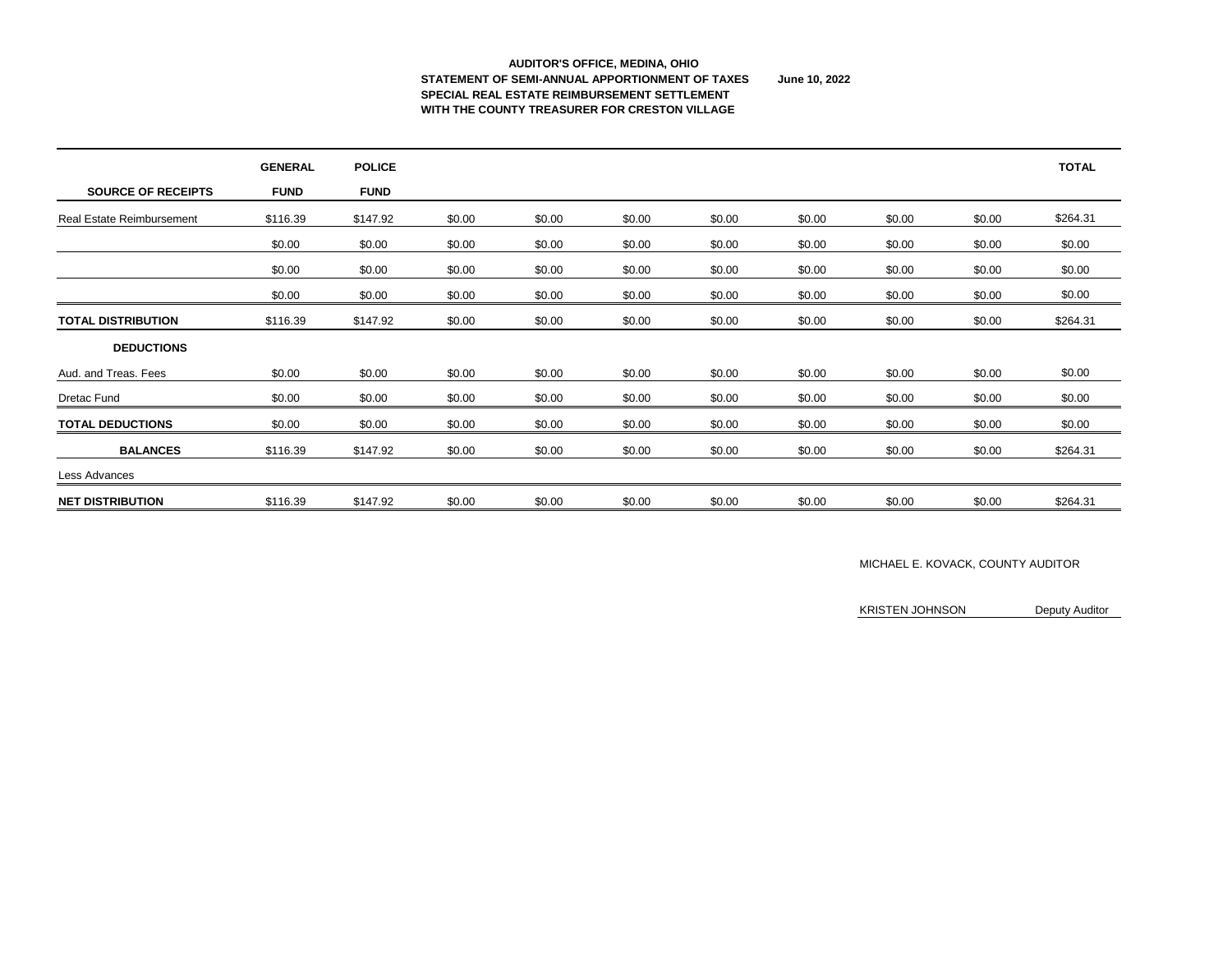**AUDITOR'S OFFICE, MEDINA, OHIO**
**STATEMENT OF SEMI-ANNUAL APPORTIONMENT OF TAXES** **June 10, 2022**
**SPECIAL REAL ESTATE REIMBURSEMENT SETTLEMENT**
**WITH THE COUNTY TREASURER FOR CRESTON VILLAGE**

| SOURCE OF RECEIPTS | GENERAL FUND | POLICE FUND | | | | | | | | TOTAL |
|---|---|---|---|---|---|---|---|---|---|---|
| Real Estate Reimbursement | $116.39 | $147.92 | $0.00 | $0.00 | $0.00 | $0.00 | $0.00 | $0.00 | $0.00 | $264.31 |
| | $0.00 | $0.00 | $0.00 | $0.00 | $0.00 | $0.00 | $0.00 | $0.00 | $0.00 | $0.00 |
| | $0.00 | $0.00 | $0.00 | $0.00 | $0.00 | $0.00 | $0.00 | $0.00 | $0.00 | $0.00 |
| | $0.00 | $0.00 | $0.00 | $0.00 | $0.00 | $0.00 | $0.00 | $0.00 | $0.00 | $0.00 |
| **TOTAL DISTRIBUTION** | $116.39 | $147.92 | $0.00 | $0.00 | $0.00 | $0.00 | $0.00 | $0.00 | $0.00 | $264.31 |
| **DEDUCTIONS** | | | | | | | | | | |
| Aud. and Treas. Fees | $0.00 | $0.00 | $0.00 | $0.00 | $0.00 | $0.00 | $0.00 | $0.00 | $0.00 | $0.00 |
| Dretac Fund | $0.00 | $0.00 | $0.00 | $0.00 | $0.00 | $0.00 | $0.00 | $0.00 | $0.00 | $0.00 |
| **TOTAL DEDUCTIONS** | $0.00 | $0.00 | $0.00 | $0.00 | $0.00 | $0.00 | $0.00 | $0.00 | $0.00 | $0.00 |
| **BALANCES** | $116.39 | $147.92 | $0.00 | $0.00 | $0.00 | $0.00 | $0.00 | $0.00 | $0.00 | $264.31 |
| Less Advances | | | | | | | | | | |
| **NET DISTRIBUTION** | $116.39 | $147.92 | $0.00 | $0.00 | $0.00 | $0.00 | $0.00 | $0.00 | $0.00 | $264.31 |

MICHAEL E. KOVACK, COUNTY AUDITOR

KRISTEN JOHNSON Deputy Auditor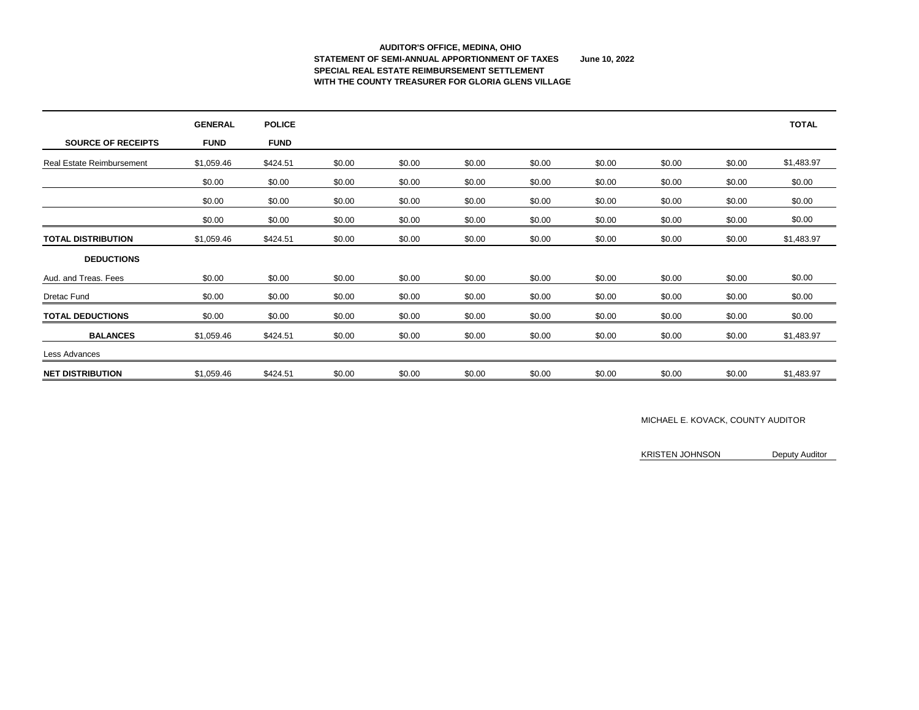**AUDITOR'S OFFICE, MEDINA, OHIO**
**STATEMENT OF SEMI-ANNUAL APPORTIONMENT OF TAXES** **June 10, 2022**
**SPECIAL REAL ESTATE REIMBURSEMENT SETTLEMENT**
**WITH THE COUNTY TREASURER FOR GLORIA GLENS VILLAGE**

| SOURCE OF RECEIPTS | GENERAL FUND | POLICE FUND | | | | | | | | TOTAL |
|---|---|---|---|---|---|---|---|---|---|---|
| Real Estate Reimbursement | $1,059.46 | $424.51 | $0.00 | $0.00 | $0.00 | $0.00 | $0.00 | $0.00 | $0.00 | $1,483.97 |
| | $0.00 | $0.00 | $0.00 | $0.00 | $0.00 | $0.00 | $0.00 | $0.00 | $0.00 | $0.00 |
| | $0.00 | $0.00 | $0.00 | $0.00 | $0.00 | $0.00 | $0.00 | $0.00 | $0.00 | $0.00 |
| | $0.00 | $0.00 | $0.00 | $0.00 | $0.00 | $0.00 | $0.00 | $0.00 | $0.00 | $0.00 |
| **TOTAL DISTRIBUTION** | $1,059.46 | $424.51 | $0.00 | $0.00 | $0.00 | $0.00 | $0.00 | $0.00 | $0.00 | $1,483.97 |
| **DEDUCTIONS** | | | | | | | | | | |
| Aud. and Treas. Fees | $0.00 | $0.00 | $0.00 | $0.00 | $0.00 | $0.00 | $0.00 | $0.00 | $0.00 | $0.00 |
| Dretac Fund | $0.00 | $0.00 | $0.00 | $0.00 | $0.00 | $0.00 | $0.00 | $0.00 | $0.00 | $0.00 |
| **TOTAL DEDUCTIONS** | $0.00 | $0.00 | $0.00 | $0.00 | $0.00 | $0.00 | $0.00 | $0.00 | $0.00 | $0.00 |
| **BALANCES** | $1,059.46 | $424.51 | $0.00 | $0.00 | $0.00 | $0.00 | $0.00 | $0.00 | $0.00 | $1,483.97 |
| Less Advances | | | | | | | | | | |
| **NET DISTRIBUTION** | $1,059.46 | $424.51 | $0.00 | $0.00 | $0.00 | $0.00 | $0.00 | $0.00 | $0.00 | $1,483.97 |

MICHAEL E. KOVACK, COUNTY AUDITOR

KRISTEN JOHNSON Deputy Auditor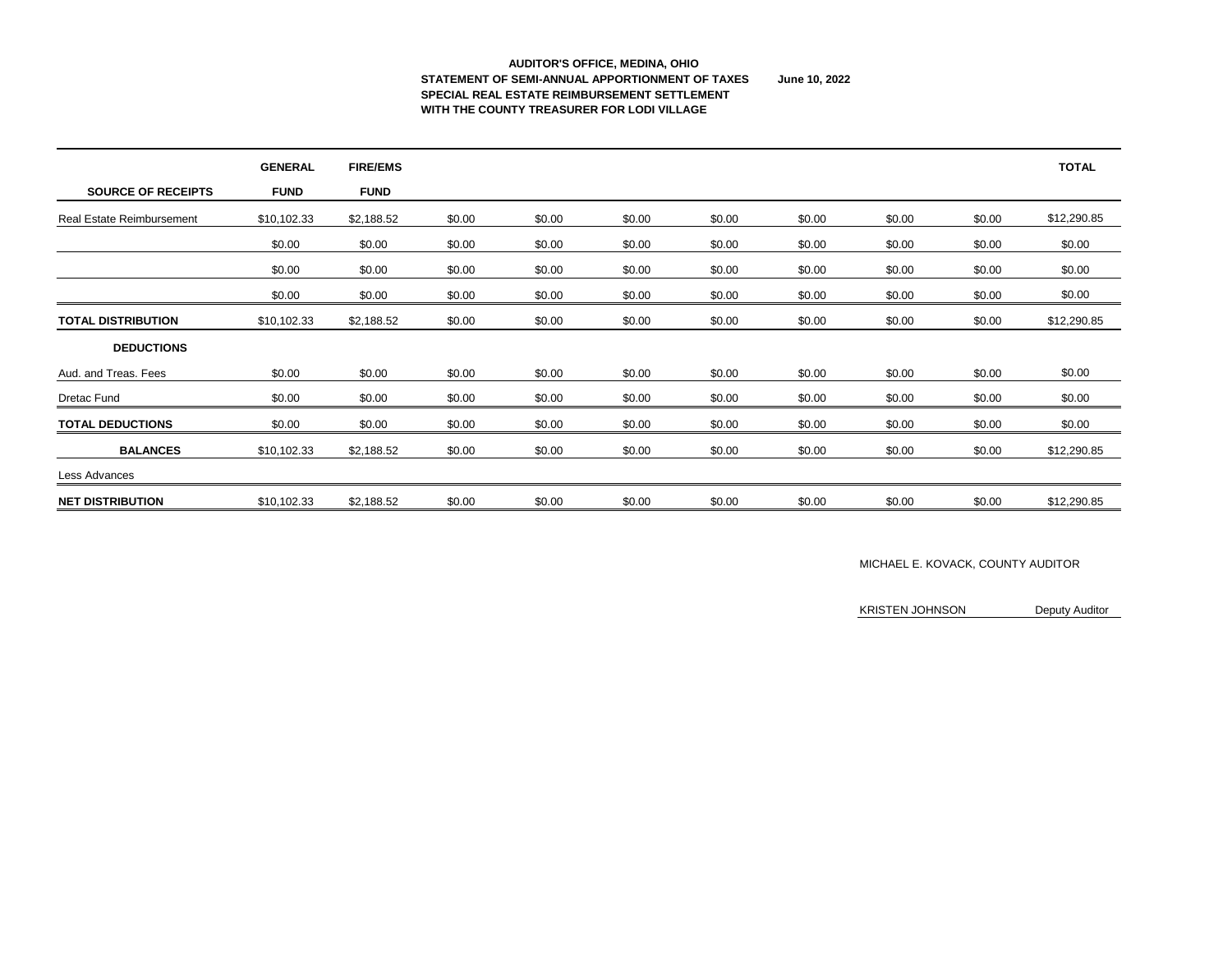**AUDITOR'S OFFICE, MEDINA, OHIO**
**STATEMENT OF SEMI-ANNUAL APPORTIONMENT OF TAXES** **June 10, 2022**
**SPECIAL REAL ESTATE REIMBURSEMENT SETTLEMENT**
**WITH THE COUNTY TREASURER FOR LODI VILLAGE**

| SOURCE OF RECEIPTS | GENERAL FUND | FIRE/EMS FUND | | | | | | | | TOTAL |
|---|---|---|---|---|---|---|---|---|---|---|
| Real Estate Reimbursement | $10,102.33 | $2,188.52 | $0.00 | $0.00 | $0.00 | $0.00 | $0.00 | $0.00 | $0.00 | $12,290.85 |
| | $0.00 | $0.00 | $0.00 | $0.00 | $0.00 | $0.00 | $0.00 | $0.00 | $0.00 | $0.00 |
| | $0.00 | $0.00 | $0.00 | $0.00 | $0.00 | $0.00 | $0.00 | $0.00 | $0.00 | $0.00 |
| | $0.00 | $0.00 | $0.00 | $0.00 | $0.00 | $0.00 | $0.00 | $0.00 | $0.00 | $0.00 |
| **TOTAL DISTRIBUTION** | $10,102.33 | $2,188.52 | $0.00 | $0.00 | $0.00 | $0.00 | $0.00 | $0.00 | $0.00 | $12,290.85 |
| **DEDUCTIONS** | | | | | | | | | | |
| Aud. and Treas. Fees | $0.00 | $0.00 | $0.00 | $0.00 | $0.00 | $0.00 | $0.00 | $0.00 | $0.00 | $0.00 |
| Dretac Fund | $0.00 | $0.00 | $0.00 | $0.00 | $0.00 | $0.00 | $0.00 | $0.00 | $0.00 | $0.00 |
| **TOTAL DEDUCTIONS** | $0.00 | $0.00 | $0.00 | $0.00 | $0.00 | $0.00 | $0.00 | $0.00 | $0.00 | $0.00 |
| **BALANCES** | $10,102.33 | $2,188.52 | $0.00 | $0.00 | $0.00 | $0.00 | $0.00 | $0.00 | $0.00 | $12,290.85 |
| Less Advances | | | | | | | | | | |
| **NET DISTRIBUTION** | $10,102.33 | $2,188.52 | $0.00 | $0.00 | $0.00 | $0.00 | $0.00 | $0.00 | $0.00 | $12,290.85 |

MICHAEL E. KOVACK, COUNTY AUDITOR

KRISTEN JOHNSON Deputy Auditor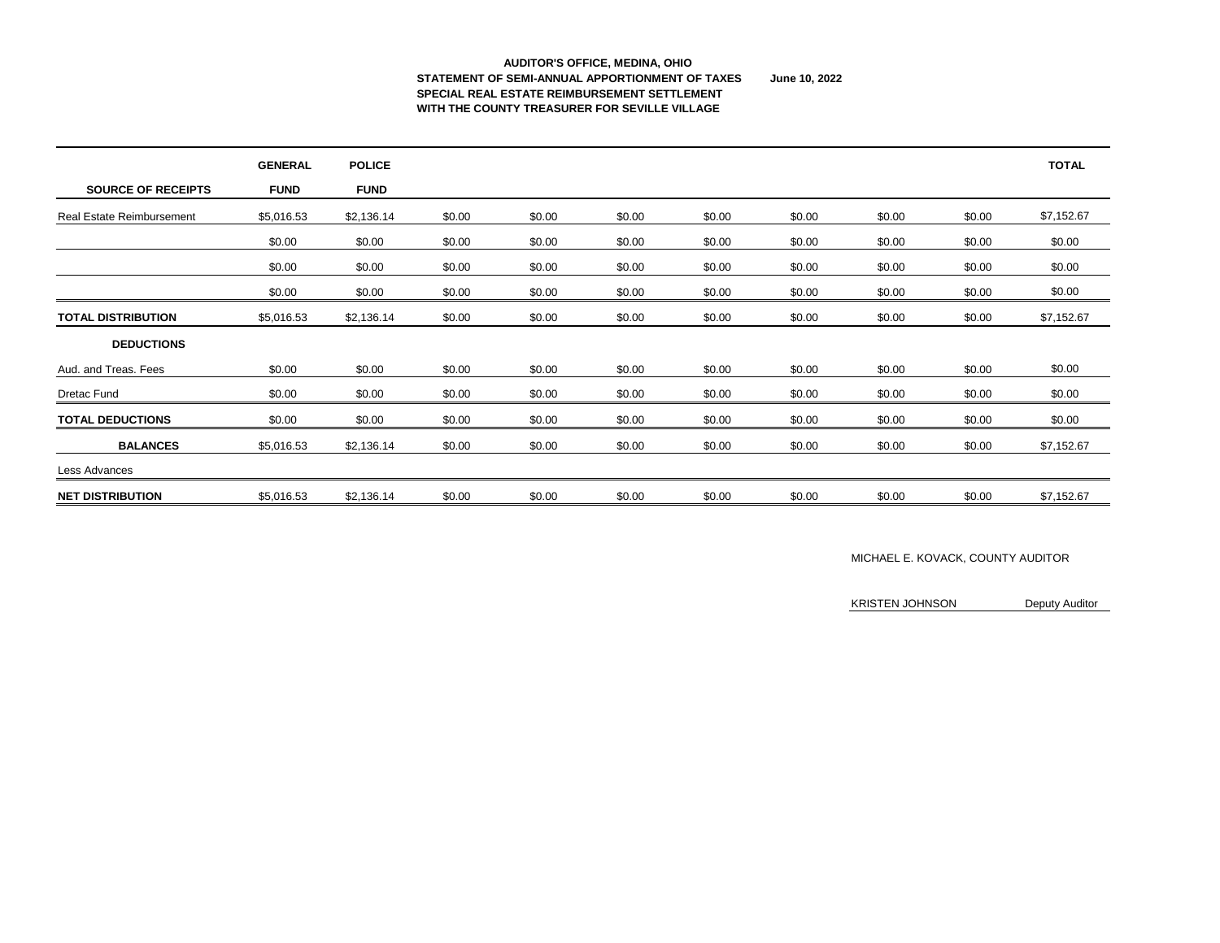**AUDITOR'S OFFICE, MEDINA, OHIO**
**STATEMENT OF SEMI-ANNUAL APPORTIONMENT OF TAXES** **June 10, 2022**
**SPECIAL REAL ESTATE REIMBURSEMENT SETTLEMENT**
**WITH THE COUNTY TREASURER FOR SEVILLE VILLAGE**

| SOURCE OF RECEIPTS | GENERAL FUND | POLICE FUND | | | | | | | | TOTAL |
|---|---|---|---|---|---|---|---|---|---|---|
| Real Estate Reimbursement | $5,016.53 | $2,136.14 | $0.00 | $0.00 | $0.00 | $0.00 | $0.00 | $0.00 | $0.00 | $7,152.67 |
| | $0.00 | $0.00 | $0.00 | $0.00 | $0.00 | $0.00 | $0.00 | $0.00 | $0.00 | $0.00 |
| | $0.00 | $0.00 | $0.00 | $0.00 | $0.00 | $0.00 | $0.00 | $0.00 | $0.00 | $0.00 |
| | $0.00 | $0.00 | $0.00 | $0.00 | $0.00 | $0.00 | $0.00 | $0.00 | $0.00 | $0.00 |
| **TOTAL DISTRIBUTION** | $5,016.53 | $2,136.14 | $0.00 | $0.00 | $0.00 | $0.00 | $0.00 | $0.00 | $0.00 | $7,152.67 |
| **DEDUCTIONS** | | | | | | | | | | |
| Aud. and Treas. Fees | $0.00 | $0.00 | $0.00 | $0.00 | $0.00 | $0.00 | $0.00 | $0.00 | $0.00 | $0.00 |
| Dretac Fund | $0.00 | $0.00 | $0.00 | $0.00 | $0.00 | $0.00 | $0.00 | $0.00 | $0.00 | $0.00 |
| **TOTAL DEDUCTIONS** | $0.00 | $0.00 | $0.00 | $0.00 | $0.00 | $0.00 | $0.00 | $0.00 | $0.00 | $0.00 |
| **BALANCES** | $5,016.53 | $2,136.14 | $0.00 | $0.00 | $0.00 | $0.00 | $0.00 | $0.00 | $0.00 | $7,152.67 |
| Less Advances | | | | | | | | | | |
| **NET DISTRIBUTION** | $5,016.53 | $2,136.14 | $0.00 | $0.00 | $0.00 | $0.00 | $0.00 | $0.00 | $0.00 | $7,152.67 |

MICHAEL E. KOVACK, COUNTY AUDITOR

KRISTEN JOHNSON Deputy Auditor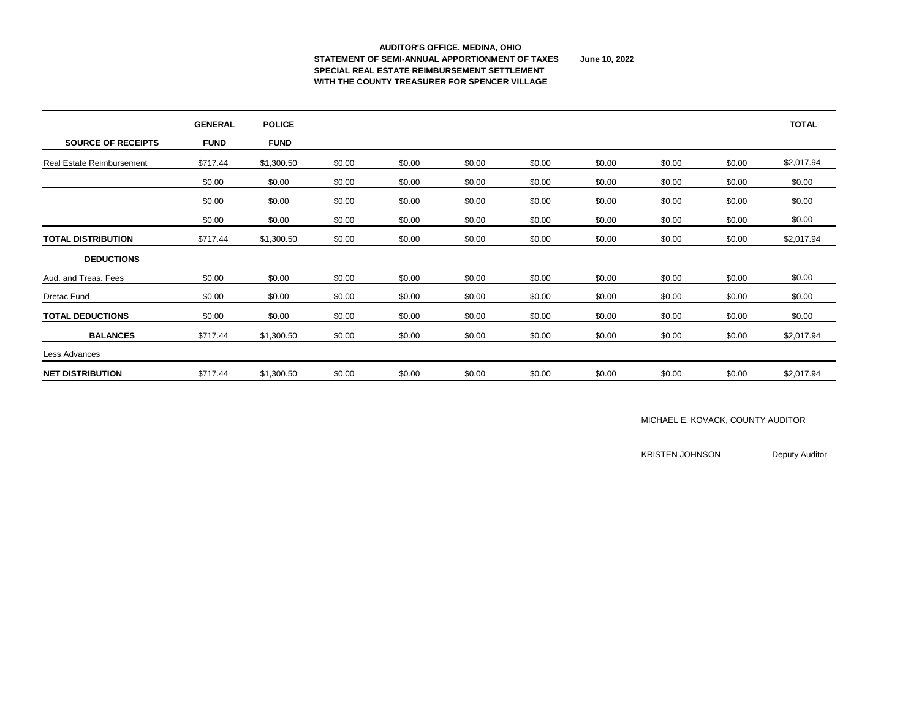**AUDITOR'S OFFICE, MEDINA, OHIO**
**STATEMENT OF SEMI-ANNUAL APPORTIONMENT OF TAXES** **June 10, 2022**
**SPECIAL REAL ESTATE REIMBURSEMENT SETTLEMENT**
**WITH THE COUNTY TREASURER FOR SPENCER VILLAGE**

| SOURCE OF RECEIPTS | GENERAL FUND | POLICE FUND | | | | | | | | TOTAL |
|---|---|---|---|---|---|---|---|---|---|---|
| Real Estate Reimbursement | $717.44 | $1,300.50 | $0.00 | $0.00 | $0.00 | $0.00 | $0.00 | $0.00 | $0.00 | $2,017.94 |
| | $0.00 | $0.00 | $0.00 | $0.00 | $0.00 | $0.00 | $0.00 | $0.00 | $0.00 | $0.00 |
| | $0.00 | $0.00 | $0.00 | $0.00 | $0.00 | $0.00 | $0.00 | $0.00 | $0.00 | $0.00 |
| | $0.00 | $0.00 | $0.00 | $0.00 | $0.00 | $0.00 | $0.00 | $0.00 | $0.00 | $0.00 |
| **TOTAL DISTRIBUTION** | $717.44 | $1,300.50 | $0.00 | $0.00 | $0.00 | $0.00 | $0.00 | $0.00 | $0.00 | $2,017.94 |
| **DEDUCTIONS** | | | | | | | | | | |
| Aud. and Treas. Fees | $0.00 | $0.00 | $0.00 | $0.00 | $0.00 | $0.00 | $0.00 | $0.00 | $0.00 | $0.00 |
| Dretac Fund | $0.00 | $0.00 | $0.00 | $0.00 | $0.00 | $0.00 | $0.00 | $0.00 | $0.00 | $0.00 |
| **TOTAL DEDUCTIONS** | $0.00 | $0.00 | $0.00 | $0.00 | $0.00 | $0.00 | $0.00 | $0.00 | $0.00 | $0.00 |
| **BALANCES** | $717.44 | $1,300.50 | $0.00 | $0.00 | $0.00 | $0.00 | $0.00 | $0.00 | $0.00 | $2,017.94 |
| Less Advances | | | | | | | | | | |
| **NET DISTRIBUTION** | $717.44 | $1,300.50 | $0.00 | $0.00 | $0.00 | $0.00 | $0.00 | $0.00 | $0.00 | $2,017.94 |

MICHAEL E. KOVACK, COUNTY AUDITOR

KRISTEN JOHNSON Deputy Auditor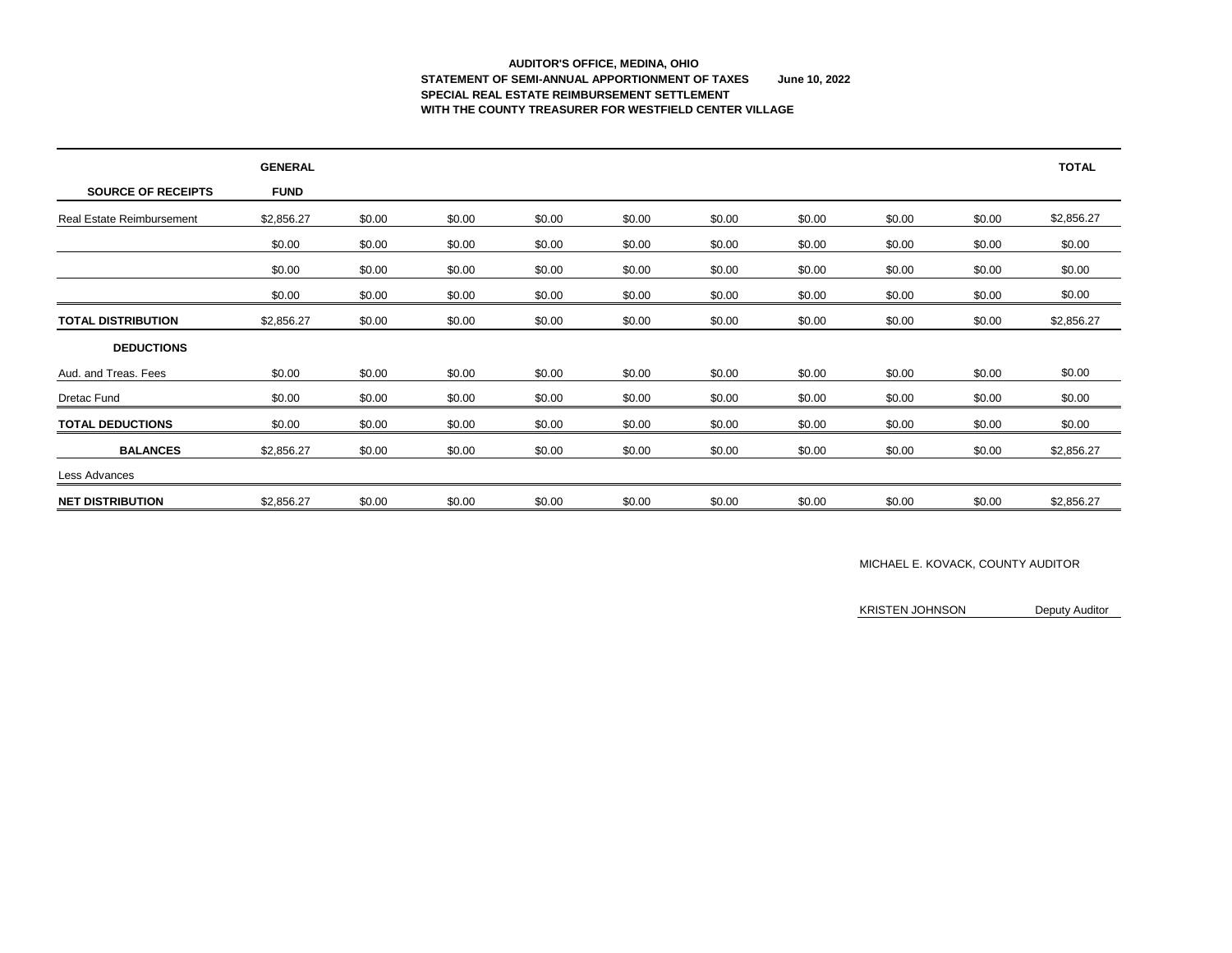**AUDITOR'S OFFICE, MEDINA, OHIO**
**STATEMENT OF SEMI-ANNUAL APPORTIONMENT OF TAXES June 10, 2022**
**SPECIAL REAL ESTATE REIMBURSEMENT SETTLEMENT**
**WITH THE COUNTY TREASURER FOR WESTFIELD CENTER VILLAGE**

| **SOURCE OF RECEIPTS** | **GENERAL FUND** | | | | | | | | | **TOTAL** |
|---|---|---|---|---|---|---|---|---|---|---|
| Real Estate Reimbursement | $2,856.27 | $0.00 | $0.00 | $0.00 | $0.00 | $0.00 | $0.00 | $0.00 | $0.00 | $2,856.27 |
| | $0.00 | $0.00 | $0.00 | $0.00 | $0.00 | $0.00 | $0.00 | $0.00 | $0.00 | $0.00 |
| | $0.00 | $0.00 | $0.00 | $0.00 | $0.00 | $0.00 | $0.00 | $0.00 | $0.00 | $0.00 |
| | $0.00 | $0.00 | $0.00 | $0.00 | $0.00 | $0.00 | $0.00 | $0.00 | $0.00 | $0.00 |
| **TOTAL DISTRIBUTION** | $2,856.27 | $0.00 | $0.00 | $0.00 | $0.00 | $0.00 | $0.00 | $0.00 | $0.00 | $2,856.27 |
| **DEDUCTIONS** | | | | | | | | | | |
| Aud. and Treas. Fees | $0.00 | $0.00 | $0.00 | $0.00 | $0.00 | $0.00 | $0.00 | $0.00 | $0.00 | $0.00 |
| Dretac Fund | $0.00 | $0.00 | $0.00 | $0.00 | $0.00 | $0.00 | $0.00 | $0.00 | $0.00 | $0.00 |
| **TOTAL DEDUCTIONS** | $0.00 | $0.00 | $0.00 | $0.00 | $0.00 | $0.00 | $0.00 | $0.00 | $0.00 | $0.00 |
| **BALANCES** | $2,856.27 | $0.00 | $0.00 | $0.00 | $0.00 | $0.00 | $0.00 | $0.00 | $0.00 | $2,856.27 |
| Less Advances | | | | | | | | | | |
| **NET DISTRIBUTION** | $2,856.27 | $0.00 | $0.00 | $0.00 | $0.00 | $0.00 | $0.00 | $0.00 | $0.00 | $2,856.27 |

MICHAEL E. KOVACK, COUNTY AUDITOR

KRISTEN JOHNSON Deputy Auditor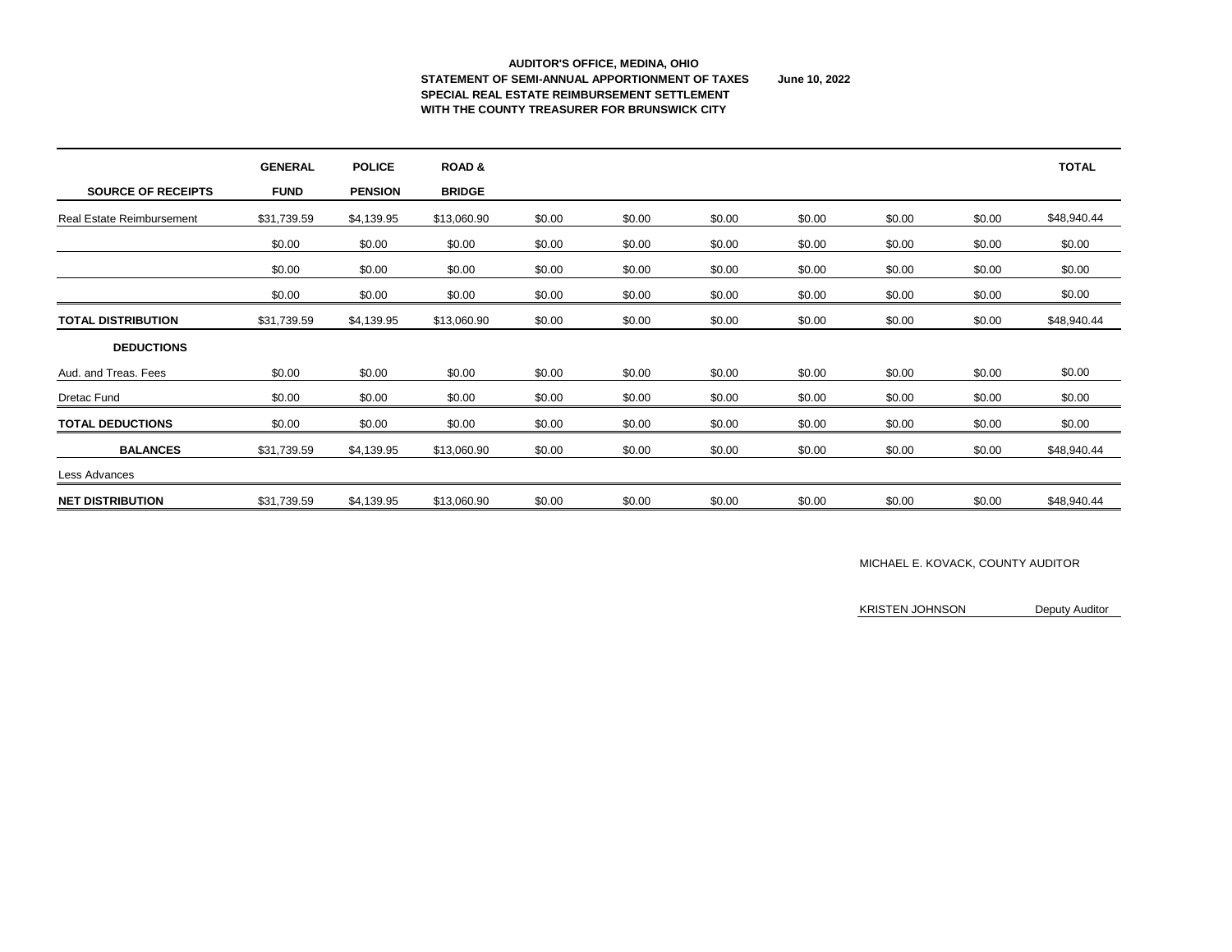**AUDITOR'S OFFICE, MEDINA, OHIO**
**STATEMENT OF SEMI-ANNUAL APPORTIONMENT OF TAXES** **June 10, 2022**
**SPECIAL REAL ESTATE REIMBURSEMENT SETTLEMENT**
**WITH THE COUNTY TREASURER FOR BRUNSWICK CITY**

| SOURCE OF RECEIPTS | GENERAL FUND | POLICE PENSION | ROAD & BRIDGE | | | | | | | TOTAL |
|---|---|---|---|---|---|---|---|---|---|---|
| Real Estate Reimbursement | $31,739.59 | $4,139.95 | $13,060.90 | $0.00 | $0.00 | $0.00 | $0.00 | $0.00 | $0.00 | $48,940.44 |
| | $0.00 | $0.00 | $0.00 | $0.00 | $0.00 | $0.00 | $0.00 | $0.00 | $0.00 | $0.00 |
| | $0.00 | $0.00 | $0.00 | $0.00 | $0.00 | $0.00 | $0.00 | $0.00 | $0.00 | $0.00 |
| | $0.00 | $0.00 | $0.00 | $0.00 | $0.00 | $0.00 | $0.00 | $0.00 | $0.00 | $0.00 |
| **TOTAL DISTRIBUTION** | $31,739.59 | $4,139.95 | $13,060.90 | $0.00 | $0.00 | $0.00 | $0.00 | $0.00 | $0.00 | $48,940.44 |
| **DEDUCTIONS** | | | | | | | | | | |
| Aud. and Treas. Fees | $0.00 | $0.00 | $0.00 | $0.00 | $0.00 | $0.00 | $0.00 | $0.00 | $0.00 | $0.00 |
| Dretac Fund | $0.00 | $0.00 | $0.00 | $0.00 | $0.00 | $0.00 | $0.00 | $0.00 | $0.00 | $0.00 |
| **TOTAL DEDUCTIONS** | $0.00 | $0.00 | $0.00 | $0.00 | $0.00 | $0.00 | $0.00 | $0.00 | $0.00 | $0.00 |
| **BALANCES** | $31,739.59 | $4,139.95 | $13,060.90 | $0.00 | $0.00 | $0.00 | $0.00 | $0.00 | $0.00 | $48,940.44 |
| Less Advances | | | | | | | | | | |
| **NET DISTRIBUTION** | $31,739.59 | $4,139.95 | $13,060.90 | $0.00 | $0.00 | $0.00 | $0.00 | $0.00 | $0.00 | $48,940.44 |

MICHAEL E. KOVACK, COUNTY AUDITOR

KRISTEN JOHNSON Deputy Auditor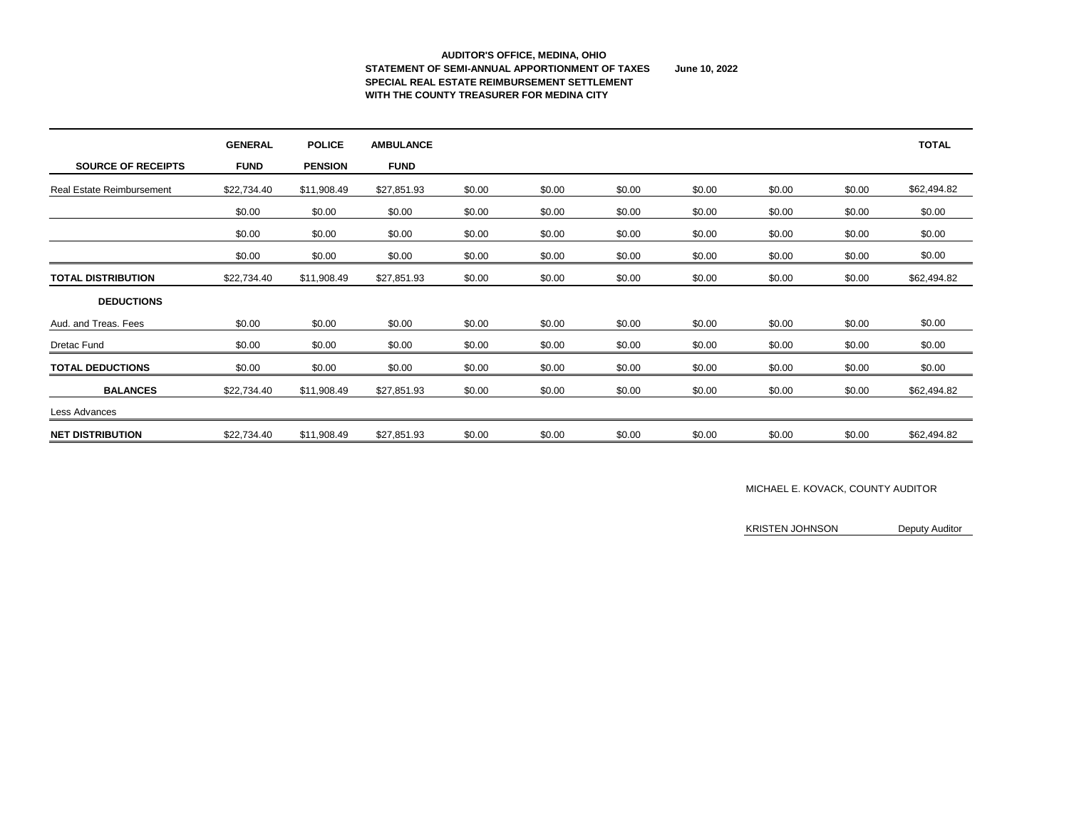**AUDITOR'S OFFICE, MEDINA, OHIO**
**STATEMENT OF SEMI-ANNUAL APPORTIONMENT OF TAXES** **June 10, 2022**
**SPECIAL REAL ESTATE REIMBURSEMENT SETTLEMENT**
**WITH THE COUNTY TREASURER FOR MEDINA CITY**

| SOURCE OF RECEIPTS | GENERAL FUND | POLICE PENSION | AMBULANCE FUND | | | | | | | TOTAL |
|---|---|---|---|---|---|---|---|---|---|---|
| Real Estate Reimbursement | $22,734.40 | $11,908.49 | $27,851.93 | $0.00 | $0.00 | $0.00 | $0.00 | $0.00 | $0.00 | $62,494.82 |
| | $0.00 | $0.00 | $0.00 | $0.00 | $0.00 | $0.00 | $0.00 | $0.00 | $0.00 | $0.00 |
| | $0.00 | $0.00 | $0.00 | $0.00 | $0.00 | $0.00 | $0.00 | $0.00 | $0.00 | $0.00 |
| | $0.00 | $0.00 | $0.00 | $0.00 | $0.00 | $0.00 | $0.00 | $0.00 | $0.00 | $0.00 |
| **TOTAL DISTRIBUTION** | $22,734.40 | $11,908.49 | $27,851.93 | $0.00 | $0.00 | $0.00 | $0.00 | $0.00 | $0.00 | $62,494.82 |
| **DEDUCTIONS** | | | | | | | | | | |
| Aud. and Treas. Fees | $0.00 | $0.00 | $0.00 | $0.00 | $0.00 | $0.00 | $0.00 | $0.00 | $0.00 | $0.00 |
| Dretac Fund | $0.00 | $0.00 | $0.00 | $0.00 | $0.00 | $0.00 | $0.00 | $0.00 | $0.00 | $0.00 |
| **TOTAL DEDUCTIONS** | $0.00 | $0.00 | $0.00 | $0.00 | $0.00 | $0.00 | $0.00 | $0.00 | $0.00 | $0.00 |
| **BALANCES** | $22,734.40 | $11,908.49 | $27,851.93 | $0.00 | $0.00 | $0.00 | $0.00 | $0.00 | $0.00 | $62,494.82 |
| Less Advances | | | | | | | | | | |
| **NET DISTRIBUTION** | $22,734.40 | $11,908.49 | $27,851.93 | $0.00 | $0.00 | $0.00 | $0.00 | $0.00 | $0.00 | $62,494.82 |

MICHAEL E. KOVACK, COUNTY AUDITOR

KRISTEN JOHNSON Deputy Auditor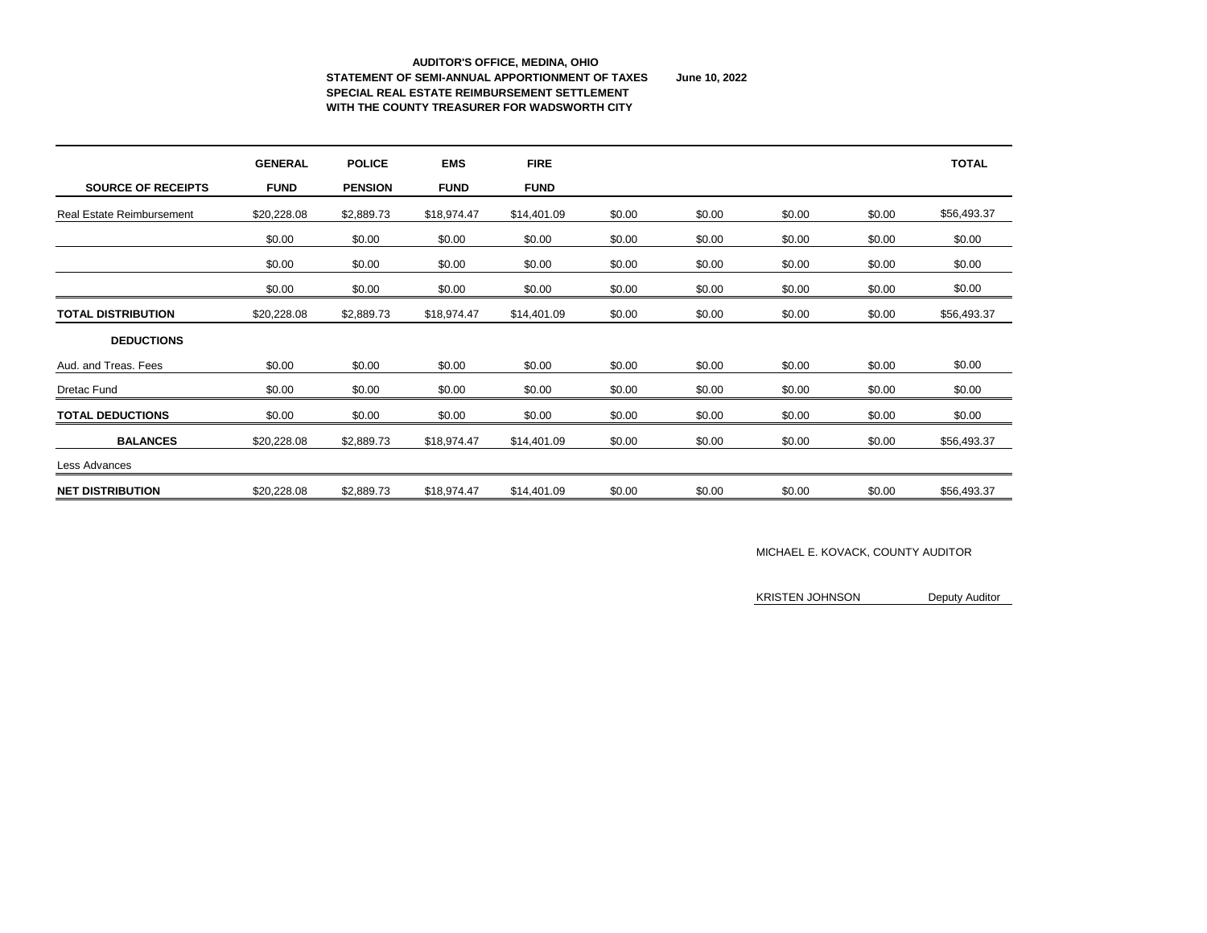**AUDITOR'S OFFICE, MEDINA, OHIO**
**STATEMENT OF SEMI-ANNUAL APPORTIONMENT OF TAXES** **June 10, 2022**
**SPECIAL REAL ESTATE REIMBURSEMENT SETTLEMENT**
**WITH THE COUNTY TREASURER FOR WADSWORTH CITY**

| SOURCE OF RECEIPTS | GENERAL FUND | POLICE PENSION | EMS FUND | FIRE FUND | | | | | TOTAL |
|---|---|---|---|---|---|---|---|---|---|
| Real Estate Reimbursement | $20,228.08 | $2,889.73 | $18,974.47 | $14,401.09 | $0.00 | $0.00 | $0.00 | $0.00 | $56,493.37 |
| | $0.00 | $0.00 | $0.00 | $0.00 | $0.00 | $0.00 | $0.00 | $0.00 | $0.00 |
| | $0.00 | $0.00 | $0.00 | $0.00 | $0.00 | $0.00 | $0.00 | $0.00 | $0.00 |
| | $0.00 | $0.00 | $0.00 | $0.00 | $0.00 | $0.00 | $0.00 | $0.00 | $0.00 |
| **TOTAL DISTRIBUTION** | $20,228.08 | $2,889.73 | $18,974.47 | $14,401.09 | $0.00 | $0.00 | $0.00 | $0.00 | $56,493.37 |
| **DEDUCTIONS** | | | | | | | | | |
| Aud. and Treas. Fees | $0.00 | $0.00 | $0.00 | $0.00 | $0.00 | $0.00 | $0.00 | $0.00 | $0.00 |
| Dretac Fund | $0.00 | $0.00 | $0.00 | $0.00 | $0.00 | $0.00 | $0.00 | $0.00 | $0.00 |
| **TOTAL DEDUCTIONS** | $0.00 | $0.00 | $0.00 | $0.00 | $0.00 | $0.00 | $0.00 | $0.00 | $0.00 |
| **BALANCES** | $20,228.08 | $2,889.73 | $18,974.47 | $14,401.09 | $0.00 | $0.00 | $0.00 | $0.00 | $56,493.37 |
| Less Advances | | | | | | | | | |
| **NET DISTRIBUTION** | $20,228.08 | $2,889.73 | $18,974.47 | $14,401.09 | $0.00 | $0.00 | $0.00 | $0.00 | $56,493.37 |

MICHAEL E. KOVACK, COUNTY AUDITOR

KRISTEN JOHNSON Deputy Auditor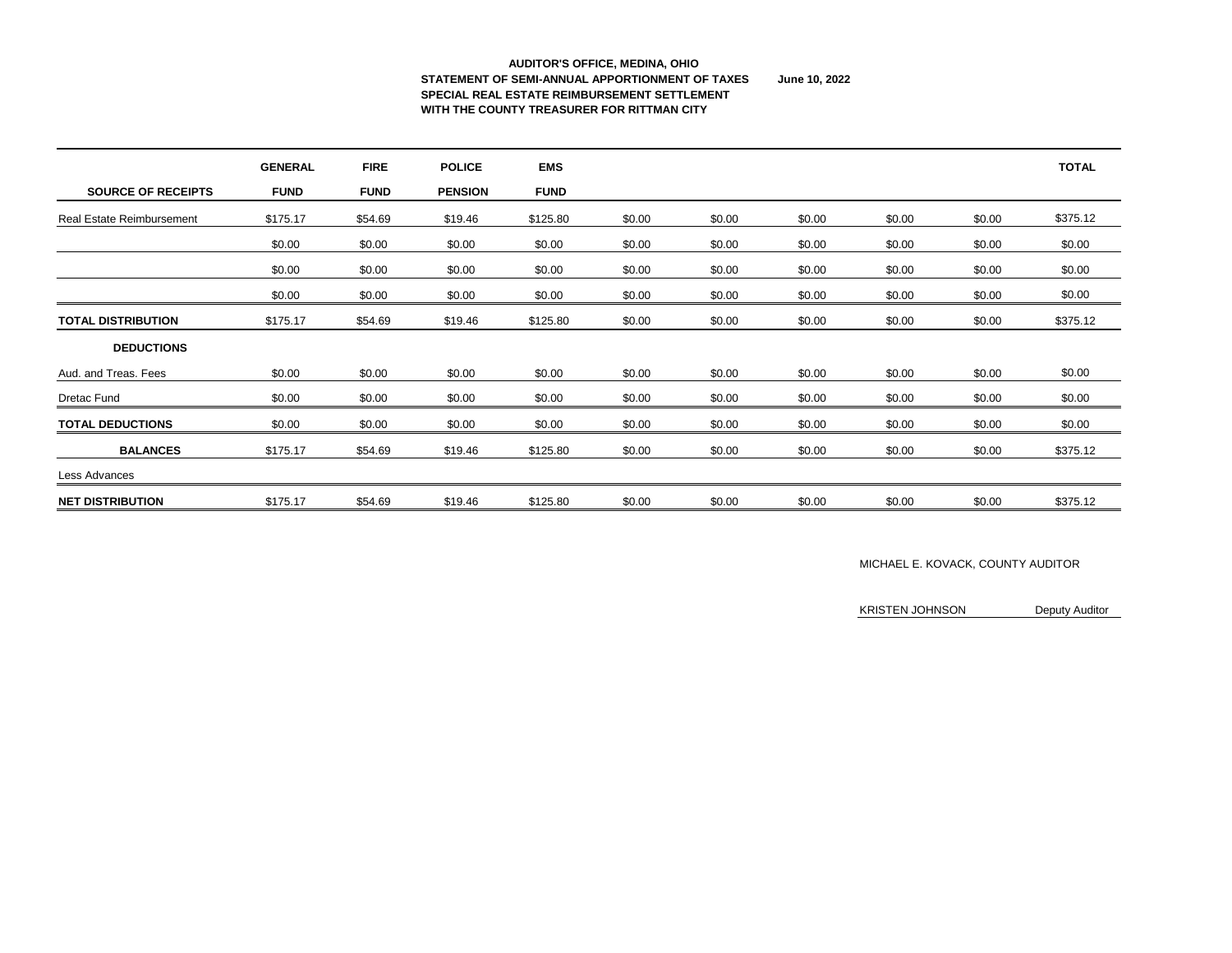**AUDITOR'S OFFICE, MEDINA, OHIO**
**STATEMENT OF SEMI-ANNUAL APPORTIONMENT OF TAXES** **June 10, 2022**
**SPECIAL REAL ESTATE REIMBURSEMENT SETTLEMENT**
**WITH THE COUNTY TREASURER FOR RITTMAN CITY**

| SOURCE OF RECEIPTS | GENERAL FUND | FIRE FUND | POLICE PENSION | EMS FUND | | | | | | TOTAL |
|---|---|---|---|---|---|---|---|---|---|---|
| Real Estate Reimbursement | $175.17 | $54.69 | $19.46 | $125.80 | $0.00 | $0.00 | $0.00 | $0.00 | $0.00 | $375.12 |
| | $0.00 | $0.00 | $0.00 | $0.00 | $0.00 | $0.00 | $0.00 | $0.00 | $0.00 | $0.00 |
| | $0.00 | $0.00 | $0.00 | $0.00 | $0.00 | $0.00 | $0.00 | $0.00 | $0.00 | $0.00 |
| | $0.00 | $0.00 | $0.00 | $0.00 | $0.00 | $0.00 | $0.00 | $0.00 | $0.00 | $0.00 |
| **TOTAL DISTRIBUTION** | $175.17 | $54.69 | $19.46 | $125.80 | $0.00 | $0.00 | $0.00 | $0.00 | $0.00 | $375.12 |
| **DEDUCTIONS** | | | | | | | | | | |
| Aud. and Treas. Fees | $0.00 | $0.00 | $0.00 | $0.00 | $0.00 | $0.00 | $0.00 | $0.00 | $0.00 | $0.00 |
| Dretac Fund | $0.00 | $0.00 | $0.00 | $0.00 | $0.00 | $0.00 | $0.00 | $0.00 | $0.00 | $0.00 |
| **TOTAL DEDUCTIONS** | $0.00 | $0.00 | $0.00 | $0.00 | $0.00 | $0.00 | $0.00 | $0.00 | $0.00 | $0.00 |
| **BALANCES** | $175.17 | $54.69 | $19.46 | $125.80 | $0.00 | $0.00 | $0.00 | $0.00 | $0.00 | $375.12 |
| Less Advances | | | | | | | | | | |
| **NET DISTRIBUTION** | $175.17 | $54.69 | $19.46 | $125.80 | $0.00 | $0.00 | $0.00 | $0.00 | $0.00 | $375.12 |

MICHAEL E. KOVACK, COUNTY AUDITOR

KRISTEN JOHNSON Deputy Auditor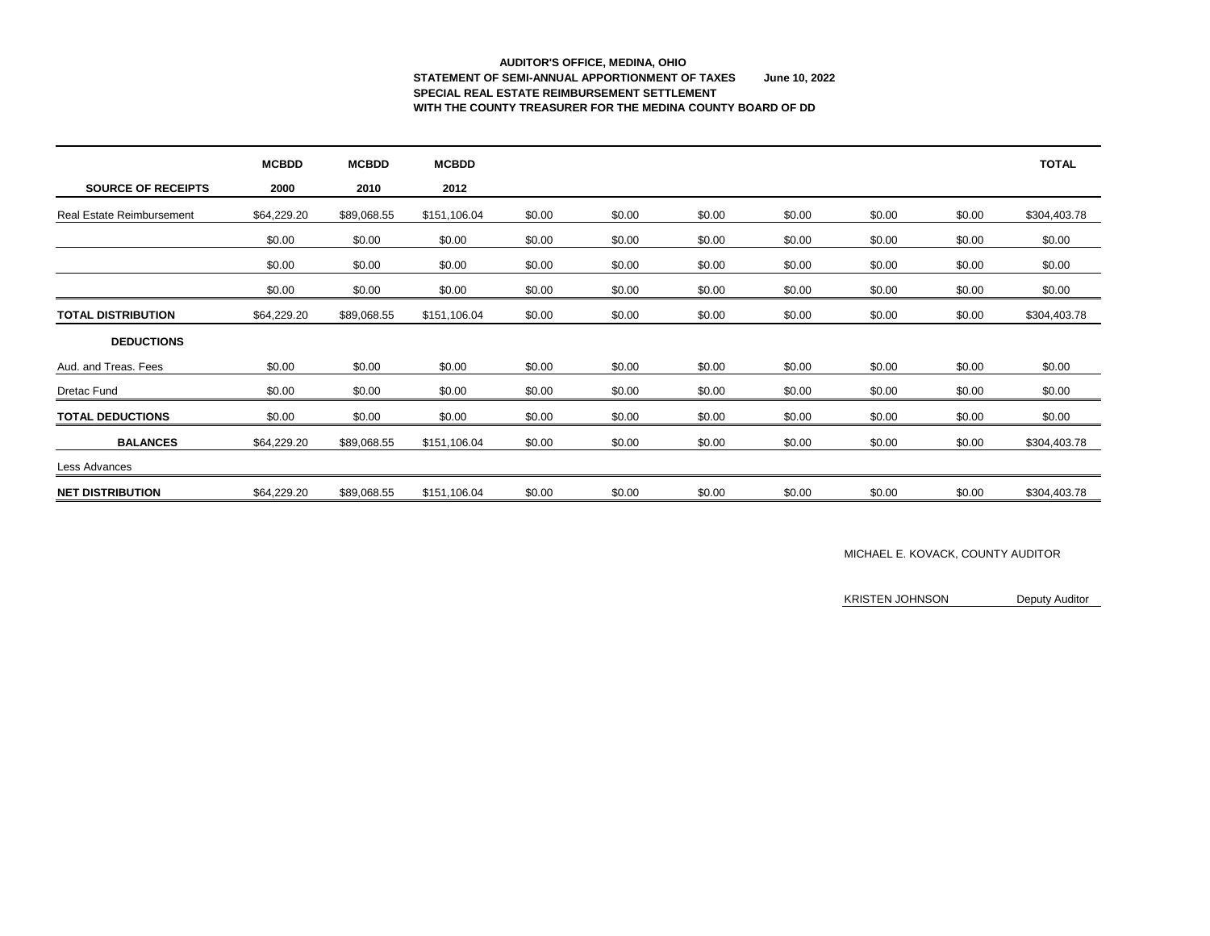**AUDITOR'S OFFICE, MEDINA, OHIO**
**STATEMENT OF SEMI-ANNUAL APPORTIONMENT OF TAXES June 10, 2022**
**SPECIAL REAL ESTATE REIMBURSEMENT SETTLEMENT**
**WITH THE COUNTY TREASURER FOR THE MEDINA COUNTY BOARD OF DD**

| SOURCE OF RECEIPTS | MCBDD 2000 | MCBDD 2010 | MCBDD 2012 | | | | | | | TOTAL |
|---|---|---|---|---|---|---|---|---|---|---|
| Real Estate Reimbursement | $64,229.20 | $89,068.55 | $151,106.04 | $0.00 | $0.00 | $0.00 | $0.00 | $0.00 | $0.00 | $304,403.78 |
| | $0.00 | $0.00 | $0.00 | $0.00 | $0.00 | $0.00 | $0.00 | $0.00 | $0.00 | $0.00 |
| | $0.00 | $0.00 | $0.00 | $0.00 | $0.00 | $0.00 | $0.00 | $0.00 | $0.00 | $0.00 |
| | $0.00 | $0.00 | $0.00 | $0.00 | $0.00 | $0.00 | $0.00 | $0.00 | $0.00 | $0.00 |
| **TOTAL DISTRIBUTION** | $64,229.20 | $89,068.55 | $151,106.04 | $0.00 | $0.00 | $0.00 | $0.00 | $0.00 | $0.00 | $304,403.78 |
| **DEDUCTIONS** | | | | | | | | | | |
| Aud. and Treas. Fees | $0.00 | $0.00 | $0.00 | $0.00 | $0.00 | $0.00 | $0.00 | $0.00 | $0.00 | $0.00 |
| Dretac Fund | $0.00 | $0.00 | $0.00 | $0.00 | $0.00 | $0.00 | $0.00 | $0.00 | $0.00 | $0.00 |
| **TOTAL DEDUCTIONS** | $0.00 | $0.00 | $0.00 | $0.00 | $0.00 | $0.00 | $0.00 | $0.00 | $0.00 | $0.00 |
| **BALANCES** | $64,229.20 | $89,068.55 | $151,106.04 | $0.00 | $0.00 | $0.00 | $0.00 | $0.00 | $0.00 | $304,403.78 |
| Less Advances | | | | | | | | | | |
| **NET DISTRIBUTION** | $64,229.20 | $89,068.55 | $151,106.04 | $0.00 | $0.00 | $0.00 | $0.00 | $0.00 | $0.00 | $304,403.78 |

MICHAEL E. KOVACK, COUNTY AUDITOR

KRISTEN JOHNSON Deputy Auditor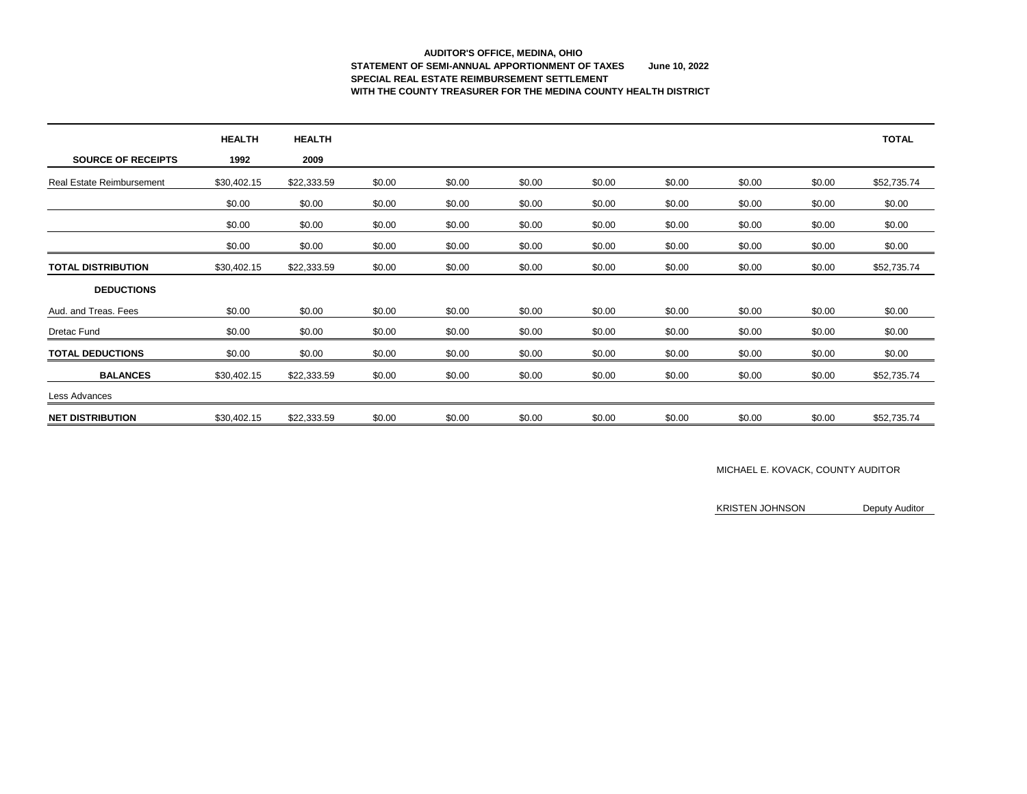**AUDITOR'S OFFICE, MEDINA, OHIO**
**STATEMENT OF SEMI-ANNUAL APPORTIONMENT OF TAXES** **June 10, 2022**
**SPECIAL REAL ESTATE REIMBURSEMENT SETTLEMENT**
**WITH THE COUNTY TREASURER FOR THE MEDINA COUNTY HEALTH DISTRICT**

| SOURCE OF RECEIPTS | HEALTH 1992 | HEALTH 2009 | | | | | | | | TOTAL |
|---|---|---|---|---|---|---|---|---|---|---|
| Real Estate Reimbursement | $30,402.15 | $22,333.59 | $0.00 | $0.00 | $0.00 | $0.00 | $0.00 | $0.00 | $0.00 | $52,735.74 |
| | $0.00 | $0.00 | $0.00 | $0.00 | $0.00 | $0.00 | $0.00 | $0.00 | $0.00 | $0.00 |
| | $0.00 | $0.00 | $0.00 | $0.00 | $0.00 | $0.00 | $0.00 | $0.00 | $0.00 | $0.00 |
| | $0.00 | $0.00 | $0.00 | $0.00 | $0.00 | $0.00 | $0.00 | $0.00 | $0.00 | $0.00 |
| **TOTAL DISTRIBUTION** | $30,402.15 | $22,333.59 | $0.00 | $0.00 | $0.00 | $0.00 | $0.00 | $0.00 | $0.00 | $52,735.74 |
| **DEDUCTIONS** | | | | | | | | | | |
| Aud. and Treas. Fees | $0.00 | $0.00 | $0.00 | $0.00 | $0.00 | $0.00 | $0.00 | $0.00 | $0.00 | $0.00 |
| Dretac Fund | $0.00 | $0.00 | $0.00 | $0.00 | $0.00 | $0.00 | $0.00 | $0.00 | $0.00 | $0.00 |
| **TOTAL DEDUCTIONS** | $0.00 | $0.00 | $0.00 | $0.00 | $0.00 | $0.00 | $0.00 | $0.00 | $0.00 | $0.00 |
| **BALANCES** | $30,402.15 | $22,333.59 | $0.00 | $0.00 | $0.00 | $0.00 | $0.00 | $0.00 | $0.00 | $52,735.74 |
| Less Advances | | | | | | | | | | |
| **NET DISTRIBUTION** | $30,402.15 | $22,333.59 | $0.00 | $0.00 | $0.00 | $0.00 | $0.00 | $0.00 | $0.00 | $52,735.74 |

MICHAEL E. KOVACK, COUNTY AUDITOR

KRISTEN JOHNSON Deputy Auditor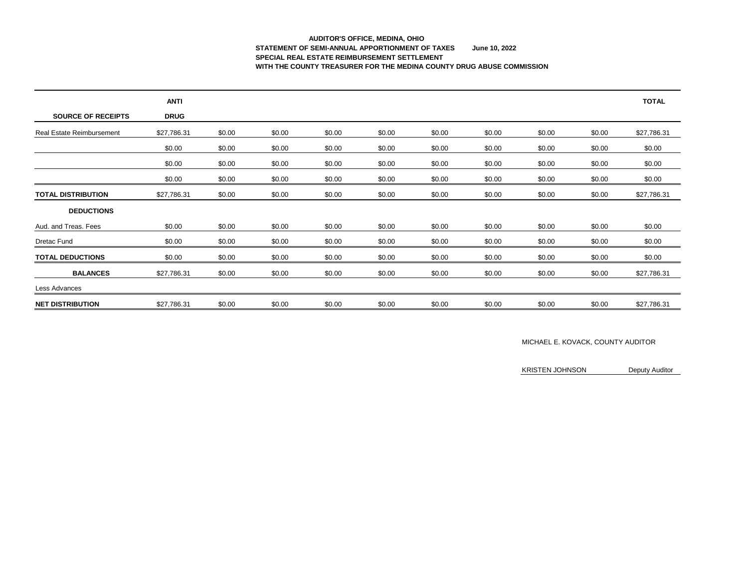**AUDITOR'S OFFICE, MEDINA, OHIO**
**STATEMENT OF SEMI-ANNUAL APPORTIONMENT OF TAXES June 10, 2022**
**SPECIAL REAL ESTATE REIMBURSEMENT SETTLEMENT**
**WITH THE COUNTY TREASURER FOR THE MEDINA COUNTY DRUG ABUSE COMMISSION**

| SOURCE OF RECEIPTS | ANTI DRUG | | | | | | | | | TOTAL |
|---|---|---|---|---|---|---|---|---|---|---|
| Real Estate Reimbursement | $27,786.31 | $0.00 | $0.00 | $0.00 | $0.00 | $0.00 | $0.00 | $0.00 | $0.00 | $27,786.31 |
| | $0.00 | $0.00 | $0.00 | $0.00 | $0.00 | $0.00 | $0.00 | $0.00 | $0.00 | $0.00 |
| | $0.00 | $0.00 | $0.00 | $0.00 | $0.00 | $0.00 | $0.00 | $0.00 | $0.00 | $0.00 |
| | $0.00 | $0.00 | $0.00 | $0.00 | $0.00 | $0.00 | $0.00 | $0.00 | $0.00 | $0.00 |
| **TOTAL DISTRIBUTION** | $27,786.31 | $0.00 | $0.00 | $0.00 | $0.00 | $0.00 | $0.00 | $0.00 | $0.00 | $27,786.31 |
| **DEDUCTIONS** | | | | | | | | | | |
| Aud. and Treas. Fees | $0.00 | $0.00 | $0.00 | $0.00 | $0.00 | $0.00 | $0.00 | $0.00 | $0.00 | $0.00 |
| Dretac Fund | $0.00 | $0.00 | $0.00 | $0.00 | $0.00 | $0.00 | $0.00 | $0.00 | $0.00 | $0.00 |
| **TOTAL DEDUCTIONS** | $0.00 | $0.00 | $0.00 | $0.00 | $0.00 | $0.00 | $0.00 | $0.00 | $0.00 | $0.00 |
| **BALANCES** | $27,786.31 | $0.00 | $0.00 | $0.00 | $0.00 | $0.00 | $0.00 | $0.00 | $0.00 | $27,786.31 |
| Less Advances | | | | | | | | | | |
| **NET DISTRIBUTION** | $27,786.31 | $0.00 | $0.00 | $0.00 | $0.00 | $0.00 | $0.00 | $0.00 | $0.00 | $27,786.31 |

MICHAEL E. KOVACK, COUNTY AUDITOR

KRISTEN JOHNSON Deputy Auditor